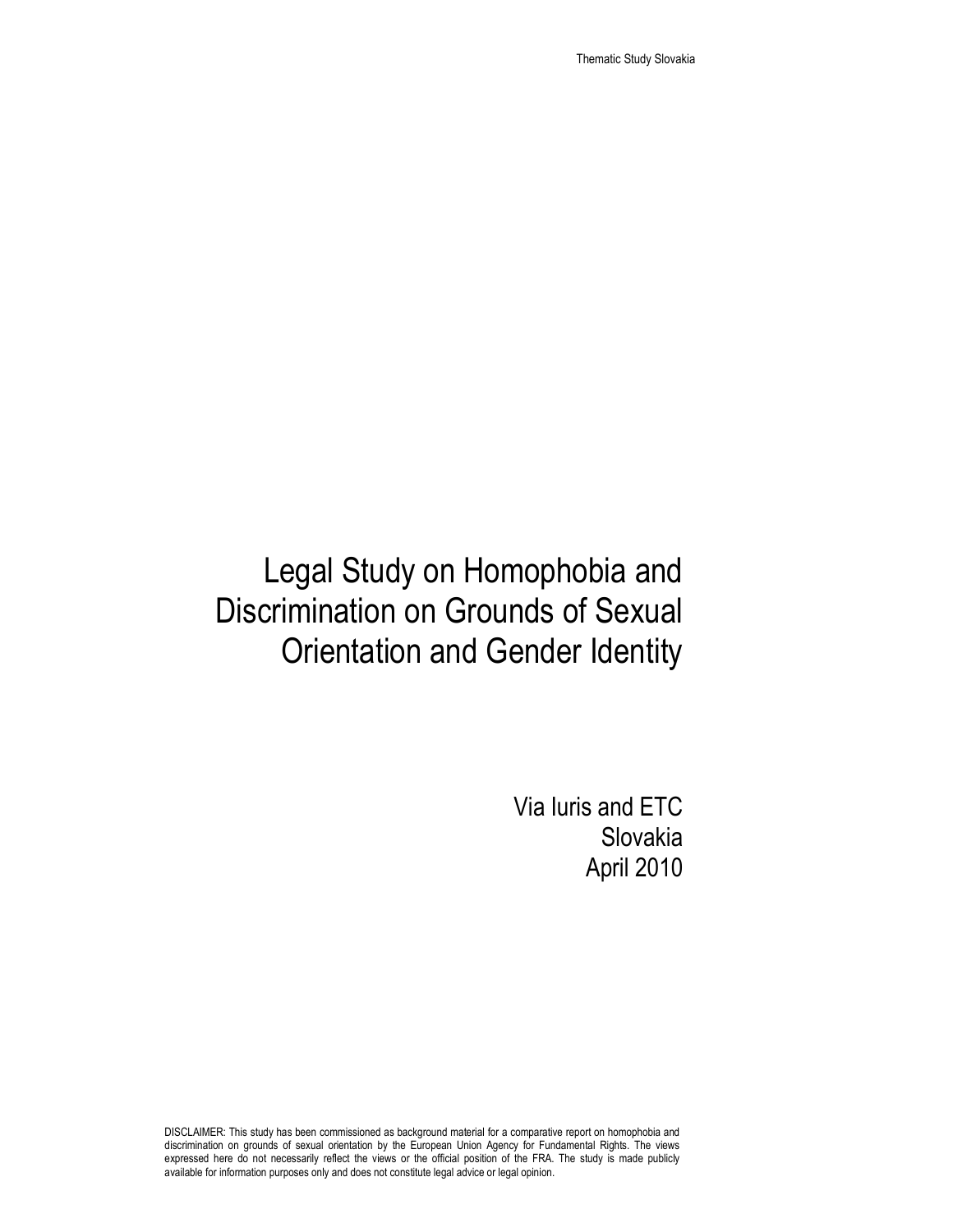# Legal Study on Homophobia and Discrimination on Grounds of Sexual Orientation and Gender Identity

Via Iuris and ETC
Slovakia
April 2010

DISCLAIMER: This study has been commissioned as background material for a comparative report on homophobia and discrimination on grounds of sexual orientation by the European Union Agency for Fundamental Rights. The views expressed here do not necessarily reflect the views or the official position of the FRA. The study is made publicly available for information purposes only and does not constitute legal advice or legal opinion.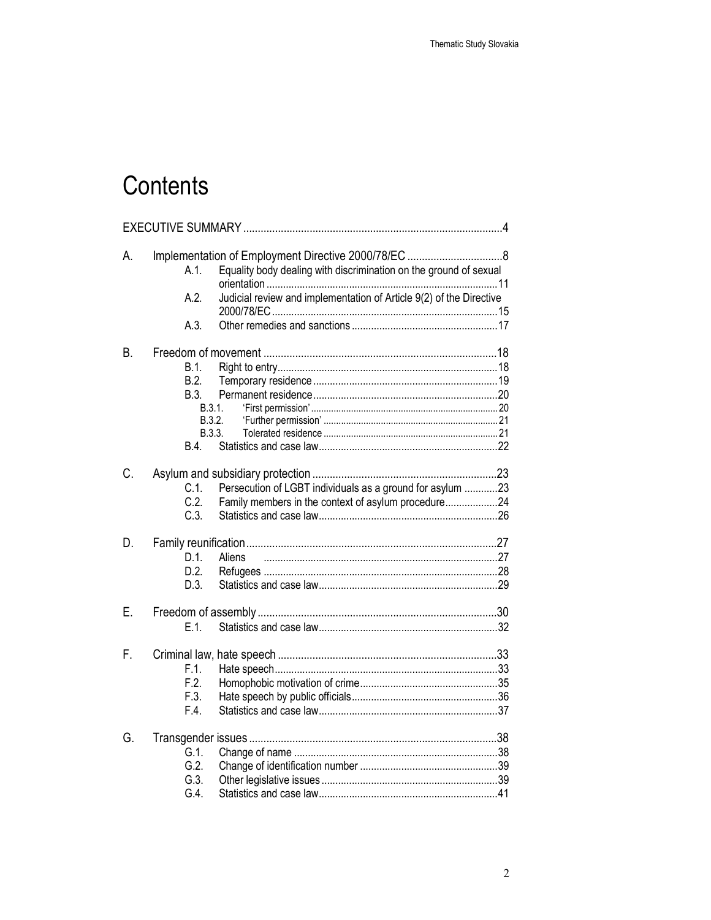# Contents

EXECUTIVE SUMMARY ... 4

A. Implementation of Employment Directive 2000/78/EC ... 8
- A.1. Equality body dealing with discrimination on the ground of sexual orientation ... 11
- A.2. Judicial review and implementation of Article 9(2) of the Directive 2000/78/EC ... 15
- A.3. Other remedies and sanctions ... 17

B. Freedom of movement ... 18
- B.1. Right to entry ... 18
- B.2. Temporary residence ... 19
- B.3. Permanent residence ... 20
  - B.3.1. 'First permission' ... 20
  - B.3.2. 'Further permission' ... 21
  - B.3.3. Tolerated residence ... 21
- B.4. Statistics and case law ... 22

C. Asylum and subsidiary protection ... 23
- C.1. Persecution of LGBT individuals as a ground for asylum ... 23
- C.2. Family members in the context of asylum procedure ... 24
- C.3. Statistics and case law ... 26

D. Family reunification ... 27
- D.1. Aliens ... 27
- D.2. Refugees ... 28
- D.3. Statistics and case law ... 29

E. Freedom of assembly ... 30
- E.1. Statistics and case law ... 32

F. Criminal law, hate speech ... 33
- F.1. Hate speech ... 33
- F.2. Homophobic motivation of crime ... 35
- F.3. Hate speech by public officials ... 36
- F.4. Statistics and case law ... 37

G. Transgender issues ... 38
- G.1. Change of name ... 38
- G.2. Change of identification number ... 39
- G.3. Other legislative issues ... 39
- G.4. Statistics and case law ... 41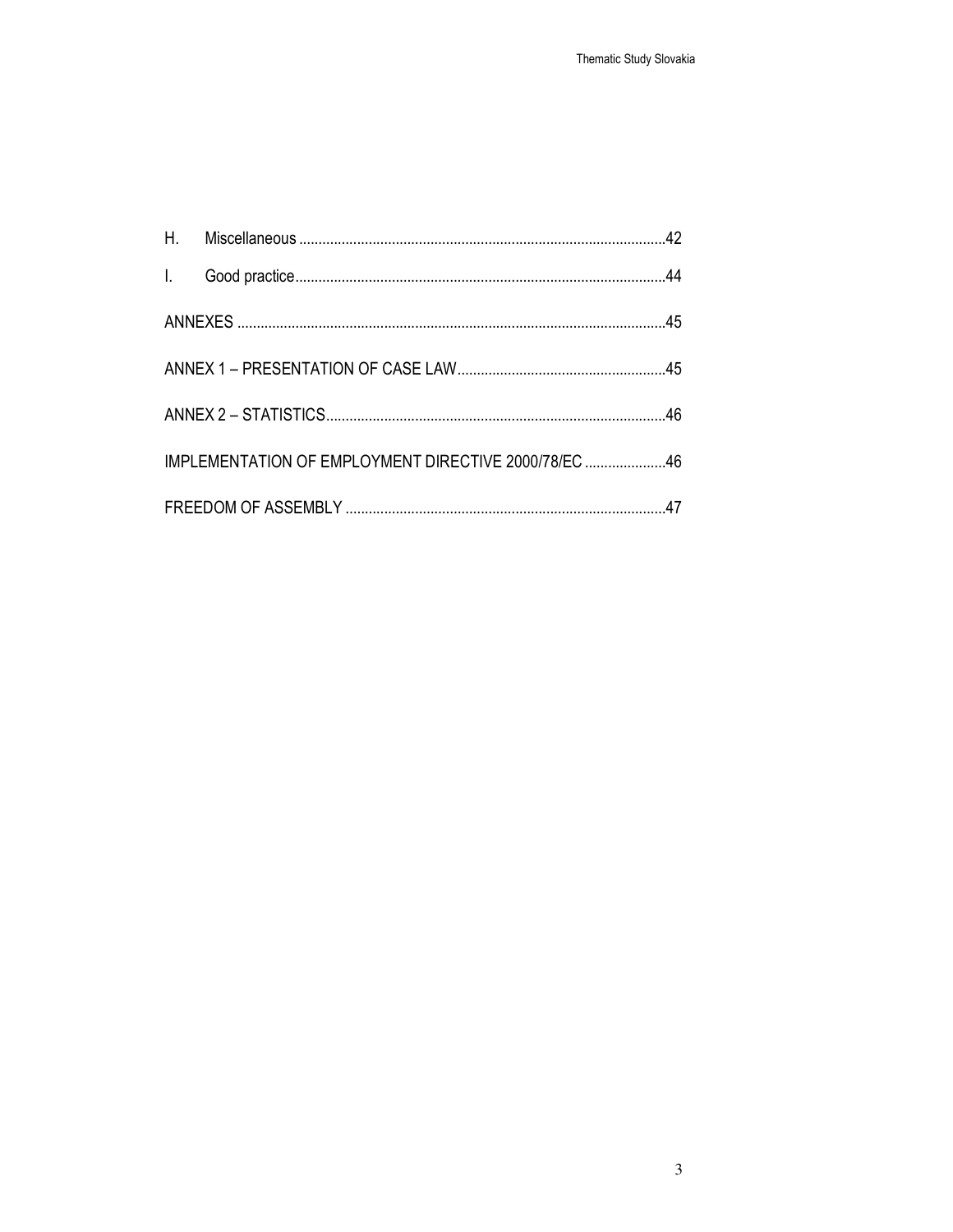H. Miscellaneous ....................................................................................42

I. Good practice.......................................................................................44

ANNEXES ....................................................................................................45

ANNEX 1 – PRESENTATION OF CASE LAW..............................................45

ANNEX 2 – STATISTICS..............................................................................46

IMPLEMENTATION OF EMPLOYMENT DIRECTIVE 2000/78/EC .....................46

FREEDOM OF ASSEMBLY .........................................................................47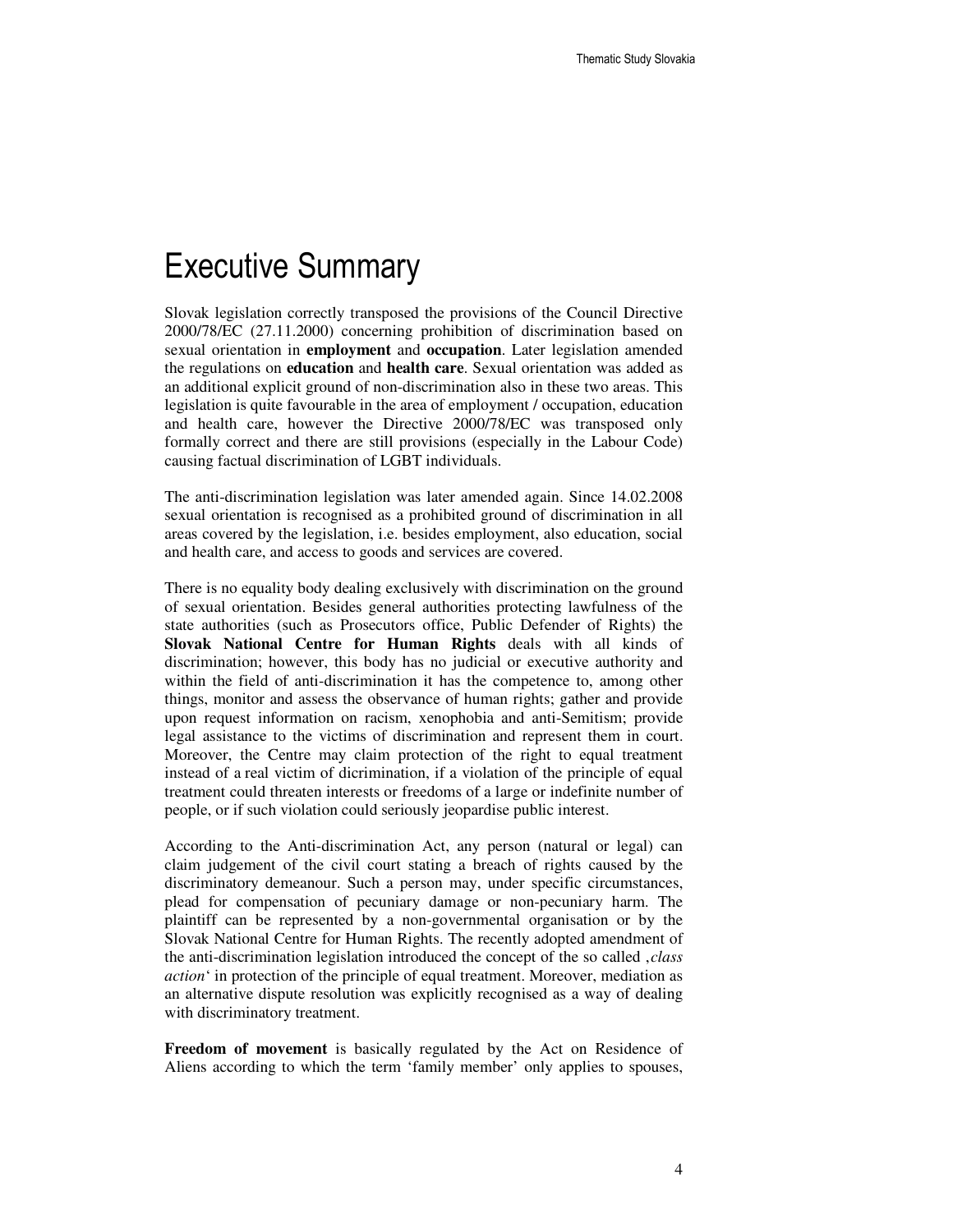# Executive Summary

Slovak legislation correctly transposed the provisions of the Council Directive 2000/78/EC (27.11.2000) concerning prohibition of discrimination based on sexual orientation in **employment** and **occupation**. Later legislation amended the regulations on **education** and **health care**. Sexual orientation was added as an additional explicit ground of non-discrimination also in these two areas. This legislation is quite favourable in the area of employment / occupation, education and health care, however the Directive 2000/78/EC was transposed only formally correct and there are still provisions (especially in the Labour Code) causing factual discrimination of LGBT individuals.

The anti-discrimination legislation was later amended again. Since 14.02.2008 sexual orientation is recognised as a prohibited ground of discrimination in all areas covered by the legislation, i.e. besides employment, also education, social and health care, and access to goods and services are covered.

There is no equality body dealing exclusively with discrimination on the ground of sexual orientation. Besides general authorities protecting lawfulness of the state authorities (such as Prosecutors office, Public Defender of Rights) the **Slovak National Centre for Human Rights** deals with all kinds of discrimination; however, this body has no judicial or executive authority and within the field of anti-discrimination it has the competence to, among other things, monitor and assess the observance of human rights; gather and provide upon request information on racism, xenophobia and anti-Semitism; provide legal assistance to the victims of discrimination and represent them in court. Moreover, the Centre may claim protection of the right to equal treatment instead of a real victim of dicrimination, if a violation of the principle of equal treatment could threaten interests or freedoms of a large or indefinite number of people, or if such violation could seriously jeopardise public interest.

According to the Anti-discrimination Act, any person (natural or legal) can claim judgement of the civil court stating a breach of rights caused by the discriminatory demeanour. Such a person may, under specific circumstances, plead for compensation of pecuniary damage or non-pecuniary harm. The plaintiff can be represented by a non-governmental organisation or by the Slovak National Centre for Human Rights. The recently adopted amendment of the anti-discrimination legislation introduced the concept of the so called ‚*class action*' in protection of the principle of equal treatment. Moreover, mediation as an alternative dispute resolution was explicitly recognised as a way of dealing with discriminatory treatment.

**Freedom of movement** is basically regulated by the Act on Residence of Aliens according to which the term 'family member' only applies to spouses,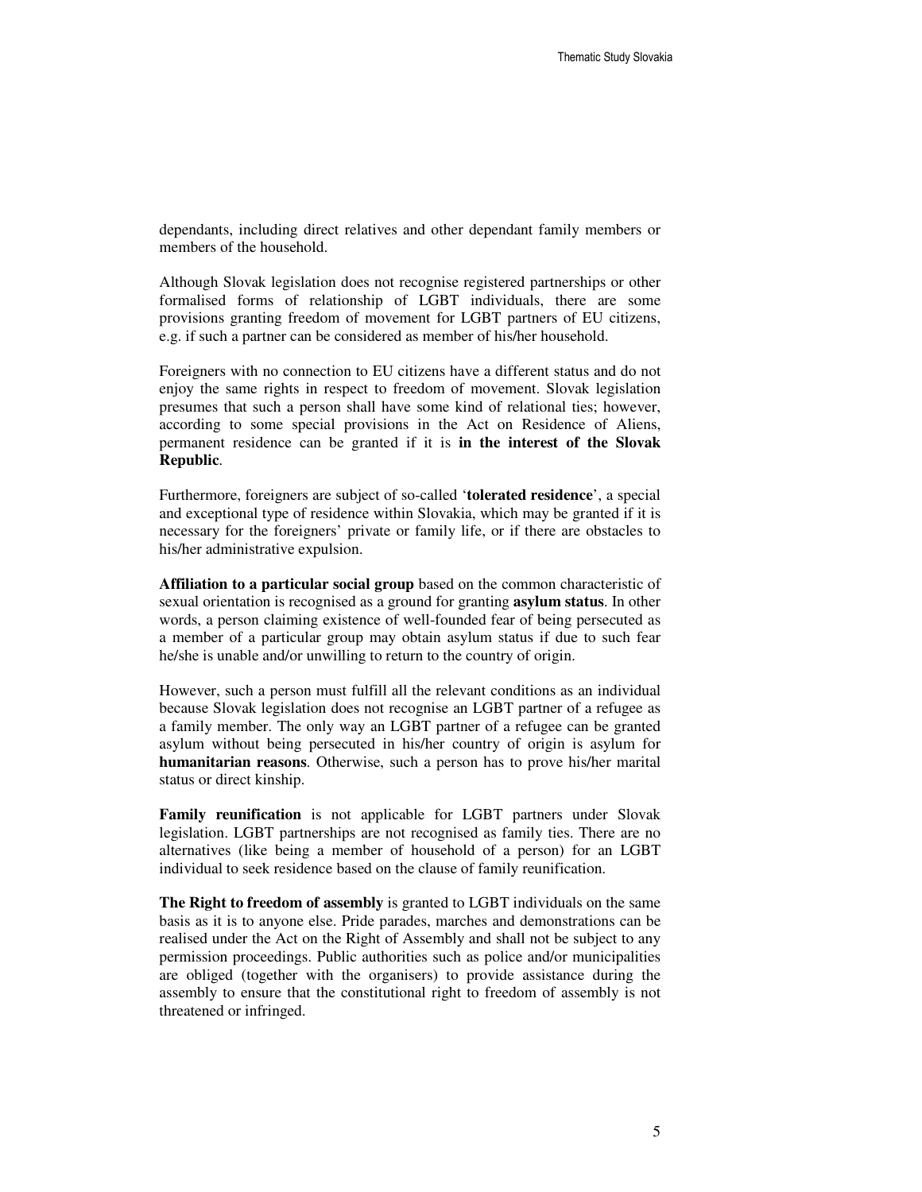dependants, including direct relatives and other dependant family members or members of the household.

Although Slovak legislation does not recognise registered partnerships or other formalised forms of relationship of LGBT individuals, there are some provisions granting freedom of movement for LGBT partners of EU citizens, e.g. if such a partner can be considered as member of his/her household.

Foreigners with no connection to EU citizens have a different status and do not enjoy the same rights in respect to freedom of movement. Slovak legislation presumes that such a person shall have some kind of relational ties; however, according to some special provisions in the Act on Residence of Aliens, permanent residence can be granted if it is **in the interest of the Slovak Republic**.

Furthermore, foreigners are subject of so-called '**tolerated residence**', a special and exceptional type of residence within Slovakia, which may be granted if it is necessary for the foreigners' private or family life, or if there are obstacles to his/her administrative expulsion.

**Affiliation to a particular social group** based on the common characteristic of sexual orientation is recognised as a ground for granting **asylum status**. In other words, a person claiming existence of well-founded fear of being persecuted as a member of a particular group may obtain asylum status if due to such fear he/she is unable and/or unwilling to return to the country of origin.

However, such a person must fulfill all the relevant conditions as an individual because Slovak legislation does not recognise an LGBT partner of a refugee as a family member. The only way an LGBT partner of a refugee can be granted asylum without being persecuted in his/her country of origin is asylum for **humanitarian reasons**. Otherwise, such a person has to prove his/her marital status or direct kinship.

**Family reunification** is not applicable for LGBT partners under Slovak legislation. LGBT partnerships are not recognised as family ties. There are no alternatives (like being a member of household of a person) for an LGBT individual to seek residence based on the clause of family reunification.

**The Right to freedom of assembly** is granted to LGBT individuals on the same basis as it is to anyone else. Pride parades, marches and demonstrations can be realised under the Act on the Right of Assembly and shall not be subject to any permission proceedings. Public authorities such as police and/or municipalities are obliged (together with the organisers) to provide assistance during the assembly to ensure that the constitutional right to freedom of assembly is not threatened or infringed.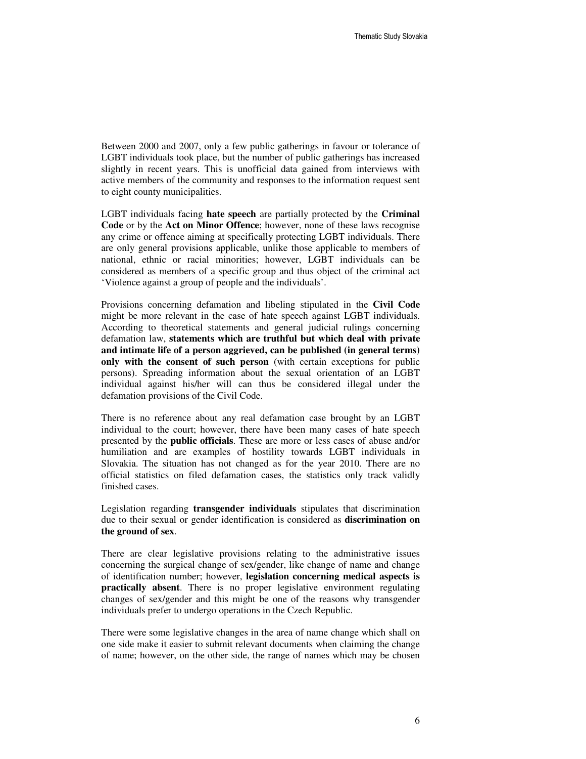Between 2000 and 2007, only a few public gatherings in favour or tolerance of LGBT individuals took place, but the number of public gatherings has increased slightly in recent years. This is unofficial data gained from interviews with active members of the community and responses to the information request sent to eight county municipalities.

LGBT individuals facing **hate speech** are partially protected by the **Criminal Code** or by the **Act on Minor Offence**; however, none of these laws recognise any crime or offence aiming at specifically protecting LGBT individuals. There are only general provisions applicable, unlike those applicable to members of national, ethnic or racial minorities; however, LGBT individuals can be considered as members of a specific group and thus object of the criminal act 'Violence against a group of people and the individuals'.

Provisions concerning defamation and libeling stipulated in the **Civil Code** might be more relevant in the case of hate speech against LGBT individuals. According to theoretical statements and general judicial rulings concerning defamation law, **statements which are truthful but which deal with private and intimate life of a person aggrieved, can be published (in general terms) only with the consent of such person** (with certain exceptions for public persons). Spreading information about the sexual orientation of an LGBT individual against his/her will can thus be considered illegal under the defamation provisions of the Civil Code.

There is no reference about any real defamation case brought by an LGBT individual to the court; however, there have been many cases of hate speech presented by the **public officials**. These are more or less cases of abuse and/or humiliation and are examples of hostility towards LGBT individuals in Slovakia. The situation has not changed as for the year 2010. There are no official statistics on filed defamation cases, the statistics only track validly finished cases.

Legislation regarding **transgender individuals** stipulates that discrimination due to their sexual or gender identification is considered as **discrimination on the ground of sex**.

There are clear legislative provisions relating to the administrative issues concerning the surgical change of sex/gender, like change of name and change of identification number; however, **legislation concerning medical aspects is practically absent**. There is no proper legislative environment regulating changes of sex/gender and this might be one of the reasons why transgender individuals prefer to undergo operations in the Czech Republic.

There were some legislative changes in the area of name change which shall on one side make it easier to submit relevant documents when claiming the change of name; however, on the other side, the range of names which may be chosen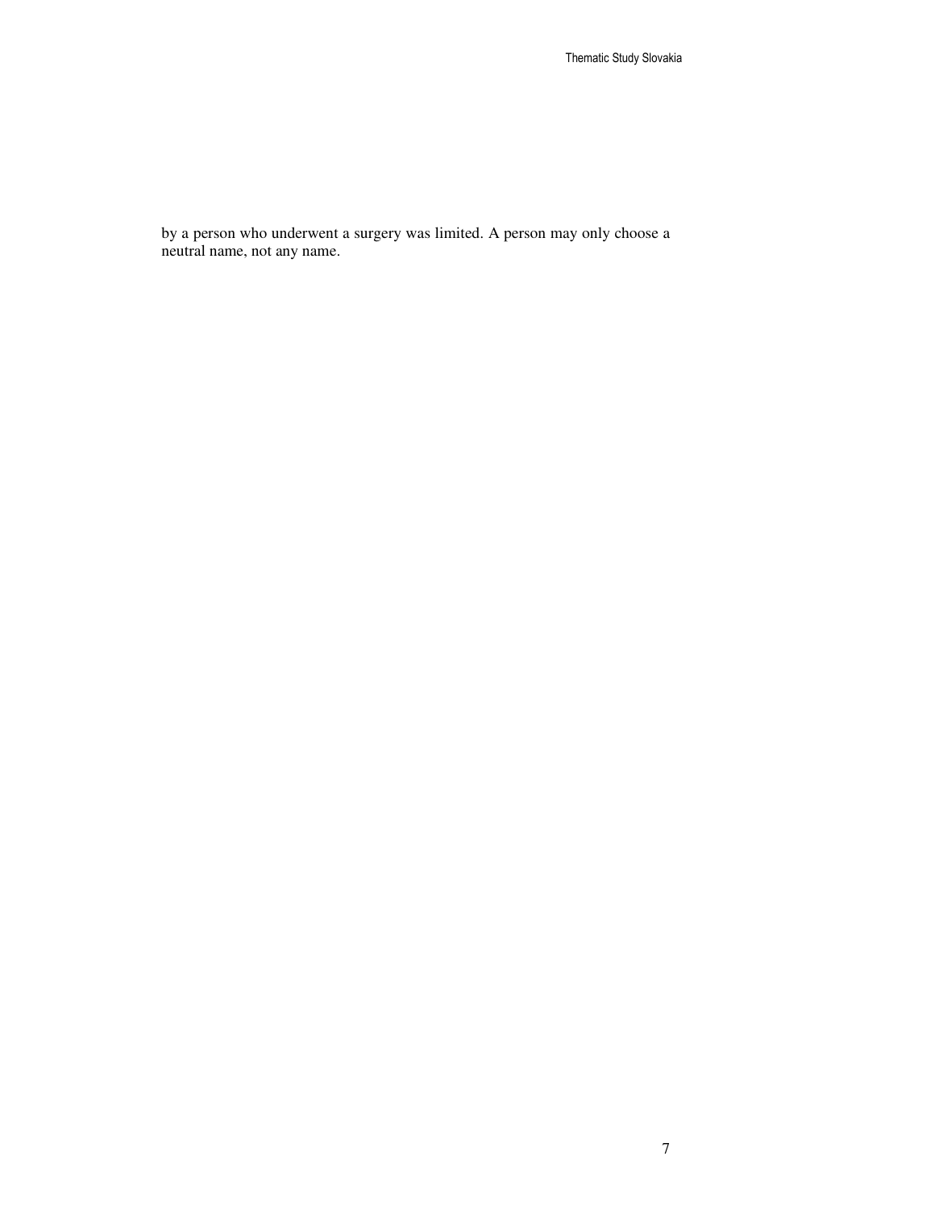by a person who underwent a surgery was limited. A person may only choose a neutral name, not any name.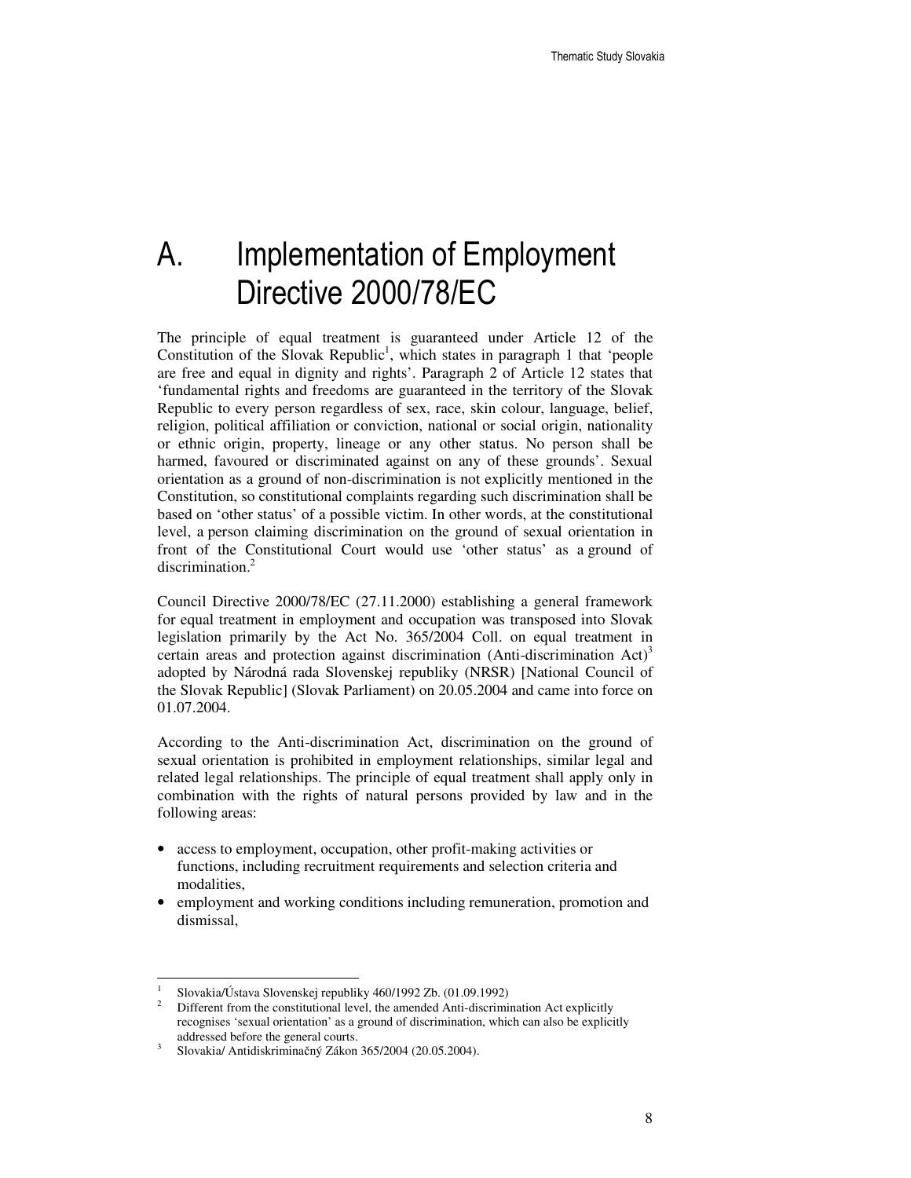# A. Implementation of Employment Directive 2000/78/EC

The principle of equal treatment is guaranteed under Article 12 of the Constitution of the Slovak Republic[1], which states in paragraph 1 that 'people are free and equal in dignity and rights'. Paragraph 2 of Article 12 states that 'fundamental rights and freedoms are guaranteed in the territory of the Slovak Republic to every person regardless of sex, race, skin colour, language, belief, religion, political affiliation or conviction, national or social origin, nationality or ethnic origin, property, lineage or any other status. No person shall be harmed, favoured or discriminated against on any of these grounds'. Sexual orientation as a ground of non-discrimination is not explicitly mentioned in the Constitution, so constitutional complaints regarding such discrimination shall be based on 'other status' of a possible victim. In other words, at the constitutional level, a person claiming discrimination on the ground of sexual orientation in front of the Constitutional Court would use 'other status' as a ground of discrimination.[2]

Council Directive 2000/78/EC (27.11.2000) establishing a general framework for equal treatment in employment and occupation was transposed into Slovak legislation primarily by the Act No. 365/2004 Coll. on equal treatment in certain areas and protection against discrimination (Anti-discrimination Act)[3] adopted by Národná rada Slovenskej republiky (NRSR) [National Council of the Slovak Republic] (Slovak Parliament) on 20.05.2004 and came into force on 01.07.2004.

According to the Anti-discrimination Act, discrimination on the ground of sexual orientation is prohibited in employment relationships, similar legal and related legal relationships. The principle of equal treatment shall apply only in combination with the rights of natural persons provided by law and in the following areas:

- access to employment, occupation, other profit-making activities or functions, including recruitment requirements and selection criteria and modalities,
- employment and working conditions including remuneration, promotion and dismissal,

---

[1] Slovakia/Ústava Slovenskej republiky 460/1992 Zb. (01.09.1992)

[2] Different from the constitutional level, the amended Anti-discrimination Act explicitly recognises 'sexual orientation' as a ground of discrimination, which can also be explicitly addressed before the general courts.

[3] Slovakia/ Antidiskriminačný Zákon 365/2004 (20.05.2004).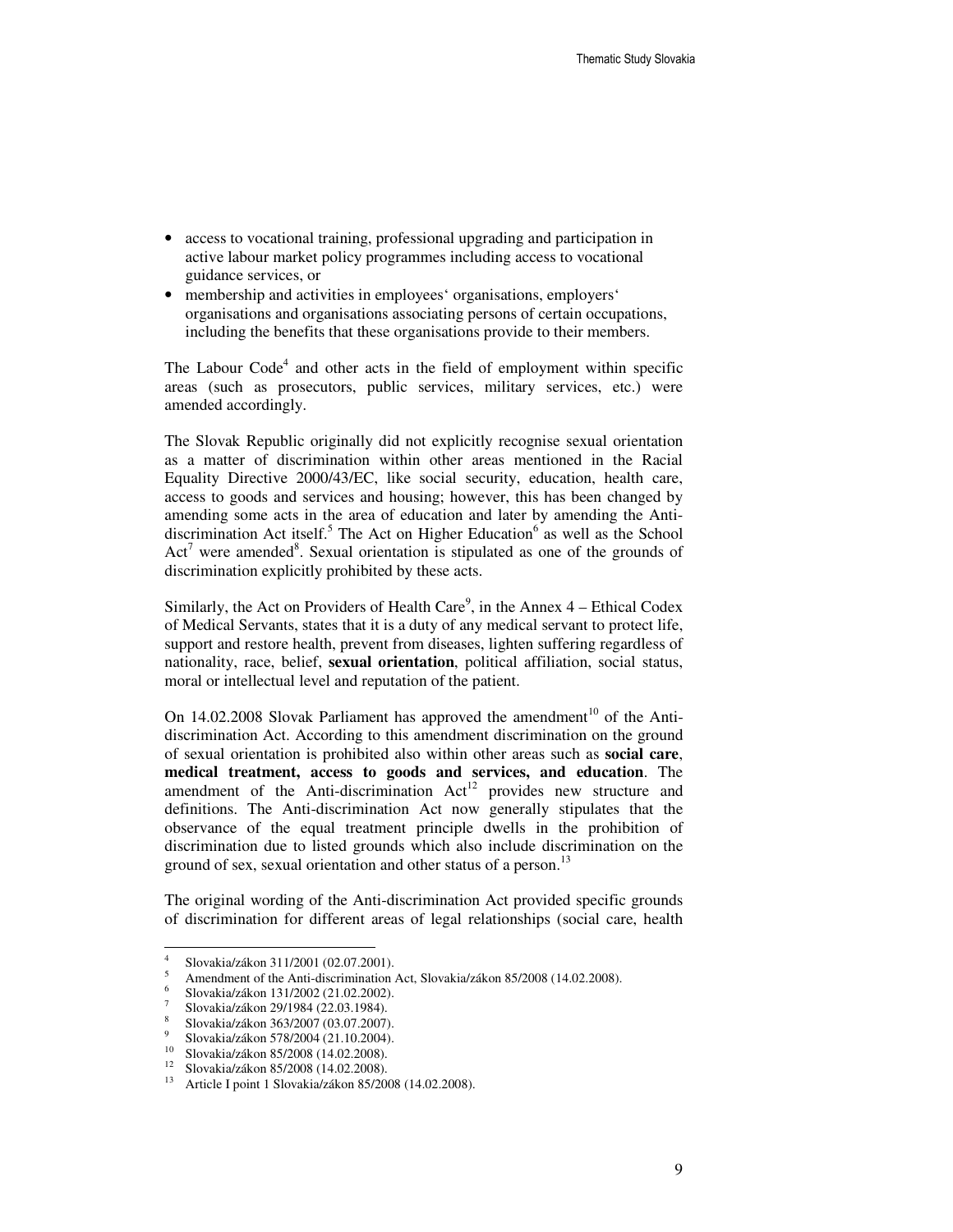- access to vocational training, professional upgrading and participation in active labour market policy programmes including access to vocational guidance services, or
- membership and activities in employees‘ organisations, employers‘ organisations and organisations associating persons of certain occupations, including the benefits that these organisations provide to their members.

The Labour Code[4] and other acts in the field of employment within specific areas (such as prosecutors, public services, military services, etc.) were amended accordingly.

The Slovak Republic originally did not explicitly recognise sexual orientation as a matter of discrimination within other areas mentioned in the Racial Equality Directive 2000/43/EC, like social security, education, health care, access to goods and services and housing; however, this has been changed by amending some acts in the area of education and later by amending the Anti-discrimination Act itself.[5] The Act on Higher Education[6] as well as the School Act[7] were amended[8]. Sexual orientation is stipulated as one of the grounds of discrimination explicitly prohibited by these acts.

Similarly, the Act on Providers of Health Care[9], in the Annex 4 – Ethical Codex of Medical Servants, states that it is a duty of any medical servant to protect life, support and restore health, prevent from diseases, lighten suffering regardless of nationality, race, belief, **sexual orientation**, political affiliation, social status, moral or intellectual level and reputation of the patient.

On 14.02.2008 Slovak Parliament has approved the amendment[10] of the Anti-discrimination Act. According to this amendment discrimination on the ground of sexual orientation is prohibited also within other areas such as **social care**, **medical treatment, access to goods and services, and education**. The amendment of the Anti-discrimination Act[12] provides new structure and definitions. The Anti-discrimination Act now generally stipulates that the observance of the equal treatment principle dwells in the prohibition of discrimination due to listed grounds which also include discrimination on the ground of sex, sexual orientation and other status of a person.[13]

The original wording of the Anti-discrimination Act provided specific grounds of discrimination for different areas of legal relationships (social care, health

---

[4] Slovakia/zákon 311/2001 (02.07.2001).

[5] Amendment of the Anti-discrimination Act, Slovakia/zákon 85/2008 (14.02.2008).

[6] Slovakia/zákon 131/2002 (21.02.2002).

[7] Slovakia/zákon 29/1984 (22.03.1984).

[8] Slovakia/zákon 363/2007 (03.07.2007).

[9] Slovakia/zákon 578/2004 (21.10.2004).

[10] Slovakia/zákon 85/2008 (14.02.2008).

[12] Slovakia/zákon 85/2008 (14.02.2008).

[13] Article I point 1 Slovakia/zákon 85/2008 (14.02.2008).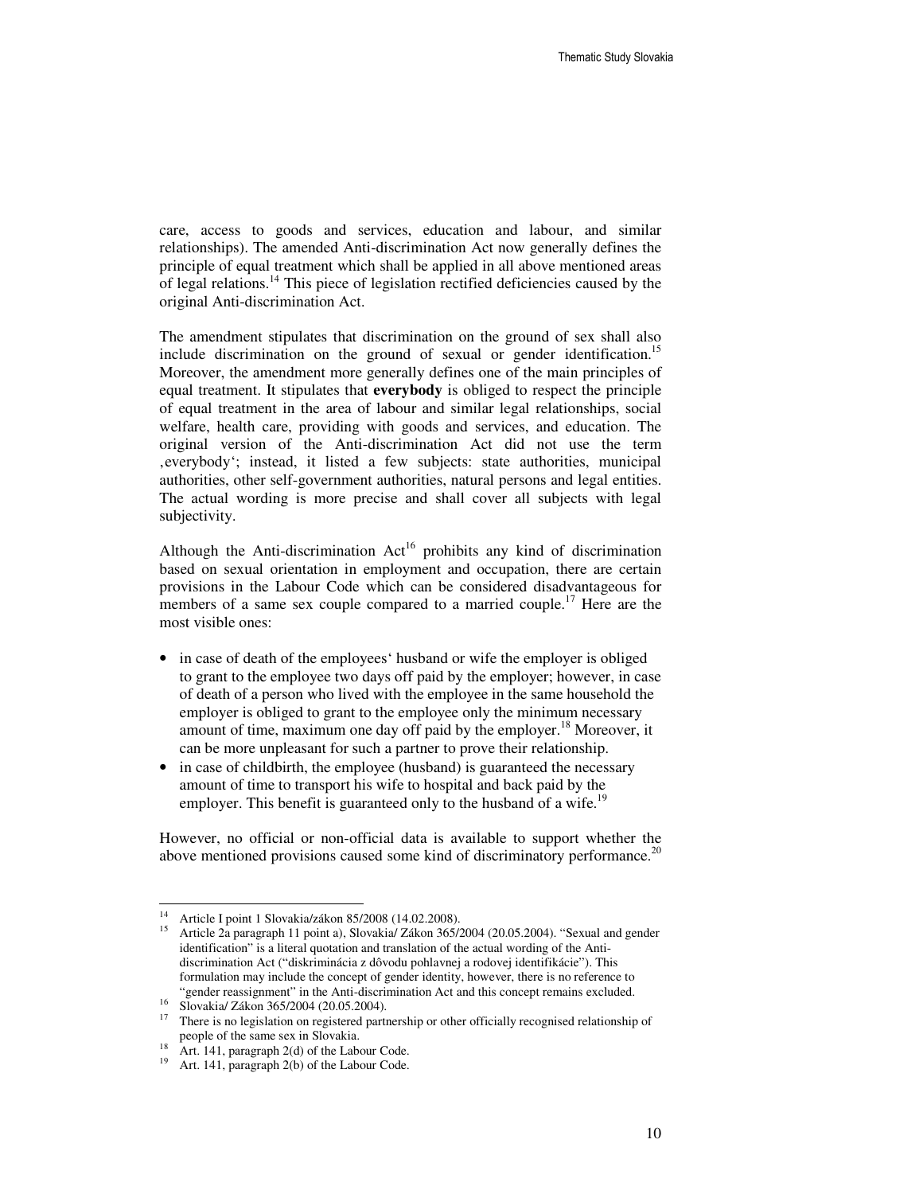care, access to goods and services, education and labour, and similar relationships). The amended Anti-discrimination Act now generally defines the principle of equal treatment which shall be applied in all above mentioned areas of legal relations.[14] This piece of legislation rectified deficiencies caused by the original Anti-discrimination Act.

The amendment stipulates that discrimination on the ground of sex shall also include discrimination on the ground of sexual or gender identification.[15] Moreover, the amendment more generally defines one of the main principles of equal treatment. It stipulates that **everybody** is obliged to respect the principle of equal treatment in the area of labour and similar legal relationships, social welfare, health care, providing with goods and services, and education. The original version of the Anti-discrimination Act did not use the term ‚everybody'; instead, it listed a few subjects: state authorities, municipal authorities, other self-government authorities, natural persons and legal entities. The actual wording is more precise and shall cover all subjects with legal subjectivity.

Although the Anti-discrimination Act[16] prohibits any kind of discrimination based on sexual orientation in employment and occupation, there are certain provisions in the Labour Code which can be considered disadvantageous for members of a same sex couple compared to a married couple.[17] Here are the most visible ones:

- in case of death of the employees' husband or wife the employer is obliged to grant to the employee two days off paid by the employer; however, in case of death of a person who lived with the employee in the same household the employer is obliged to grant to the employee only the minimum necessary amount of time, maximum one day off paid by the employer.[18] Moreover, it can be more unpleasant for such a partner to prove their relationship.
- in case of childbirth, the employee (husband) is guaranteed the necessary amount of time to transport his wife to hospital and back paid by the employer. This benefit is guaranteed only to the husband of a wife.[19]

However, no official or non-official data is available to support whether the above mentioned provisions caused some kind of discriminatory performance.[20]

---

[14] Article I point 1 Slovakia/zákon 85/2008 (14.02.2008).

[15] Article 2a paragraph 11 point a), Slovakia/ Zákon 365/2004 (20.05.2004). "Sexual and gender identification" is a literal quotation and translation of the actual wording of the Anti-discrimination Act ("diskriminácia z dôvodu pohlavnej a rodovej identifikácie"). This formulation may include the concept of gender identity, however, there is no reference to "gender reassignment" in the Anti-discrimination Act and this concept remains excluded.

[16] Slovakia/ Zákon 365/2004 (20.05.2004).

[17] There is no legislation on registered partnership or other officially recognised relationship of people of the same sex in Slovakia.

[18] Art. 141, paragraph 2(d) of the Labour Code.

[19] Art. 141, paragraph 2(b) of the Labour Code.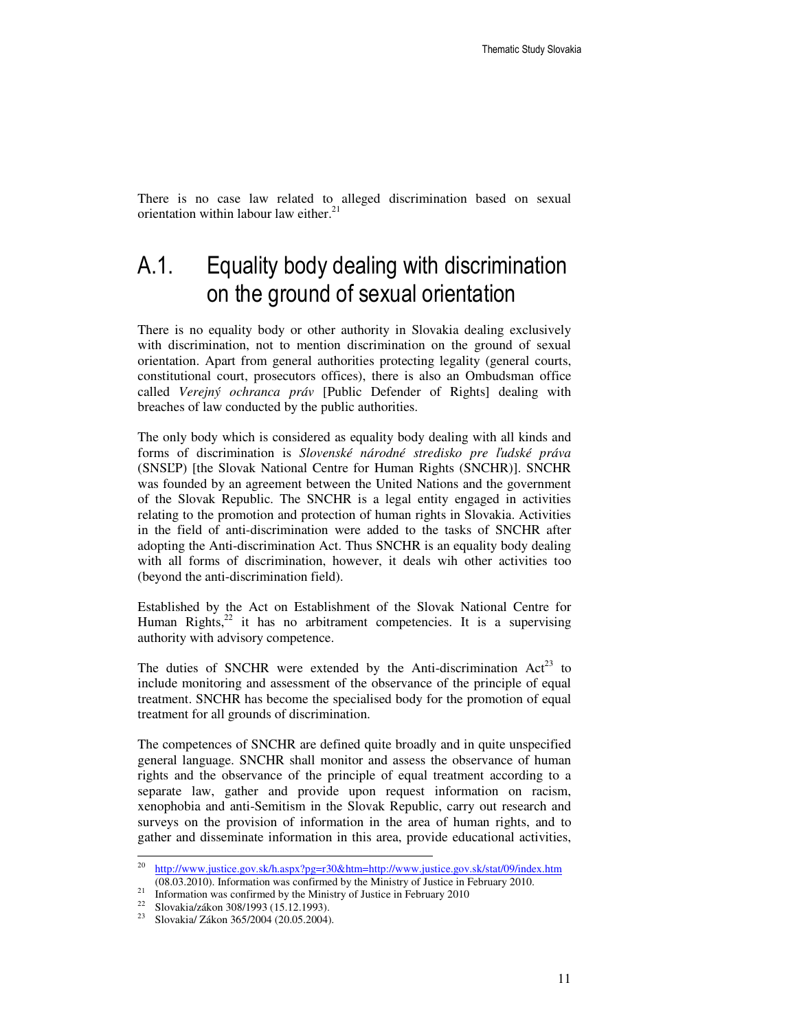There is no case law related to alleged discrimination based on sexual orientation within labour law either.[21]

## A.1. Equality body dealing with discrimination on the ground of sexual orientation

There is no equality body or other authority in Slovakia dealing exclusively with discrimination, not to mention discrimination on the ground of sexual orientation. Apart from general authorities protecting legality (general courts, constitutional court, prosecutors offices), there is also an Ombudsman office called *Verejný ochranca práv* [Public Defender of Rights] dealing with breaches of law conducted by the public authorities.

The only body which is considered as equality body dealing with all kinds and forms of discrimination is *Slovenské národné stredisko pre ľudské práva* (SNSĽP) [the Slovak National Centre for Human Rights (SNCHR)]. SNCHR was founded by an agreement between the United Nations and the government of the Slovak Republic. The SNCHR is a legal entity engaged in activities relating to the promotion and protection of human rights in Slovakia. Activities in the field of anti-discrimination were added to the tasks of SNCHR after adopting the Anti-discrimination Act. Thus SNCHR is an equality body dealing with all forms of discrimination, however, it deals wih other activities too (beyond the anti-discrimination field).

Established by the Act on Establishment of the Slovak National Centre for Human Rights,[22] it has no arbitrament competencies. It is a supervising authority with advisory competence.

The duties of SNCHR were extended by the Anti-discrimination Act[23] to include monitoring and assessment of the observance of the principle of equal treatment. SNCHR has become the specialised body for the promotion of equal treatment for all grounds of discrimination.

The competences of SNCHR are defined quite broadly and in quite unspecified general language. SNCHR shall monitor and assess the observance of human rights and the observance of the principle of equal treatment according to a separate law, gather and provide upon request information on racism, xenophobia and anti-Semitism in the Slovak Republic, carry out research and surveys on the provision of information in the area of human rights, and to gather and disseminate information in this area, provide educational activities,

---

[20] http://www.justice.gov.sk/h.aspx?pg=r30&htm=http://www.justice.gov.sk/stat/09/index.htm (08.03.2010). Information was confirmed by the Ministry of Justice in February 2010.

[21] Information was confirmed by the Ministry of Justice in February 2010

[22] Slovakia/zákon 308/1993 (15.12.1993).

[23] Slovakia/ Zákon 365/2004 (20.05.2004).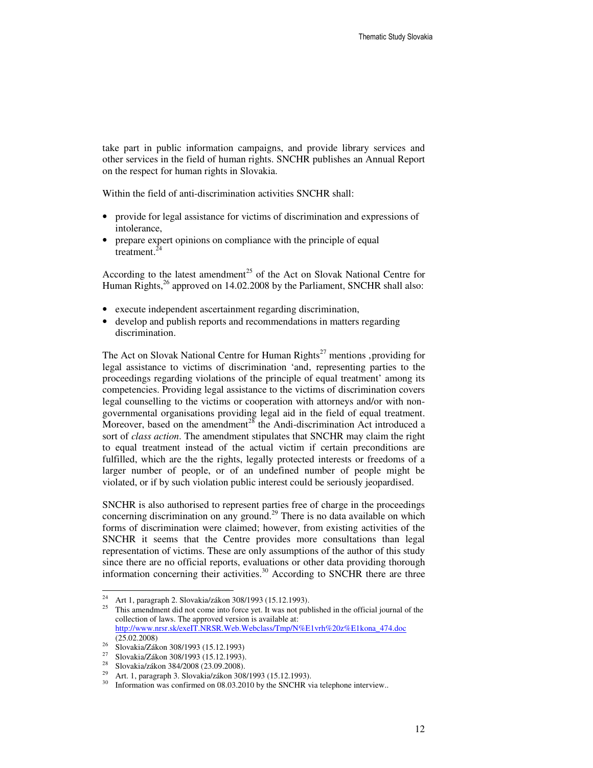take part in public information campaigns, and provide library services and other services in the field of human rights. SNCHR publishes an Annual Report on the respect for human rights in Slovakia.

Within the field of anti-discrimination activities SNCHR shall:

- provide for legal assistance for victims of discrimination and expressions of intolerance,
- prepare expert opinions on compliance with the principle of equal treatment.[24]

According to the latest amendment[25] of the Act on Slovak National Centre for Human Rights,[26] approved on 14.02.2008 by the Parliament, SNCHR shall also:

- execute independent ascertainment regarding discrimination,
- develop and publish reports and recommendations in matters regarding discrimination.

The Act on Slovak National Centre for Human Rights[27] mentions ‚providing for legal assistance to victims of discrimination 'and, representing parties to the proceedings regarding violations of the principle of equal treatment' among its competencies. Providing legal assistance to the victims of discrimination covers legal counselling to the victims or cooperation with attorneys and/or with non-governmental organisations providing legal aid in the field of equal treatment. Moreover, based on the amendment[28] the Andi-discrimination Act introduced a sort of *class action*. The amendment stipulates that SNCHR may claim the right to equal treatment instead of the actual victim if certain preconditions are fulfilled, which are the the rights, legally protected interests or freedoms of a larger number of people, or of an undefined number of people might be violated, or if by such violation public interest could be seriously jeopardised.

SNCHR is also authorised to represent parties free of charge in the proceedings concerning discrimination on any ground.[29] There is no data available on which forms of discrimination were claimed; however, from existing activities of the SNCHR it seems that the Centre provides more consultations than legal representation of victims. These are only assumptions of the author of this study since there are no official reports, evaluations or other data providing thorough information concerning their activities.[30] According to SNCHR there are three

---

[24] Art 1, paragraph 2. Slovakia/zákon 308/1993 (15.12.1993).

[25] This amendment did not come into force yet. It was not published in the official journal of the collection of laws. The approved version is available at: http://www.nrsr.sk/exeIT.NRSR.Web.Webclass/Tmp/N%E1vrh%20z%E1kona_474.doc (25.02.2008)

[26] Slovakia/Zákon 308/1993 (15.12.1993)

[27] Slovakia/Zákon 308/1993 (15.12.1993).

[28] Slovakia/zákon 384/2008 (23.09.2008).

[29] Art. 1, paragraph 3. Slovakia/zákon 308/1993 (15.12.1993).

[30] Information was confirmed on 08.03.2010 by the SNCHR via telephone interview..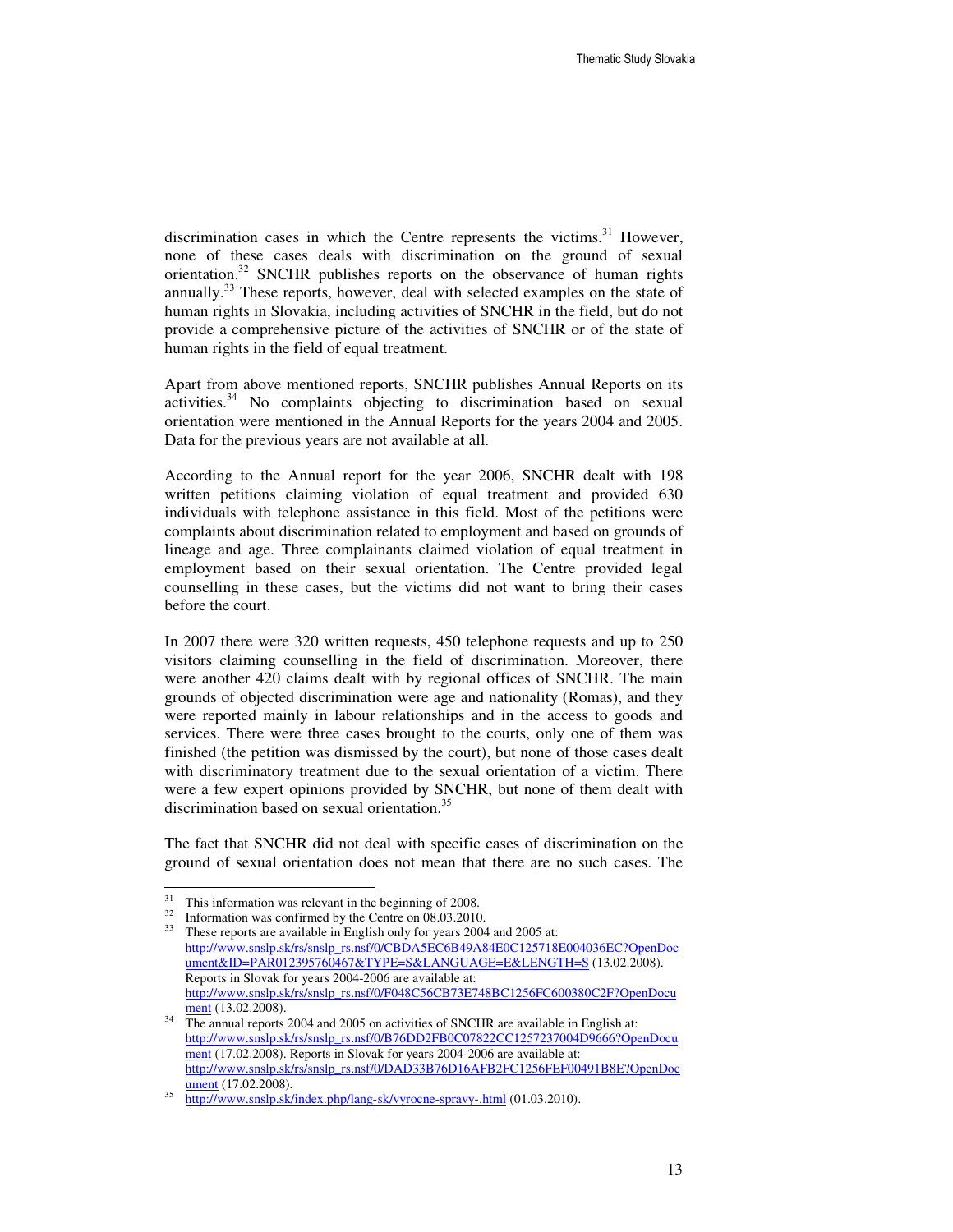discrimination cases in which the Centre represents the victims.[31] However, none of these cases deals with discrimination on the ground of sexual orientation.[32] SNCHR publishes reports on the observance of human rights annually.[33] These reports, however, deal with selected examples on the state of human rights in Slovakia, including activities of SNCHR in the field, but do not provide a comprehensive picture of the activities of SNCHR or of the state of human rights in the field of equal treatment.

Apart from above mentioned reports, SNCHR publishes Annual Reports on its activities.[34] No complaints objecting to discrimination based on sexual orientation were mentioned in the Annual Reports for the years 2004 and 2005. Data for the previous years are not available at all.

According to the Annual report for the year 2006, SNCHR dealt with 198 written petitions claiming violation of equal treatment and provided 630 individuals with telephone assistance in this field. Most of the petitions were complaints about discrimination related to employment and based on grounds of lineage and age. Three complainants claimed violation of equal treatment in employment based on their sexual orientation. The Centre provided legal counselling in these cases, but the victims did not want to bring their cases before the court.

In 2007 there were 320 written requests, 450 telephone requests and up to 250 visitors claiming counselling in the field of discrimination. Moreover, there were another 420 claims dealt with by regional offices of SNCHR. The main grounds of objected discrimination were age and nationality (Romas), and they were reported mainly in labour relationships and in the access to goods and services. There were three cases brought to the courts, only one of them was finished (the petition was dismissed by the court), but none of those cases dealt with discriminatory treatment due to the sexual orientation of a victim. There were a few expert opinions provided by SNCHR, but none of them dealt with discrimination based on sexual orientation.[35]

The fact that SNCHR did not deal with specific cases of discrimination on the ground of sexual orientation does not mean that there are no such cases. The

---

[31] This information was relevant in the beginning of 2008.

[32] Information was confirmed by the Centre on 08.03.2010.

[33] These reports are available in English only for years 2004 and 2005 at: http://www.snslp.sk/rs/snslp_rs.nsf/0/CBDA5EC6B49A84E0C125718E004036EC?OpenDocument&ID=PAR012395760467&TYPE=S&LANGUAGE=E&LENGTH=S (13.02.2008). Reports in Slovak for years 2004-2006 are available at: http://www.snslp.sk/rs/snslp_rs.nsf/0/F048C56CB73E748BC1256FC600380C2F?OpenDocument (13.02.2008).

[34] The annual reports 2004 and 2005 on activities of SNCHR are available in English at: http://www.snslp.sk/rs/snslp_rs.nsf/0/B76DD2FB0C07822CC1257237004D9666?OpenDocument (17.02.2008). Reports in Slovak for years 2004-2006 are available at: http://www.snslp.sk/rs/snslp_rs.nsf/0/DAD33B76D16AFB2FC1256FEF00491B8E?OpenDocument (17.02.2008).

[35] http://www.snslp.sk/index.php/lang-sk/vyrocne-spravy-.html (01.03.2010).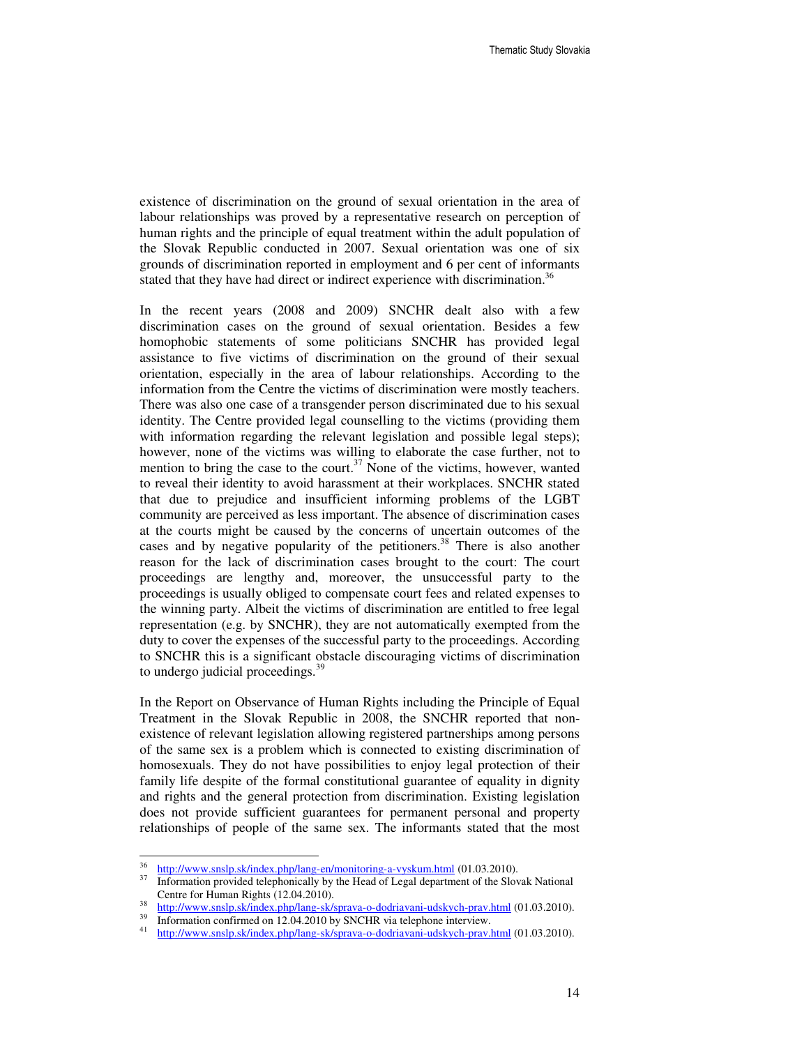existence of discrimination on the ground of sexual orientation in the area of labour relationships was proved by a representative research on perception of human rights and the principle of equal treatment within the adult population of the Slovak Republic conducted in 2007. Sexual orientation was one of six grounds of discrimination reported in employment and 6 per cent of informants stated that they have had direct or indirect experience with discrimination.[36]

In the recent years (2008 and 2009) SNCHR dealt also with a few discrimination cases on the ground of sexual orientation. Besides a few homophobic statements of some politicians SNCHR has provided legal assistance to five victims of discrimination on the ground of their sexual orientation, especially in the area of labour relationships. According to the information from the Centre the victims of discrimination were mostly teachers. There was also one case of a transgender person discriminated due to his sexual identity. The Centre provided legal counselling to the victims (providing them with information regarding the relevant legislation and possible legal steps); however, none of the victims was willing to elaborate the case further, not to mention to bring the case to the court.[37] None of the victims, however, wanted to reveal their identity to avoid harassment at their workplaces. SNCHR stated that due to prejudice and insufficient informing problems of the LGBT community are perceived as less important. The absence of discrimination cases at the courts might be caused by the concerns of uncertain outcomes of the cases and by negative popularity of the petitioners.[38] There is also another reason for the lack of discrimination cases brought to the court: The court proceedings are lengthy and, moreover, the unsuccessful party to the proceedings is usually obliged to compensate court fees and related expenses to the winning party. Albeit the victims of discrimination are entitled to free legal representation (e.g. by SNCHR), they are not automatically exempted from the duty to cover the expenses of the successful party to the proceedings. According to SNCHR this is a significant obstacle discouraging victims of discrimination to undergo judicial proceedings.[39]

In the Report on Observance of Human Rights including the Principle of Equal Treatment in the Slovak Republic in 2008, the SNCHR reported that non-existence of relevant legislation allowing registered partnerships among persons of the same sex is a problem which is connected to existing discrimination of homosexuals. They do not have possibilities to enjoy legal protection of their family life despite of the formal constitutional guarantee of equality in dignity and rights and the general protection from discrimination. Existing legislation does not provide sufficient guarantees for permanent personal and property relationships of people of the same sex. The informants stated that the most

---

[36] http://www.snslp.sk/index.php/lang-en/monitoring-a-vyskum.html (01.03.2010).

[37] Information provided telephonically by the Head of Legal department of the Slovak National Centre for Human Rights (12.04.2010).

[38] http://www.snslp.sk/index.php/lang-sk/sprava-o-dodriavani-udskych-prav.html (01.03.2010).

[39] Information confirmed on 12.04.2010 by SNCHR via telephone interview.

[41] http://www.snslp.sk/index.php/lang-sk/sprava-o-dodriavani-udskych-prav.html (01.03.2010).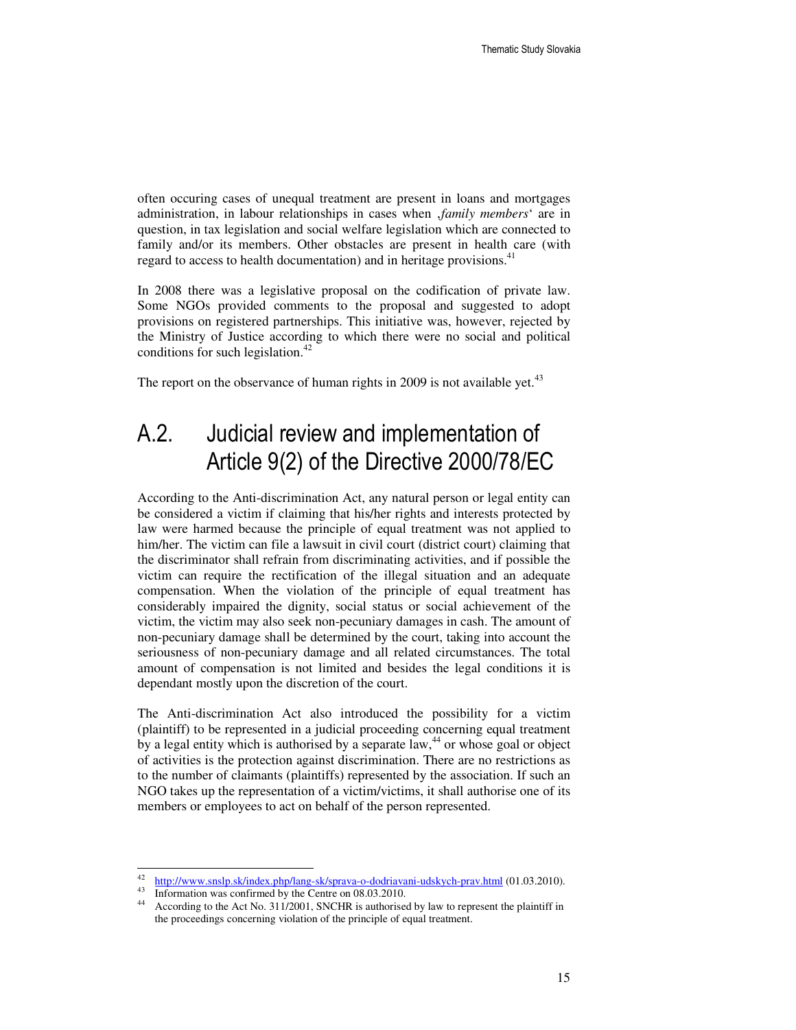often occuring cases of unequal treatment are present in loans and mortgages administration, in labour relationships in cases when ‚*family members*‘ are in question, in tax legislation and social welfare legislation which are connected to family and/or its members. Other obstacles are present in health care (with regard to access to health documentation) and in heritage provisions.[41]

In 2008 there was a legislative proposal on the codification of private law. Some NGOs provided comments to the proposal and suggested to adopt provisions on registered partnerships. This initiative was, however, rejected by the Ministry of Justice according to which there were no social and political conditions for such legislation.[42]

The report on the observance of human rights in 2009 is not available yet.[43]

## A.2. Judicial review and implementation of Article 9(2) of the Directive 2000/78/EC

According to the Anti-discrimination Act, any natural person or legal entity can be considered a victim if claiming that his/her rights and interests protected by law were harmed because the principle of equal treatment was not applied to him/her. The victim can file a lawsuit in civil court (district court) claiming that the discriminator shall refrain from discriminating activities, and if possible the victim can require the rectification of the illegal situation and an adequate compensation. When the violation of the principle of equal treatment has considerably impaired the dignity, social status or social achievement of the victim, the victim may also seek non-pecuniary damages in cash. The amount of non-pecuniary damage shall be determined by the court, taking into account the seriousness of non-pecuniary damage and all related circumstances. The total amount of compensation is not limited and besides the legal conditions it is dependant mostly upon the discretion of the court.

The Anti-discrimination Act also introduced the possibility for a victim (plaintiff) to be represented in a judicial proceeding concerning equal treatment by a legal entity which is authorised by a separate law,[44] or whose goal or object of activities is the protection against discrimination. There are no restrictions as to the number of claimants (plaintiffs) represented by the association. If such an NGO takes up the representation of a victim/victims, it shall authorise one of its members or employees to act on behalf of the person represented.

---

[42] http://www.snslp.sk/index.php/lang-sk/sprava-o-dodriavani-udskych-prav.html (01.03.2010).

[43] Information was confirmed by the Centre on 08.03.2010.

[44] According to the Act No. 311/2001, SNCHR is authorised by law to represent the plaintiff in the proceedings concerning violation of the principle of equal treatment.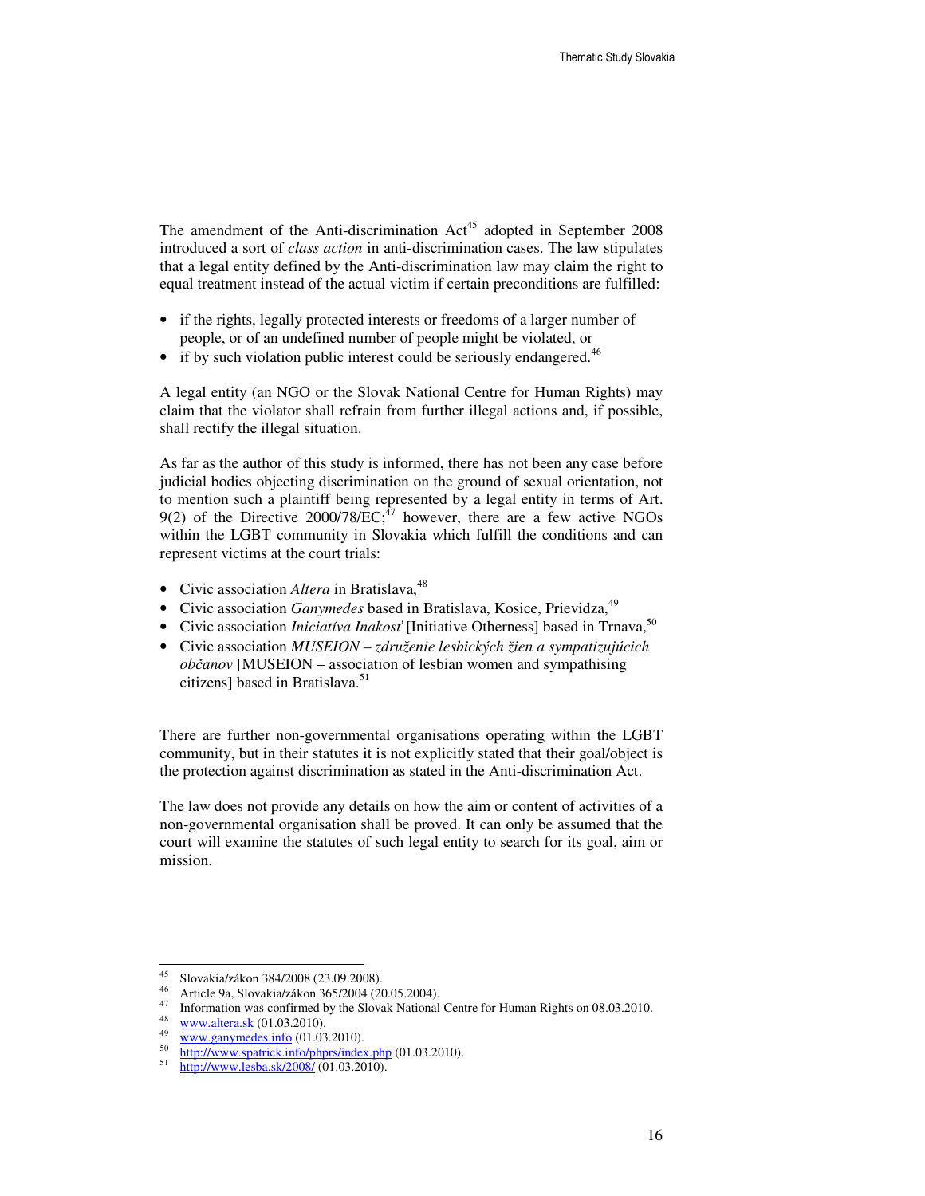The amendment of the Anti-discrimination Act[45] adopted in September 2008 introduced a sort of *class action* in anti-discrimination cases. The law stipulates that a legal entity defined by the Anti-discrimination law may claim the right to equal treatment instead of the actual victim if certain preconditions are fulfilled:

- if the rights, legally protected interests or freedoms of a larger number of people, or of an undefined number of people might be violated, or
- if by such violation public interest could be seriously endangered.[46]

A legal entity (an NGO or the Slovak National Centre for Human Rights) may claim that the violator shall refrain from further illegal actions and, if possible, shall rectify the illegal situation.

As far as the author of this study is informed, there has not been any case before judicial bodies objecting discrimination on the ground of sexual orientation, not to mention such a plaintiff being represented by a legal entity in terms of Art. 9(2) of the Directive 2000/78/EC;[47] however, there are a few active NGOs within the LGBT community in Slovakia which fulfill the conditions and can represent victims at the court trials:

- Civic association *Altera* in Bratislava,[48]
- Civic association *Ganymedes* based in Bratislava, Kosice, Prievidza,[49]
- Civic association *Iniciatíva Inakosť* [Initiative Otherness] based in Trnava,[50]
- Civic association *MUSEION – združenie lesbických žien a sympatizujúcich občanov* [MUSEION – association of lesbian women and sympathising citizens] based in Bratislava.[51]

There are further non-governmental organisations operating within the LGBT community, but in their statutes it is not explicitly stated that their goal/object is the protection against discrimination as stated in the Anti-discrimination Act.

The law does not provide any details on how the aim or content of activities of a non-governmental organisation shall be proved. It can only be assumed that the court will examine the statutes of such legal entity to search for its goal, aim or mission.

---

[45] Slovakia/zákon 384/2008 (23.09.2008).

[46] Article 9a, Slovakia/zákon 365/2004 (20.05.2004).

[47] Information was confirmed by the Slovak National Centre for Human Rights on 08.03.2010.

[48] www.altera.sk (01.03.2010).

[49] www.ganymedes.info (01.03.2010).

[50] http://www.spatrick.info/phprs/index.php (01.03.2010).

[51] http://www.lesba.sk/2008/ (01.03.2010).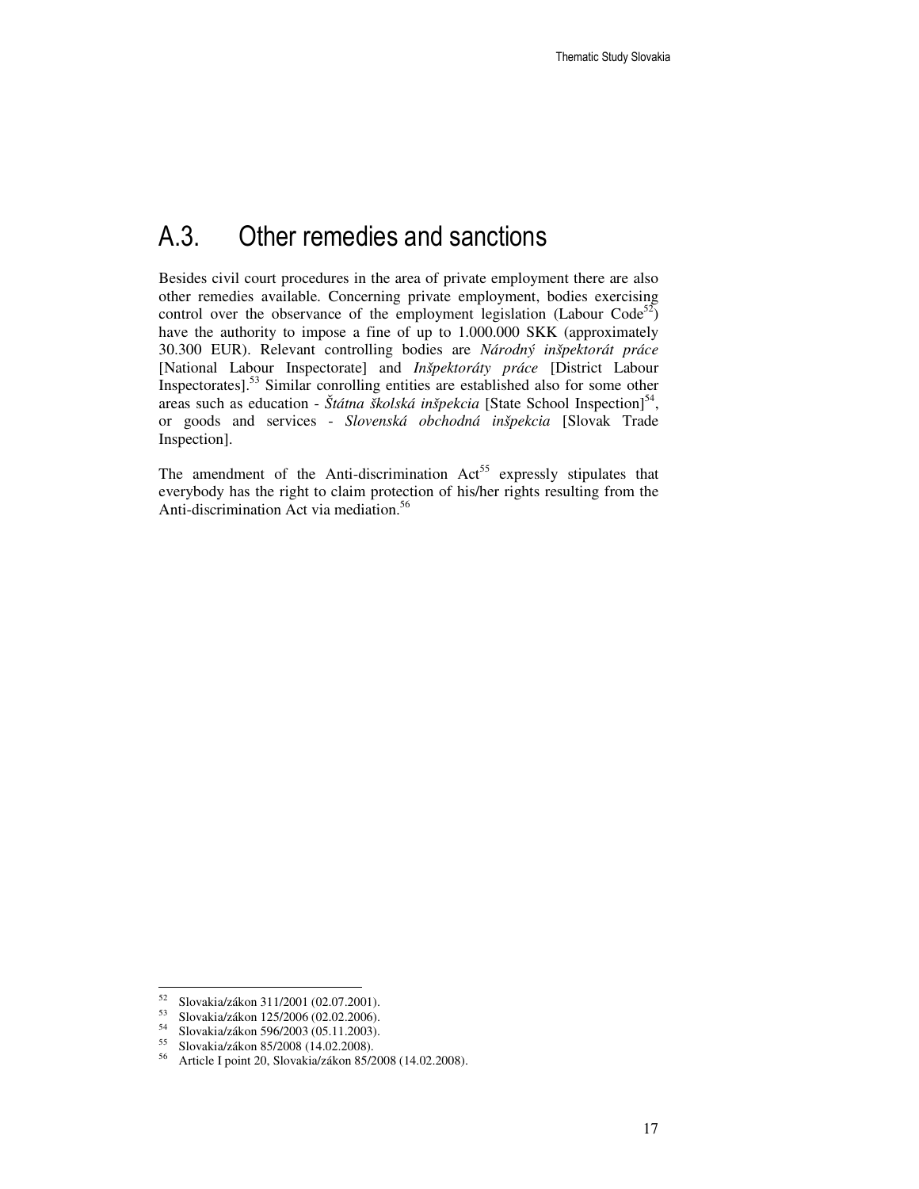## A.3. Other remedies and sanctions

Besides civil court procedures in the area of private employment there are also other remedies available. Concerning private employment, bodies exercising control over the observance of the employment legislation (Labour Code[52]) have the authority to impose a fine of up to 1.000.000 SKK (approximately 30.300 EUR). Relevant controlling bodies are *Národný inšpektorát práce* [National Labour Inspectorate] and *Inšpektoráty práce* [District Labour Inspectorates].[53] Similar conrolling entities are established also for some other areas such as education - *Štátna školská inšpekcia* [State School Inspection][54], or goods and services - *Slovenská obchodná inšpekcia* [Slovak Trade Inspection].

The amendment of the Anti-discrimination Act[55] expressly stipulates that everybody has the right to claim protection of his/her rights resulting from the Anti-discrimination Act via mediation.[56]

---

52 Slovakia/zákon 311/2001 (02.07.2001).
53 Slovakia/zákon 125/2006 (02.02.2006).
54 Slovakia/zákon 596/2003 (05.11.2003).
55 Slovakia/zákon 85/2008 (14.02.2008).
56 Article I point 20, Slovakia/zákon 85/2008 (14.02.2008).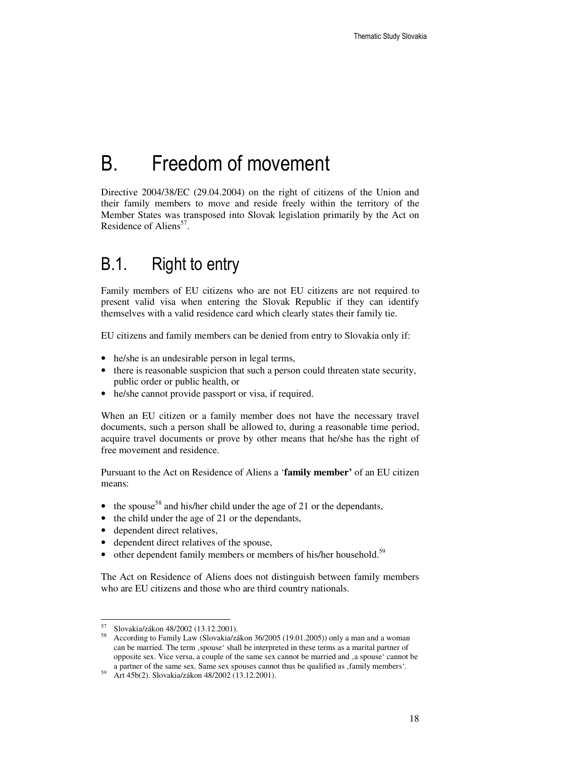# B. Freedom of movement

Directive 2004/38/EC (29.04.2004) on the right of citizens of the Union and their family members to move and reside freely within the territory of the Member States was transposed into Slovak legislation primarily by the Act on Residence of Aliens[57].

## B.1. Right to entry

Family members of EU citizens who are not EU citizens are not required to present valid visa when entering the Slovak Republic if they can identify themselves with a valid residence card which clearly states their family tie.

EU citizens and family members can be denied from entry to Slovakia only if:

- he/she is an undesirable person in legal terms,
- there is reasonable suspicion that such a person could threaten state security, public order or public health, or
- he/she cannot provide passport or visa, if required.

When an EU citizen or a family member does not have the necessary travel documents, such a person shall be allowed to, during a reasonable time period, acquire travel documents or prove by other means that he/she has the right of free movement and residence.

Pursuant to the Act on Residence of Aliens a '**family member'** of an EU citizen means:

- the spouse[58] and his/her child under the age of 21 or the dependants,
- the child under the age of 21 or the dependants,
- dependent direct relatives,
- dependent direct relatives of the spouse,
- other dependent family members or members of his/her household.[59]

The Act on Residence of Aliens does not distinguish between family members who are EU citizens and those who are third country nationals.

---

[57] Slovakia/zákon 48/2002 (13.12.2001).

[58] According to Family Law (Slovakia/zákon 36/2005 (19.01.2005)) only a man and a woman can be married. The term ‚spouse' shall be interpreted in these terms as a marital partner of opposite sex. Vice versa, a couple of the same sex cannot be married and ‚a spouse' cannot be a partner of the same sex. Same sex spouses cannot thus be qualified as ‚family members'.

[59] Art 45b(2). Slovakia/zákon 48/2002 (13.12.2001).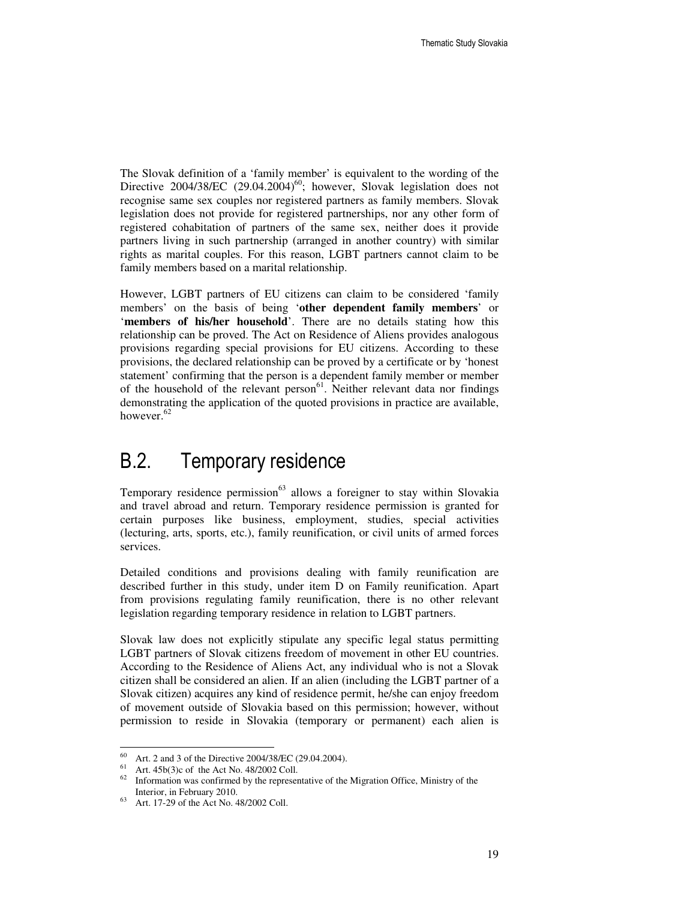The Slovak definition of a 'family member' is equivalent to the wording of the Directive 2004/38/EC (29.04.2004)[60]; however, Slovak legislation does not recognise same sex couples nor registered partners as family members. Slovak legislation does not provide for registered partnerships, nor any other form of registered cohabitation of partners of the same sex, neither does it provide partners living in such partnership (arranged in another country) with similar rights as marital couples. For this reason, LGBT partners cannot claim to be family members based on a marital relationship.

However, LGBT partners of EU citizens can claim to be considered 'family members' on the basis of being '**other dependent family members**' or '**members of his/her household**'. There are no details stating how this relationship can be proved. The Act on Residence of Aliens provides analogous provisions regarding special provisions for EU citizens. According to these provisions, the declared relationship can be proved by a certificate or by 'honest statement' confirming that the person is a dependent family member or member of the household of the relevant person[61]. Neither relevant data nor findings demonstrating the application of the quoted provisions in practice are available, however.[62]

## B.2. Temporary residence

Temporary residence permission[63] allows a foreigner to stay within Slovakia and travel abroad and return. Temporary residence permission is granted for certain purposes like business, employment, studies, special activities (lecturing, arts, sports, etc.), family reunification, or civil units of armed forces services.

Detailed conditions and provisions dealing with family reunification are described further in this study, under item D on Family reunification. Apart from provisions regulating family reunification, there is no other relevant legislation regarding temporary residence in relation to LGBT partners.

Slovak law does not explicitly stipulate any specific legal status permitting LGBT partners of Slovak citizens freedom of movement in other EU countries. According to the Residence of Aliens Act, any individual who is not a Slovak citizen shall be considered an alien. If an alien (including the LGBT partner of a Slovak citizen) acquires any kind of residence permit, he/she can enjoy freedom of movement outside of Slovakia based on this permission; however, without permission to reside in Slovakia (temporary or permanent) each alien is

---

[60] Art. 2 and 3 of the Directive 2004/38/EC (29.04.2004).

[61] Art. 45b(3)c of the Act No. 48/2002 Coll.

[62] Information was confirmed by the representative of the Migration Office, Ministry of the Interior, in February 2010.

[63] Art. 17-29 of the Act No. 48/2002 Coll.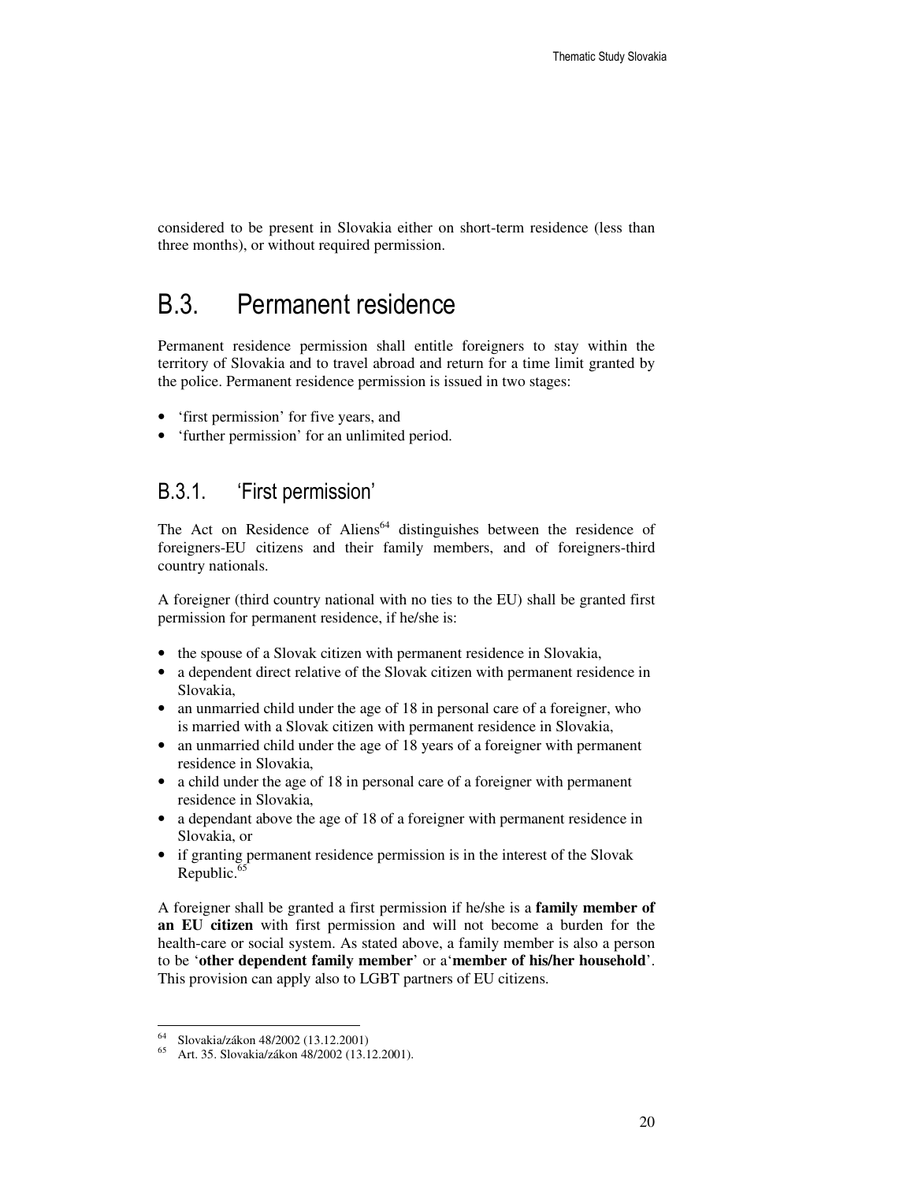considered to be present in Slovakia either on short-term residence (less than three months), or without required permission.

# B.3. Permanent residence

Permanent residence permission shall entitle foreigners to stay within the territory of Slovakia and to travel abroad and return for a time limit granted by the police. Permanent residence permission is issued in two stages:

- 'first permission' for five years, and
- 'further permission' for an unlimited period.

## B.3.1. 'First permission'

The Act on Residence of Aliens[64] distinguishes between the residence of foreigners-EU citizens and their family members, and of foreigners-third country nationals.

A foreigner (third country national with no ties to the EU) shall be granted first permission for permanent residence, if he/she is:

- the spouse of a Slovak citizen with permanent residence in Slovakia,
- a dependent direct relative of the Slovak citizen with permanent residence in Slovakia,
- an unmarried child under the age of 18 in personal care of a foreigner, who is married with a Slovak citizen with permanent residence in Slovakia,
- an unmarried child under the age of 18 years of a foreigner with permanent residence in Slovakia,
- a child under the age of 18 in personal care of a foreigner with permanent residence in Slovakia,
- a dependant above the age of 18 of a foreigner with permanent residence in Slovakia, or
- if granting permanent residence permission is in the interest of the Slovak Republic.[65]

A foreigner shall be granted a first permission if he/she is a **family member of an EU citizen** with first permission and will not become a burden for the health-care or social system. As stated above, a family member is also a person to be '**other dependent family member**' or a'**member of his/her household**'. This provision can apply also to LGBT partners of EU citizens.

---

[64] Slovakia/zákon 48/2002 (13.12.2001)

[65] Art. 35. Slovakia/zákon 48/2002 (13.12.2001).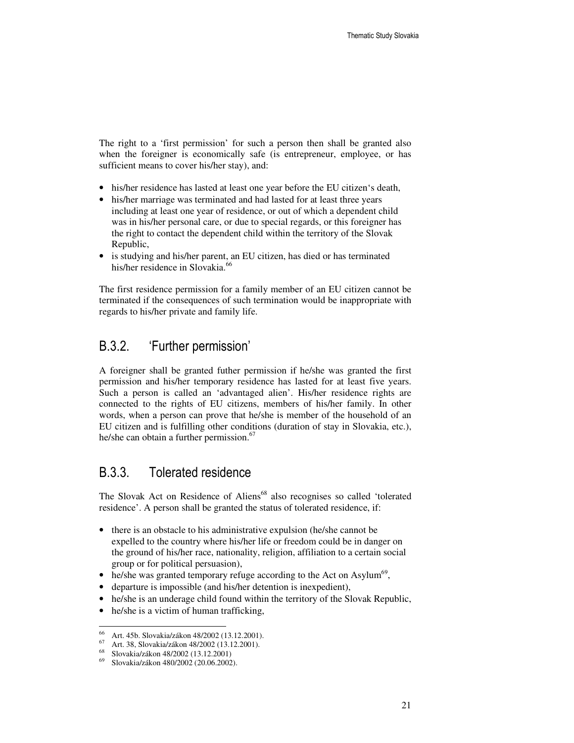The right to a 'first permission' for such a person then shall be granted also when the foreigner is economically safe (is entrepreneur, employee, or has sufficient means to cover his/her stay), and:

- his/her residence has lasted at least one year before the EU citizen's death,
- his/her marriage was terminated and had lasted for at least three years including at least one year of residence, or out of which a dependent child was in his/her personal care, or due to special regards, or this foreigner has the right to contact the dependent child within the territory of the Slovak Republic,
- is studying and his/her parent, an EU citizen, has died or has terminated his/her residence in Slovakia.[66]

The first residence permission for a family member of an EU citizen cannot be terminated if the consequences of such termination would be inappropriate with regards to his/her private and family life.

### B.3.2. 'Further permission'

A foreigner shall be granted futher permission if he/she was granted the first permission and his/her temporary residence has lasted for at least five years. Such a person is called an 'advantaged alien'. His/her residence rights are connected to the rights of EU citizens, members of his/her family. In other words, when a person can prove that he/she is member of the household of an EU citizen and is fulfilling other conditions (duration of stay in Slovakia, etc.), he/she can obtain a further permission.[67]

### B.3.3. Tolerated residence

The Slovak Act on Residence of Aliens[68] also recognises so called 'tolerated residence'. A person shall be granted the status of tolerated residence, if:

- there is an obstacle to his administrative expulsion (he/she cannot be expelled to the country where his/her life or freedom could be in danger on the ground of his/her race, nationality, religion, affiliation to a certain social group or for political persuasion),
- he/she was granted temporary refuge according to the Act on Asylum[69],
- departure is impossible (and his/her detention is inexpedient),
- he/she is an underage child found within the territory of the Slovak Republic,
- he/she is a victim of human trafficking,

[66] Art. 45b. Slovakia/zákon 48/2002 (13.12.2001).
[67] Art. 38, Slovakia/zákon 48/2002 (13.12.2001).
[68] Slovakia/zákon 48/2002 (13.12.2001)
[69] Slovakia/zákon 480/2002 (20.06.2002).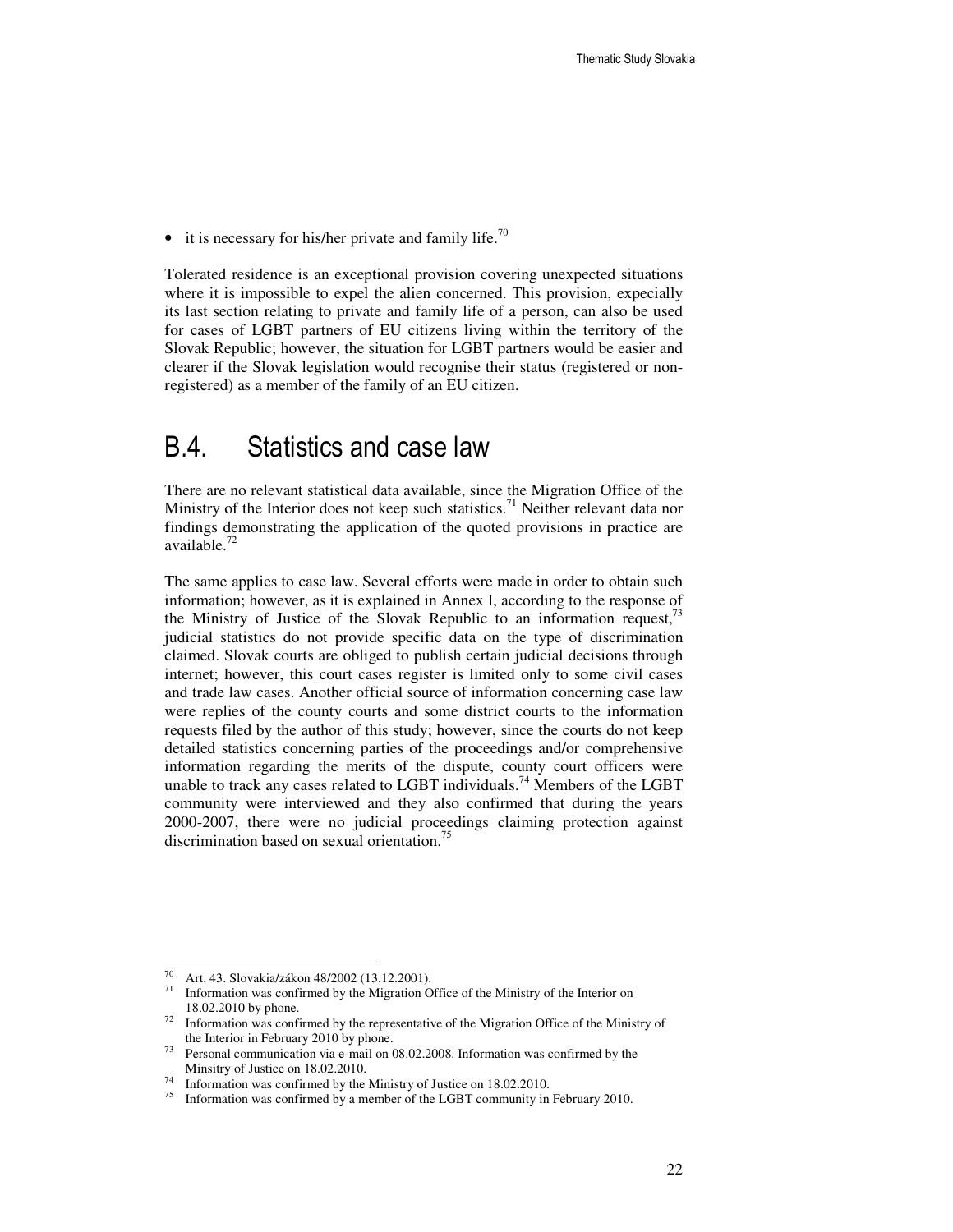- it is necessary for his/her private and family life.[70]

Tolerated residence is an exceptional provision covering unexpected situations where it is impossible to expel the alien concerned. This provision, expecially its last section relating to private and family life of a person, can also be used for cases of LGBT partners of EU citizens living within the territory of the Slovak Republic; however, the situation for LGBT partners would be easier and clearer if the Slovak legislation would recognise their status (registered or non-registered) as a member of the family of an EU citizen.

## B.4. Statistics and case law

There are no relevant statistical data available, since the Migration Office of the Ministry of the Interior does not keep such statistics.[71] Neither relevant data nor findings demonstrating the application of the quoted provisions in practice are available.[72]

The same applies to case law. Several efforts were made in order to obtain such information; however, as it is explained in Annex I, according to the response of the Ministry of Justice of the Slovak Republic to an information request,[73] judicial statistics do not provide specific data on the type of discrimination claimed. Slovak courts are obliged to publish certain judicial decisions through internet; however, this court cases register is limited only to some civil cases and trade law cases. Another official source of information concerning case law were replies of the county courts and some district courts to the information requests filed by the author of this study; however, since the courts do not keep detailed statistics concerning parties of the proceedings and/or comprehensive information regarding the merits of the dispute, county court officers were unable to track any cases related to LGBT individuals.[74] Members of the LGBT community were interviewed and they also confirmed that during the years 2000-2007, there were no judicial proceedings claiming protection against discrimination based on sexual orientation.[75]

---

[70] Art. 43. Slovakia/zákon 48/2002 (13.12.2001).

[71] Information was confirmed by the Migration Office of the Ministry of the Interior on 18.02.2010 by phone.

[72] Information was confirmed by the representative of the Migration Office of the Ministry of the Interior in February 2010 by phone.

[73] Personal communication via e-mail on 08.02.2008. Information was confirmed by the Minsitry of Justice on 18.02.2010.

[74] Information was confirmed by the Ministry of Justice on 18.02.2010.

[75] Information was confirmed by a member of the LGBT community in February 2010.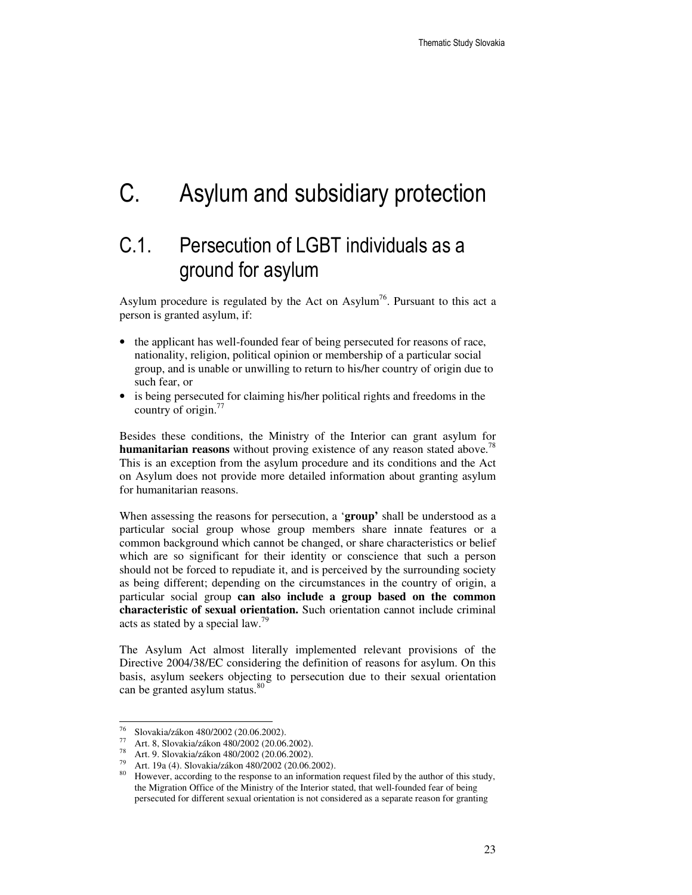# C. Asylum and subsidiary protection

## C.1. Persecution of LGBT individuals as a ground for asylum

Asylum procedure is regulated by the Act on Asylum[76]. Pursuant to this act a person is granted asylum, if:

- the applicant has well-founded fear of being persecuted for reasons of race, nationality, religion, political opinion or membership of a particular social group, and is unable or unwilling to return to his/her country of origin due to such fear, or
- is being persecuted for claiming his/her political rights and freedoms in the country of origin.[77]

Besides these conditions, the Ministry of the Interior can grant asylum for **humanitarian reasons** without proving existence of any reason stated above.[78] This is an exception from the asylum procedure and its conditions and the Act on Asylum does not provide more detailed information about granting asylum for humanitarian reasons.

When assessing the reasons for persecution, a '**group'** shall be understood as a particular social group whose group members share innate features or a common background which cannot be changed, or share characteristics or belief which are so significant for their identity or conscience that such a person should not be forced to repudiate it, and is perceived by the surrounding society as being different; depending on the circumstances in the country of origin, a particular social group **can also include a group based on the common characteristic of sexual orientation.** Such orientation cannot include criminal acts as stated by a special law.[79]

The Asylum Act almost literally implemented relevant provisions of the Directive 2004/38/EC considering the definition of reasons for asylum. On this basis, asylum seekers objecting to persecution due to their sexual orientation can be granted asylum status.[80]

---

[76] Slovakia/zákon 480/2002 (20.06.2002).

[77] Art. 8, Slovakia/zákon 480/2002 (20.06.2002).

[78] Art. 9. Slovakia/zákon 480/2002 (20.06.2002).

[79] Art. 19a (4). Slovakia/zákon 480/2002 (20.06.2002).

[80] However, according to the response to an information request filed by the author of this study, the Migration Office of the Ministry of the Interior stated, that well-founded fear of being persecuted for different sexual orientation is not considered as a separate reason for granting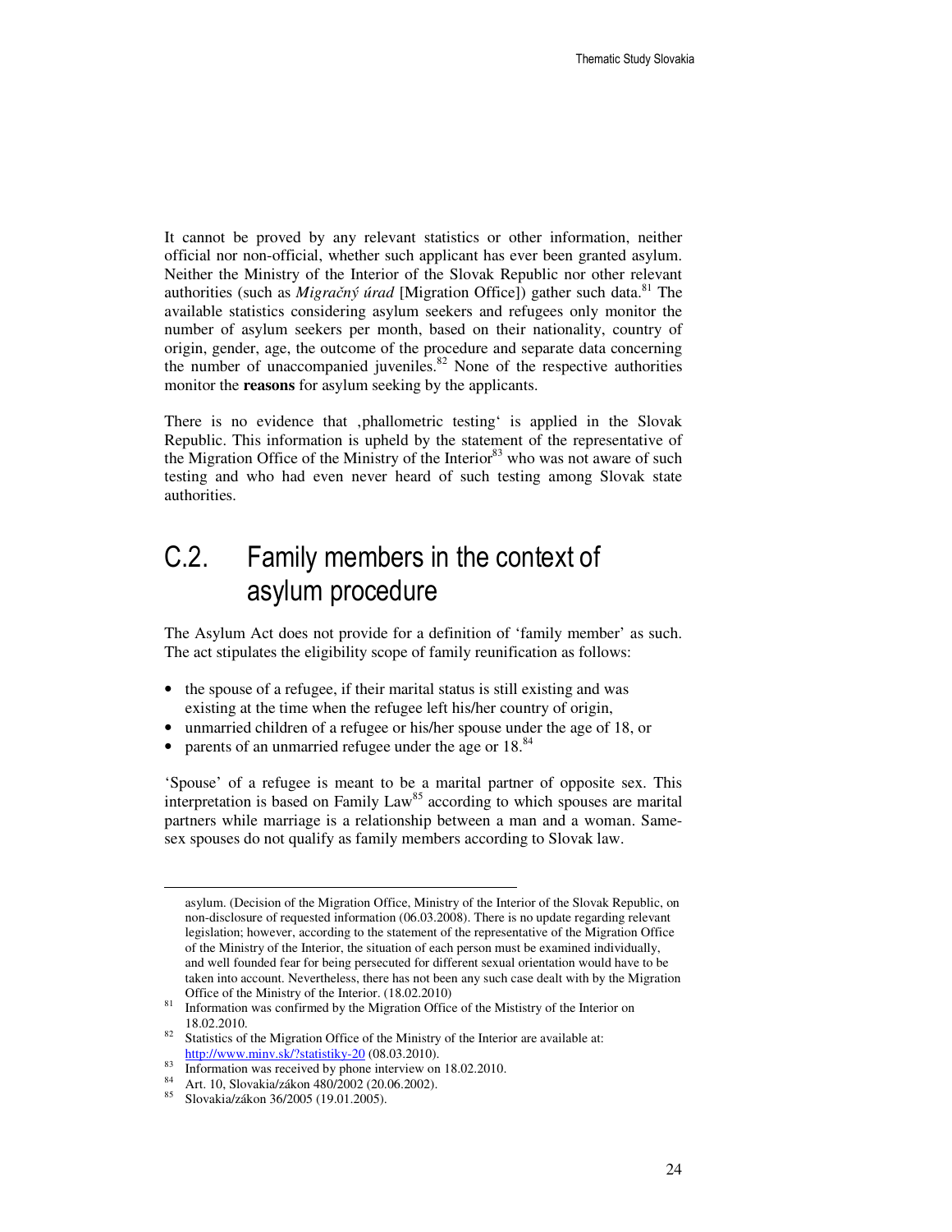It cannot be proved by any relevant statistics or other information, neither official nor non-official, whether such applicant has ever been granted asylum. Neither the Ministry of the Interior of the Slovak Republic nor other relevant authorities (such as *Migračný úrad* [Migration Office]) gather such data.[81] The available statistics considering asylum seekers and refugees only monitor the number of asylum seekers per month, based on their nationality, country of origin, gender, age, the outcome of the procedure and separate data concerning the number of unaccompanied juveniles.[82] None of the respective authorities monitor the **reasons** for asylum seeking by the applicants.

There is no evidence that ‚phallometric testing' is applied in the Slovak Republic. This information is upheld by the statement of the representative of the Migration Office of the Ministry of the Interior[83] who was not aware of such testing and who had even never heard of such testing among Slovak state authorities.

## C.2. Family members in the context of asylum procedure

The Asylum Act does not provide for a definition of 'family member' as such. The act stipulates the eligibility scope of family reunification as follows:

- the spouse of a refugee, if their marital status is still existing and was existing at the time when the refugee left his/her country of origin,
- unmarried children of a refugee or his/her spouse under the age of 18, or
- parents of an unmarried refugee under the age or 18.[84]

'Spouse' of a refugee is meant to be a marital partner of opposite sex. This interpretation is based on Family Law[85] according to which spouses are marital partners while marriage is a relationship between a man and a woman. Same-sex spouses do not qualify as family members according to Slovak law.

---

asylum. (Decision of the Migration Office, Ministry of the Interior of the Slovak Republic, on non-disclosure of requested information (06.03.2008). There is no update regarding relevant legislation; however, according to the statement of the representative of the Migration Office of the Ministry of the Interior, the situation of each person must be examined individually, and well founded fear for being persecuted for different sexual orientation would have to be taken into account. Nevertheless, there has not been any such case dealt with by the Migration Office of the Ministry of the Interior. (18.02.2010)

[81] Information was confirmed by the Migration Office of the Mististry of the Interior on 18.02.2010.

[82] Statistics of the Migration Office of the Ministry of the Interior are available at: http://www.minv.sk/?statistiky-20 (08.03.2010).

[83] Information was received by phone interview on 18.02.2010.

[84] Art. 10, Slovakia/zákon 480/2002 (20.06.2002).

[85] Slovakia/zákon 36/2005 (19.01.2005).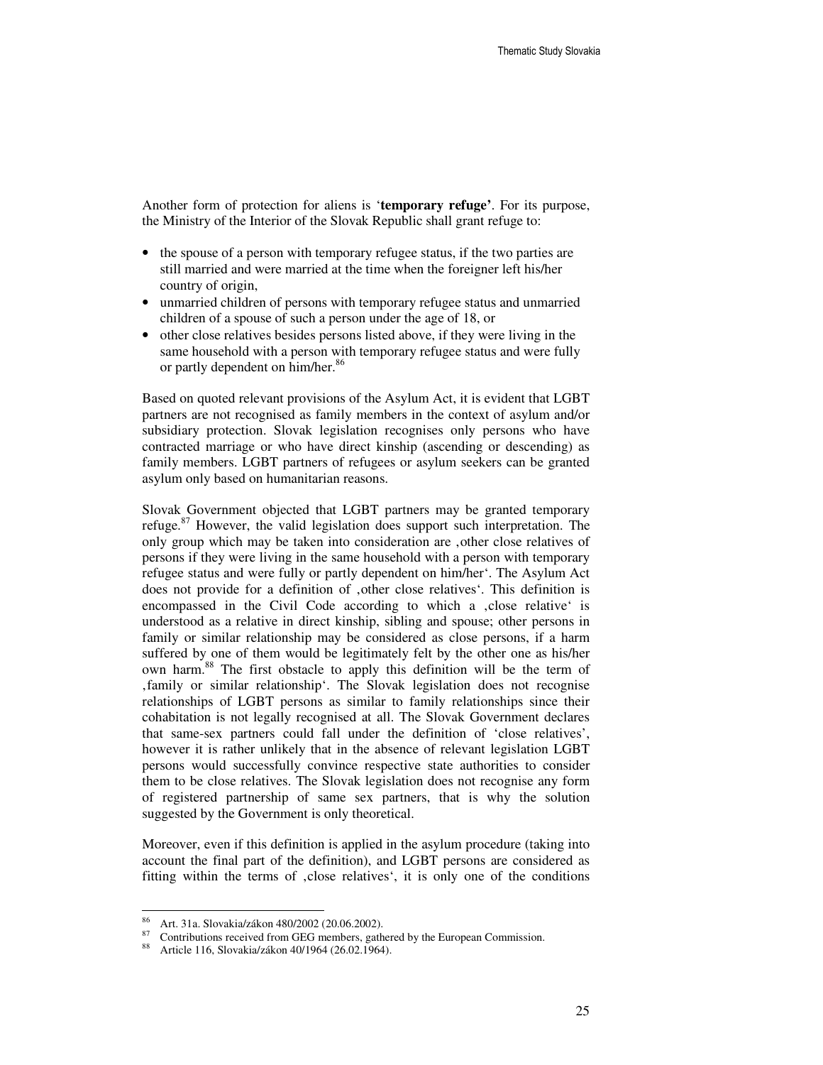Another form of protection for aliens is '**temporary refuge'**. For its purpose, the Ministry of the Interior of the Slovak Republic shall grant refuge to:

- the spouse of a person with temporary refugee status, if the two parties are still married and were married at the time when the foreigner left his/her country of origin,
- unmarried children of persons with temporary refugee status and unmarried children of a spouse of such a person under the age of 18, or
- other close relatives besides persons listed above, if they were living in the same household with a person with temporary refugee status and were fully or partly dependent on him/her.[86]

Based on quoted relevant provisions of the Asylum Act, it is evident that LGBT partners are not recognised as family members in the context of asylum and/or subsidiary protection. Slovak legislation recognises only persons who have contracted marriage or who have direct kinship (ascending or descending) as family members. LGBT partners of refugees or asylum seekers can be granted asylum only based on humanitarian reasons.

Slovak Government objected that LGBT partners may be granted temporary refuge.[87] However, the valid legislation does support such interpretation. The only group which may be taken into consideration are ‚other close relatives of persons if they were living in the same household with a person with temporary refugee status and were fully or partly dependent on him/her'. The Asylum Act does not provide for a definition of ‚other close relatives'. This definition is encompassed in the Civil Code according to which a ‚close relative' is understood as a relative in direct kinship, sibling and spouse; other persons in family or similar relationship may be considered as close persons, if a harm suffered by one of them would be legitimately felt by the other one as his/her own harm.[88] The first obstacle to apply this definition will be the term of ‚family or similar relationship'. The Slovak legislation does not recognise relationships of LGBT persons as similar to family relationships since their cohabitation is not legally recognised at all. The Slovak Government declares that same-sex partners could fall under the definition of 'close relatives', however it is rather unlikely that in the absence of relevant legislation LGBT persons would successfully convince respective state authorities to consider them to be close relatives. The Slovak legislation does not recognise any form of registered partnership of same sex partners, that is why the solution suggested by the Government is only theoretical.

Moreover, even if this definition is applied in the asylum procedure (taking into account the final part of the definition), and LGBT persons are considered as fitting within the terms of ‚close relatives', it is only one of the conditions

---

[86] Art. 31a. Slovakia/zákon 480/2002 (20.06.2002).

[87] Contributions received from GEG members, gathered by the European Commission.

[88] Article 116, Slovakia/zákon 40/1964 (26.02.1964).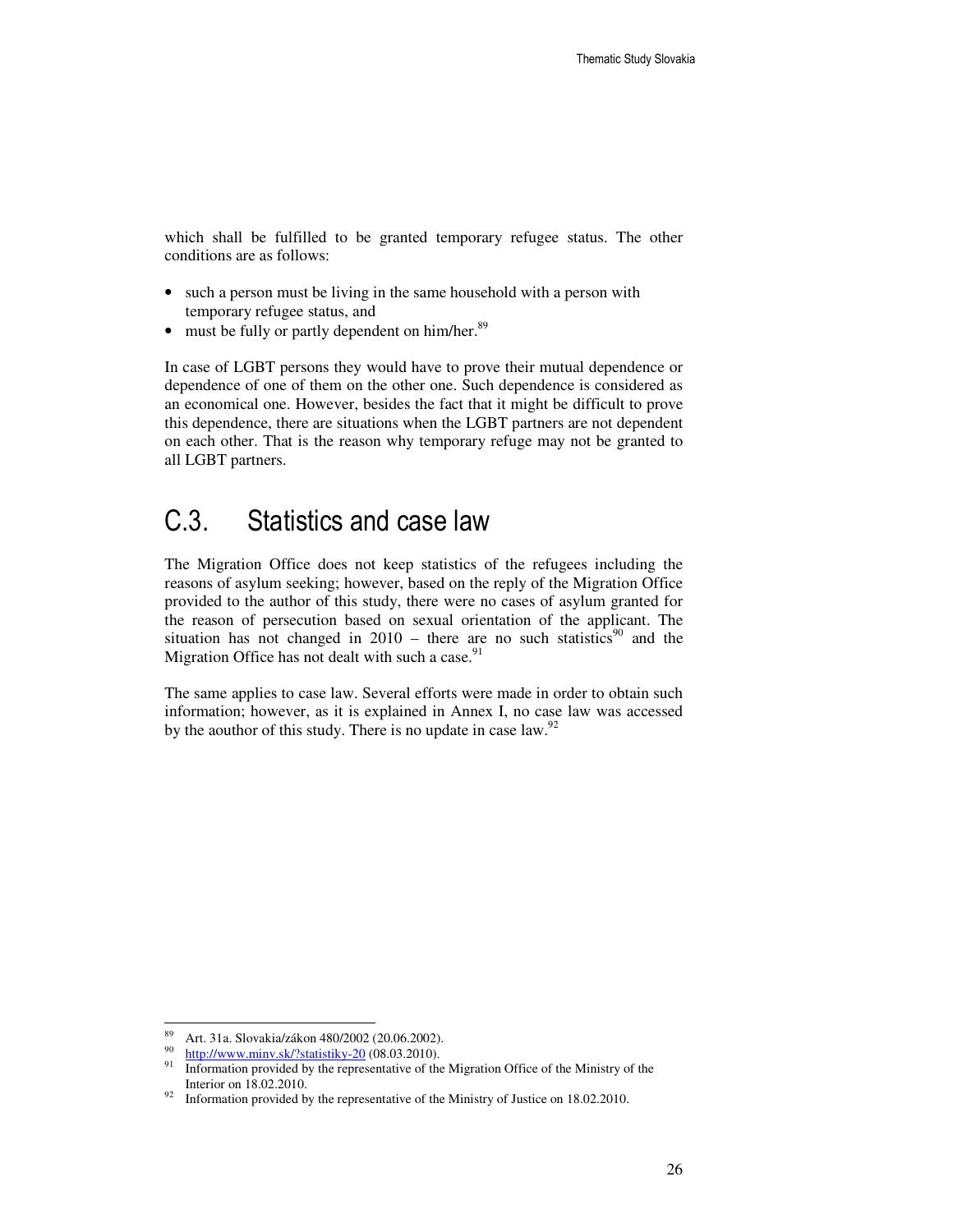which shall be fulfilled to be granted temporary refugee status. The other conditions are as follows:

- such a person must be living in the same household with a person with temporary refugee status, and
- must be fully or partly dependent on him/her.[89]

In case of LGBT persons they would have to prove their mutual dependence or dependence of one of them on the other one. Such dependence is considered as an economical one. However, besides the fact that it might be difficult to prove this dependence, there are situations when the LGBT partners are not dependent on each other. That is the reason why temporary refuge may not be granted to all LGBT partners.

## C.3. Statistics and case law

The Migration Office does not keep statistics of the refugees including the reasons of asylum seeking; however, based on the reply of the Migration Office provided to the author of this study, there were no cases of asylum granted for the reason of persecution based on sexual orientation of the applicant. The situation has not changed in 2010 – there are no such statistics[90] and the Migration Office has not dealt with such a case.[91]

The same applies to case law. Several efforts were made in order to obtain such information; however, as it is explained in Annex I, no case law was accessed by the aouthor of this study. There is no update in case law.[92]

---

[89] Art. 31a. Slovakia/zákon 480/2002 (20.06.2002).

[90] http://www.minv.sk/?statistiky-20 (08.03.2010).

[91] Information provided by the representative of the Migration Office of the Ministry of the Interior on 18.02.2010.

[92] Information provided by the representative of the Ministry of Justice on 18.02.2010.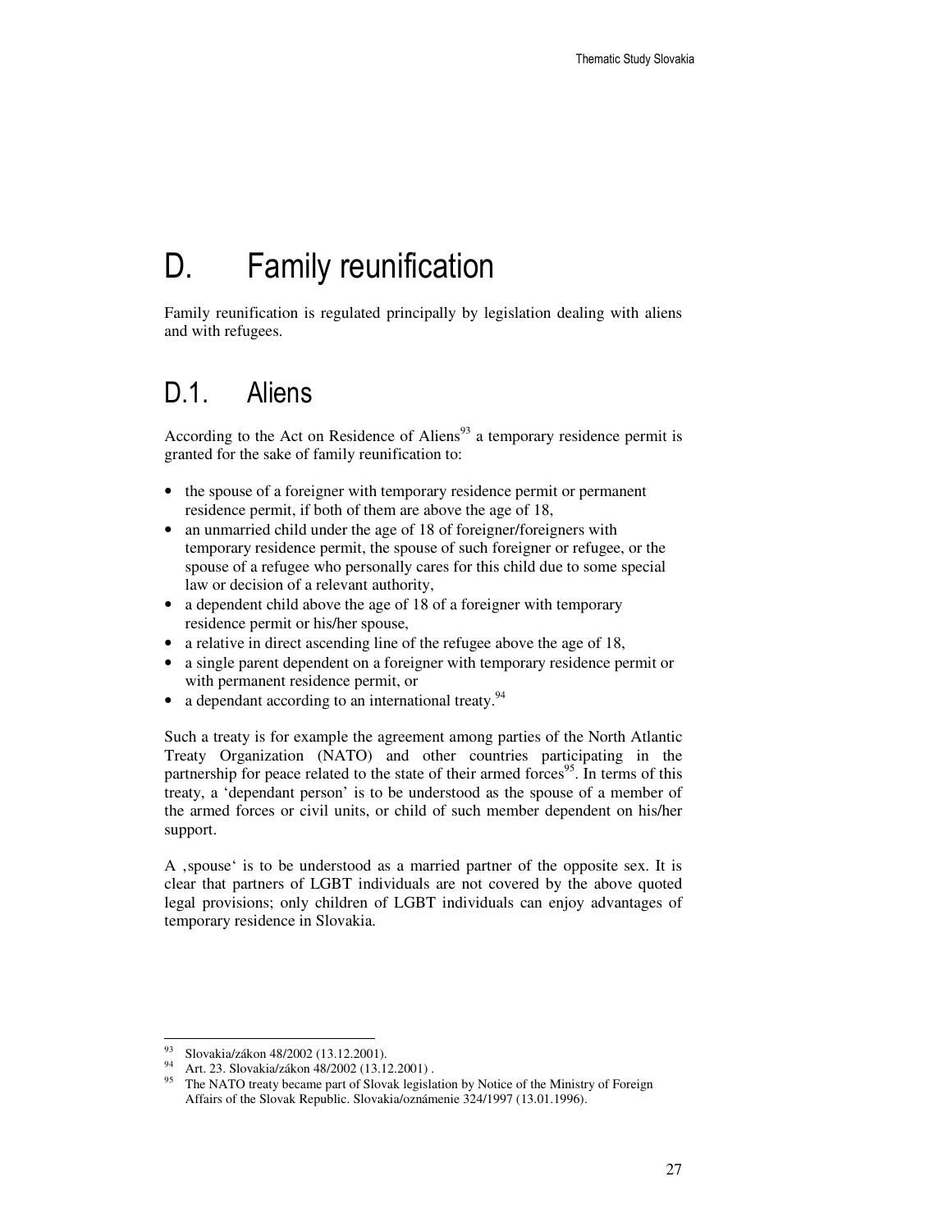# D. Family reunification

Family reunification is regulated principally by legislation dealing with aliens and with refugees.

## D.1. Aliens

According to the Act on Residence of Aliens[93] a temporary residence permit is granted for the sake of family reunification to:

- the spouse of a foreigner with temporary residence permit or permanent residence permit, if both of them are above the age of 18,
- an unmarried child under the age of 18 of foreigner/foreigners with temporary residence permit, the spouse of such foreigner or refugee, or the spouse of a refugee who personally cares for this child due to some special law or decision of a relevant authority,
- a dependent child above the age of 18 of a foreigner with temporary residence permit or his/her spouse,
- a relative in direct ascending line of the refugee above the age of 18,
- a single parent dependent on a foreigner with temporary residence permit or with permanent residence permit, or
- a dependant according to an international treaty.[94]

Such a treaty is for example the agreement among parties of the North Atlantic Treaty Organization (NATO) and other countries participating in the partnership for peace related to the state of their armed forces[95]. In terms of this treaty, a 'dependant person' is to be understood as the spouse of a member of the armed forces or civil units, or child of such member dependent on his/her support.

A ‚spouse' is to be understood as a married partner of the opposite sex. It is clear that partners of LGBT individuals are not covered by the above quoted legal provisions; only children of LGBT individuals can enjoy advantages of temporary residence in Slovakia.

---

[93] Slovakia/zákon 48/2002 (13.12.2001).

[94] Art. 23. Slovakia/zákon 48/2002 (13.12.2001) .

[95] The NATO treaty became part of Slovak legislation by Notice of the Ministry of Foreign Affairs of the Slovak Republic. Slovakia/oznámenie 324/1997 (13.01.1996).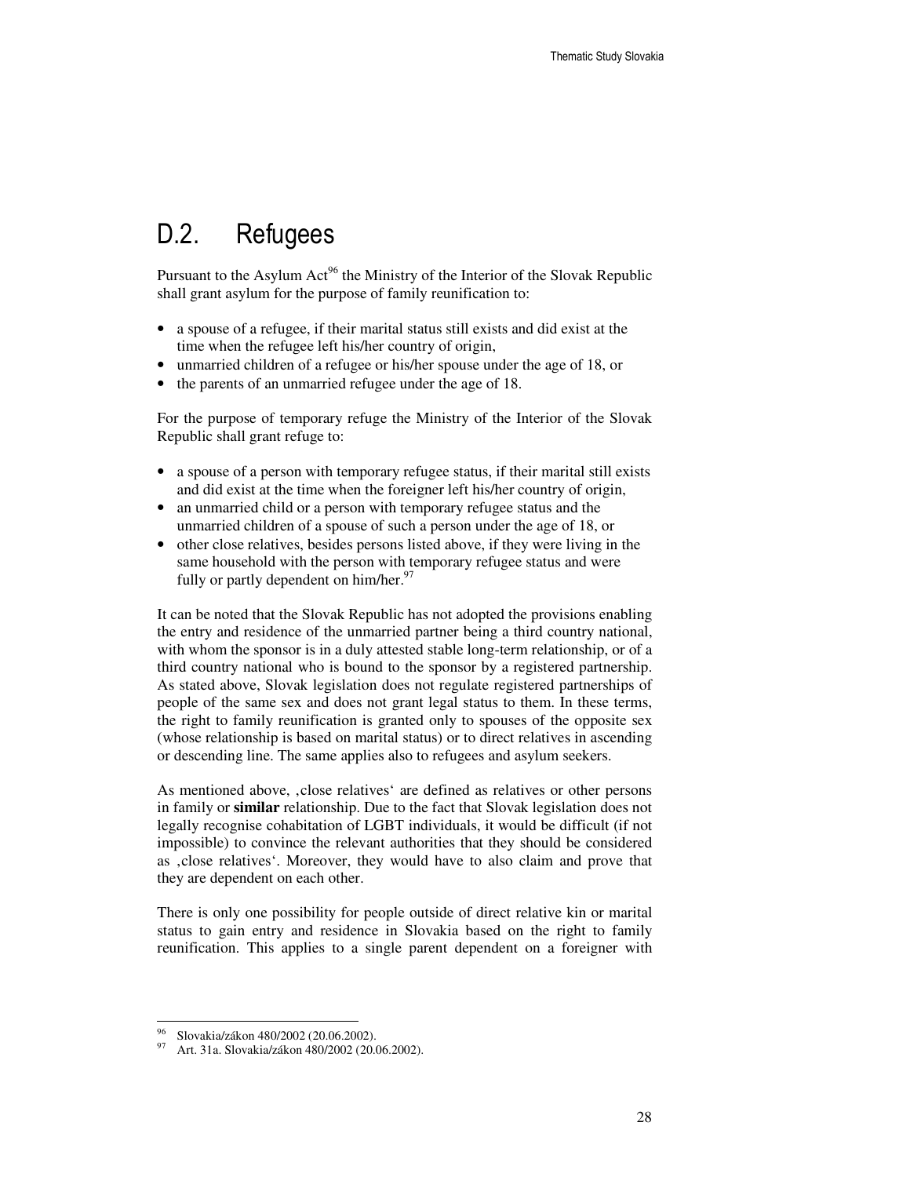## D.2. Refugees

Pursuant to the Asylum Act[96] the Ministry of the Interior of the Slovak Republic shall grant asylum for the purpose of family reunification to:

- a spouse of a refugee, if their marital status still exists and did exist at the time when the refugee left his/her country of origin,
- unmarried children of a refugee or his/her spouse under the age of 18, or
- the parents of an unmarried refugee under the age of 18.

For the purpose of temporary refuge the Ministry of the Interior of the Slovak Republic shall grant refuge to:

- a spouse of a person with temporary refugee status, if their marital still exists and did exist at the time when the foreigner left his/her country of origin,
- an unmarried child or a person with temporary refugee status and the unmarried children of a spouse of such a person under the age of 18, or
- other close relatives, besides persons listed above, if they were living in the same household with the person with temporary refugee status and were fully or partly dependent on him/her.[97]

It can be noted that the Slovak Republic has not adopted the provisions enabling the entry and residence of the unmarried partner being a third country national, with whom the sponsor is in a duly attested stable long-term relationship, or of a third country national who is bound to the sponsor by a registered partnership. As stated above, Slovak legislation does not regulate registered partnerships of people of the same sex and does not grant legal status to them. In these terms, the right to family reunification is granted only to spouses of the opposite sex (whose relationship is based on marital status) or to direct relatives in ascending or descending line. The same applies also to refugees and asylum seekers.

As mentioned above, ‚close relatives' are defined as relatives or other persons in family or **similar** relationship. Due to the fact that Slovak legislation does not legally recognise cohabitation of LGBT individuals, it would be difficult (if not impossible) to convince the relevant authorities that they should be considered as ‚close relatives'. Moreover, they would have to also claim and prove that they are dependent on each other.

There is only one possibility for people outside of direct relative kin or marital status to gain entry and residence in Slovakia based on the right to family reunification. This applies to a single parent dependent on a foreigner with

[96] Slovakia/zákon 480/2002 (20.06.2002).

[97] Art. 31a. Slovakia/zákon 480/2002 (20.06.2002).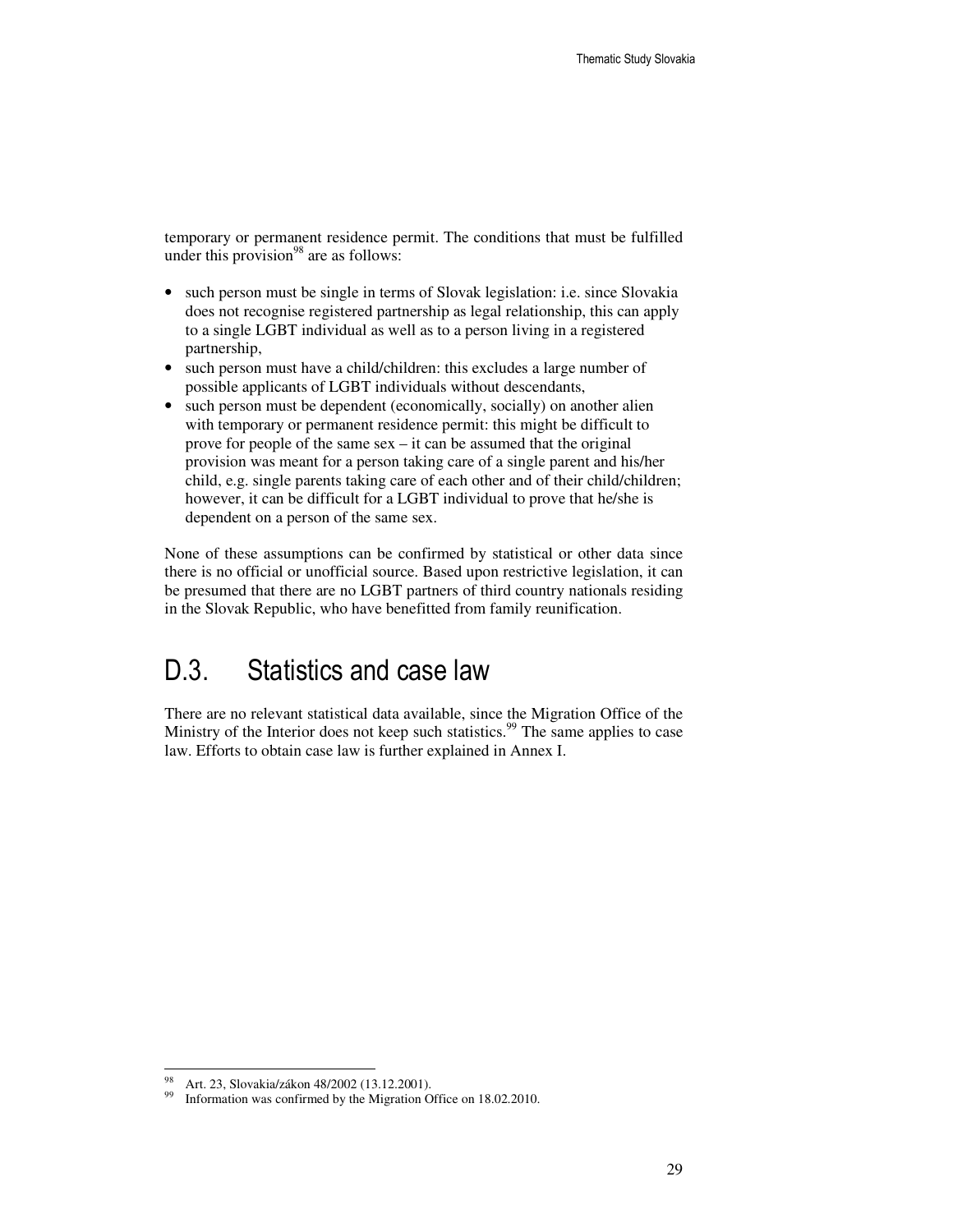temporary or permanent residence permit. The conditions that must be fulfilled under this provision[98] are as follows:

- such person must be single in terms of Slovak legislation: i.e. since Slovakia does not recognise registered partnership as legal relationship, this can apply to a single LGBT individual as well as to a person living in a registered partnership,
- such person must have a child/children: this excludes a large number of possible applicants of LGBT individuals without descendants,
- such person must be dependent (economically, socially) on another alien with temporary or permanent residence permit: this might be difficult to prove for people of the same sex – it can be assumed that the original provision was meant for a person taking care of a single parent and his/her child, e.g. single parents taking care of each other and of their child/children; however, it can be difficult for a LGBT individual to prove that he/she is dependent on a person of the same sex.

None of these assumptions can be confirmed by statistical or other data since there is no official or unofficial source. Based upon restrictive legislation, it can be presumed that there are no LGBT partners of third country nationals residing in the Slovak Republic, who have benefitted from family reunification.

## D.3. Statistics and case law

There are no relevant statistical data available, since the Migration Office of the Ministry of the Interior does not keep such statistics.[99] The same applies to case law. Efforts to obtain case law is further explained in Annex I.

---

[98] Art. 23, Slovakia/zákon 48/2002 (13.12.2001).

[99] Information was confirmed by the Migration Office on 18.02.2010.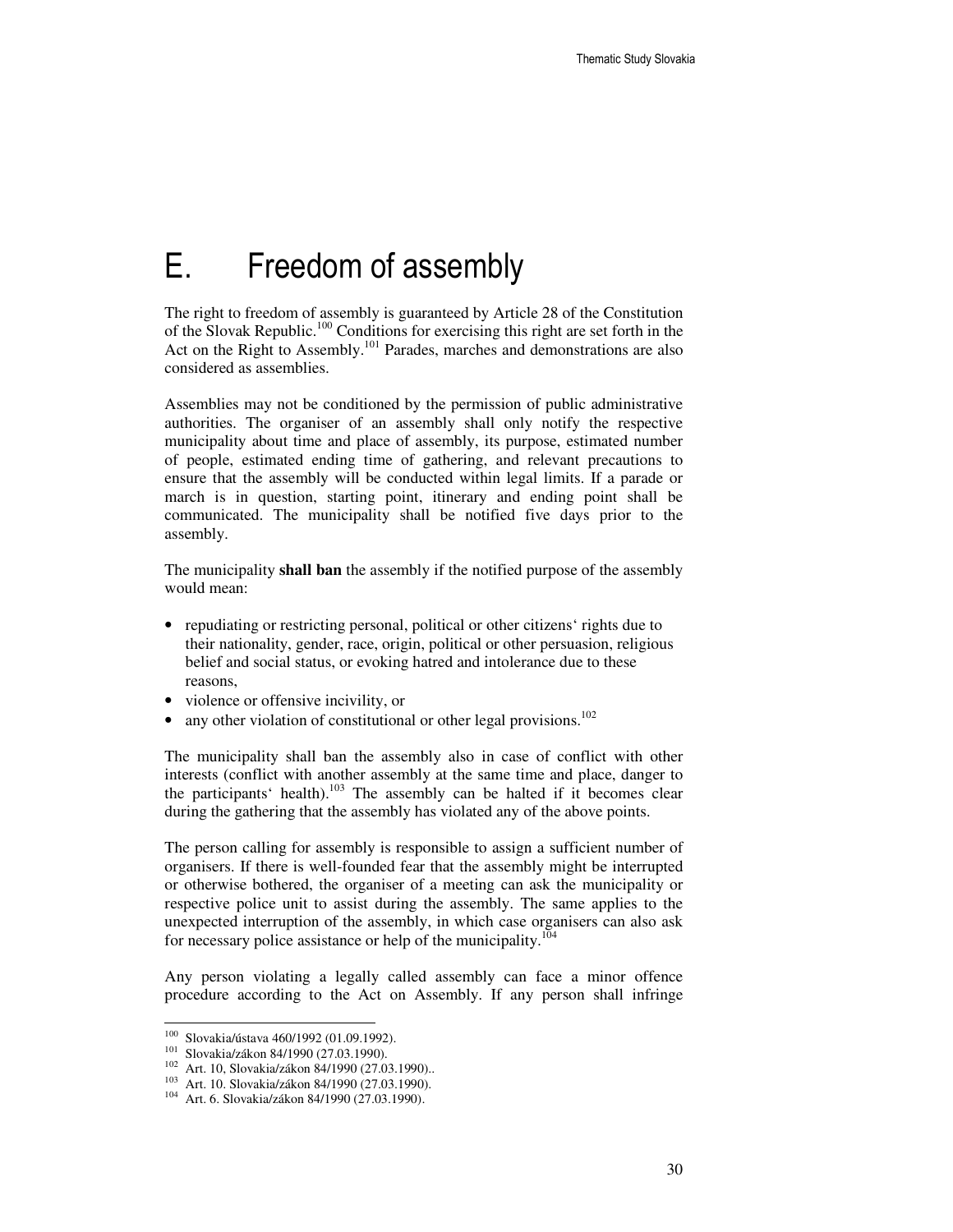# E. Freedom of assembly

The right to freedom of assembly is guaranteed by Article 28 of the Constitution of the Slovak Republic.[100] Conditions for exercising this right are set forth in the Act on the Right to Assembly.[101] Parades, marches and demonstrations are also considered as assemblies.

Assemblies may not be conditioned by the permission of public administrative authorities. The organiser of an assembly shall only notify the respective municipality about time and place of assembly, its purpose, estimated number of people, estimated ending time of gathering, and relevant precautions to ensure that the assembly will be conducted within legal limits. If a parade or march is in question, starting point, itinerary and ending point shall be communicated. The municipality shall be notified five days prior to the assembly.

The municipality **shall ban** the assembly if the notified purpose of the assembly would mean:

- repudiating or restricting personal, political or other citizens‘ rights due to their nationality, gender, race, origin, political or other persuasion, religious belief and social status, or evoking hatred and intolerance due to these reasons,
- violence or offensive incivility, or
- any other violation of constitutional or other legal provisions.[102]

The municipality shall ban the assembly also in case of conflict with other interests (conflict with another assembly at the same time and place, danger to the participants‘ health).[103] The assembly can be halted if it becomes clear during the gathering that the assembly has violated any of the above points.

The person calling for assembly is responsible to assign a sufficient number of organisers. If there is well-founded fear that the assembly might be interrupted or otherwise bothered, the organiser of a meeting can ask the municipality or respective police unit to assist during the assembly. The same applies to the unexpected interruption of the assembly, in which case organisers can also ask for necessary police assistance or help of the municipality.[104]

Any person violating a legally called assembly can face a minor offence procedure according to the Act on Assembly. If any person shall infringe

---

[100] Slovakia/ústava 460/1992 (01.09.1992).

[101] Slovakia/zákon 84/1990 (27.03.1990).

[102] Art. 10, Slovakia/zákon 84/1990 (27.03.1990)..

[103] Art. 10. Slovakia/zákon 84/1990 (27.03.1990).

[104] Art. 6. Slovakia/zákon 84/1990 (27.03.1990).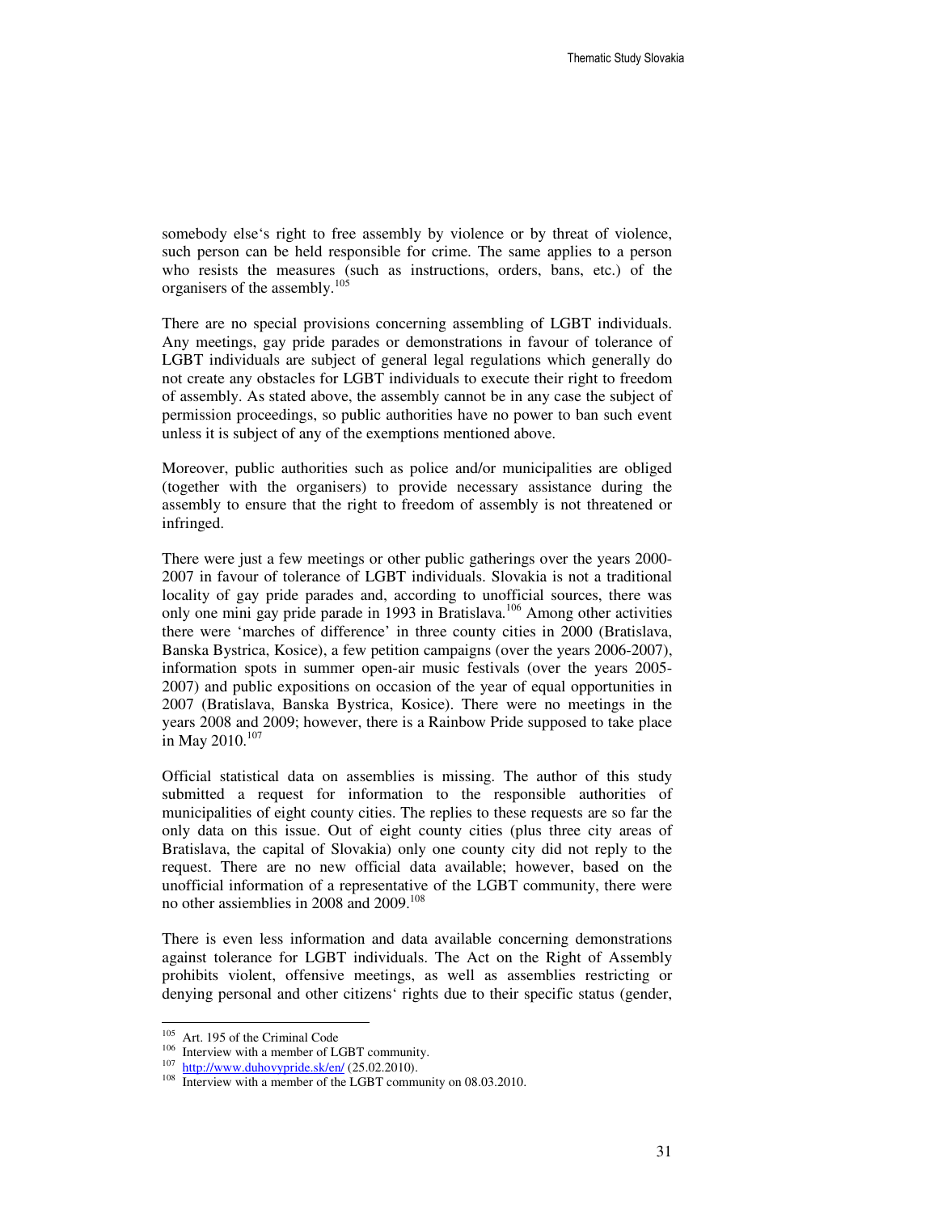somebody else's right to free assembly by violence or by threat of violence, such person can be held responsible for crime. The same applies to a person who resists the measures (such as instructions, orders, bans, etc.) of the organisers of the assembly.[105]

There are no special provisions concerning assembling of LGBT individuals. Any meetings, gay pride parades or demonstrations in favour of tolerance of LGBT individuals are subject of general legal regulations which generally do not create any obstacles for LGBT individuals to execute their right to freedom of assembly. As stated above, the assembly cannot be in any case the subject of permission proceedings, so public authorities have no power to ban such event unless it is subject of any of the exemptions mentioned above.

Moreover, public authorities such as police and/or municipalities are obliged (together with the organisers) to provide necessary assistance during the assembly to ensure that the right to freedom of assembly is not threatened or infringed.

There were just a few meetings or other public gatherings over the years 2000-2007 in favour of tolerance of LGBT individuals. Slovakia is not a traditional locality of gay pride parades and, according to unofficial sources, there was only one mini gay pride parade in 1993 in Bratislava.[106] Among other activities there were 'marches of difference' in three county cities in 2000 (Bratislava, Banska Bystrica, Kosice), a few petition campaigns (over the years 2006-2007), information spots in summer open-air music festivals (over the years 2005-2007) and public expositions on occasion of the year of equal opportunities in 2007 (Bratislava, Banska Bystrica, Kosice). There were no meetings in the years 2008 and 2009; however, there is a Rainbow Pride supposed to take place in May 2010.[107]

Official statistical data on assemblies is missing. The author of this study submitted a request for information to the responsible authorities of municipalities of eight county cities. The replies to these requests are so far the only data on this issue. Out of eight county cities (plus three city areas of Bratislava, the capital of Slovakia) only one county city did not reply to the request. There are no new official data available; however, based on the unofficial information of a representative of the LGBT community, there were no other assiemblies in 2008 and 2009.[108]

There is even less information and data available concerning demonstrations against tolerance for LGBT individuals. The Act on the Right of Assembly prohibits violent, offensive meetings, as well as assemblies restricting or denying personal and other citizens' rights due to their specific status (gender,

---

[105] Art. 195 of the Criminal Code

[106] Interview with a member of LGBT community.

[107] http://www.duhovypride.sk/en/ (25.02.2010).

[108] Interview with a member of the LGBT community on 08.03.2010.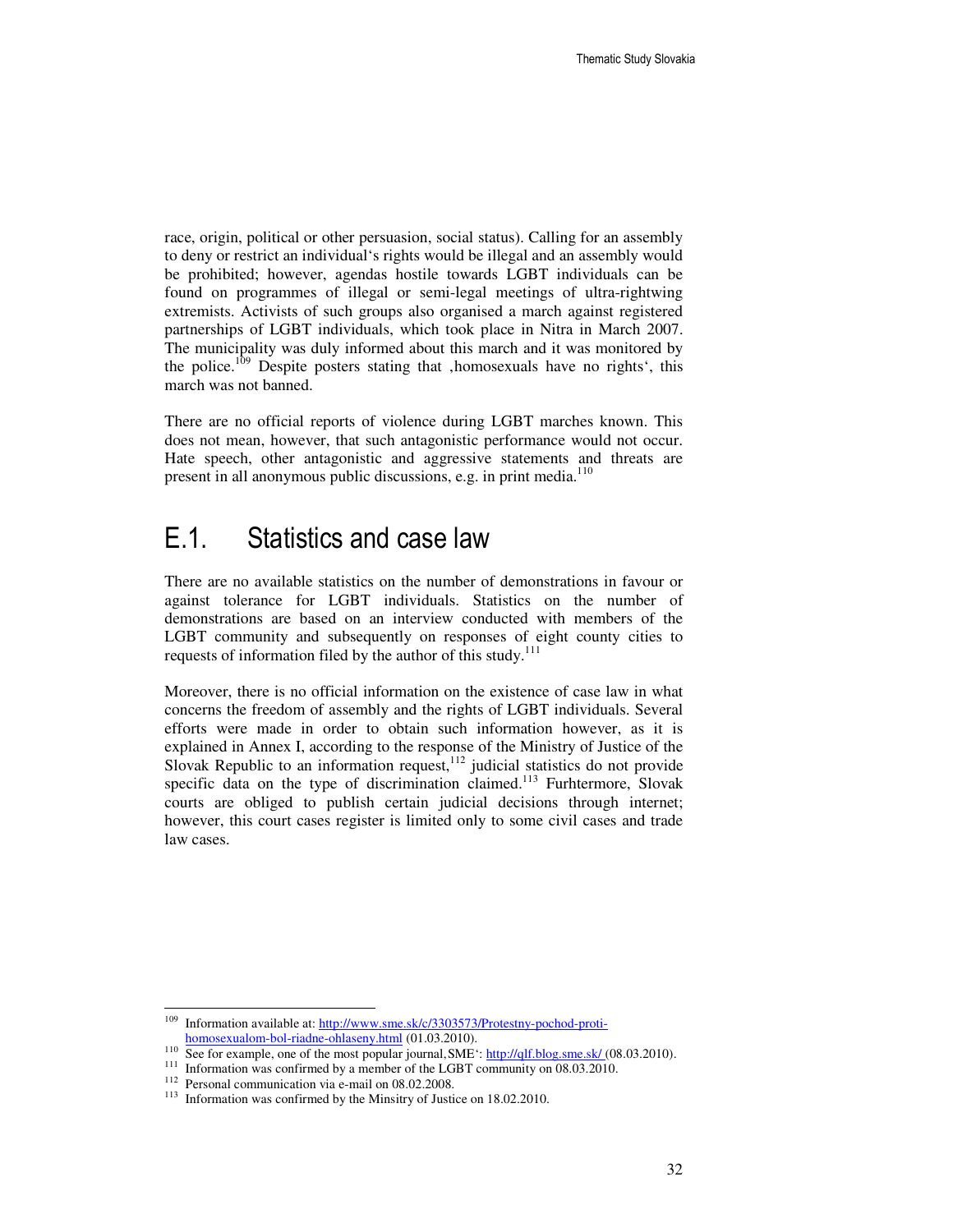race, origin, political or other persuasion, social status). Calling for an assembly to deny or restrict an individual's rights would be illegal and an assembly would be prohibited; however, agendas hostile towards LGBT individuals can be found on programmes of illegal or semi-legal meetings of ultra-rightwing extremists. Activists of such groups also organised a march against registered partnerships of LGBT individuals, which took place in Nitra in March 2007. The municipality was duly informed about this march and it was monitored by the police.[109] Despite posters stating that ‚homosexuals have no rights', this march was not banned.

There are no official reports of violence during LGBT marches known. This does not mean, however, that such antagonistic performance would not occur. Hate speech, other antagonistic and aggressive statements and threats are present in all anonymous public discussions, e.g. in print media.[110]

## E.1. Statistics and case law

There are no available statistics on the number of demonstrations in favour or against tolerance for LGBT individuals. Statistics on the number of demonstrations are based on an interview conducted with members of the LGBT community and subsequently on responses of eight county cities to requests of information filed by the author of this study.[111]

Moreover, there is no official information on the existence of case law in what concerns the freedom of assembly and the rights of LGBT individuals. Several efforts were made in order to obtain such information however, as it is explained in Annex I, according to the response of the Ministry of Justice of the Slovak Republic to an information request,[112] judicial statistics do not provide specific data on the type of discrimination claimed.[113] Furhtermore, Slovak courts are obliged to publish certain judicial decisions through internet; however, this court cases register is limited only to some civil cases and trade law cases.

---

[109] Information available at: http://www.sme.sk/c/3303573/Protestny-pochod-proti-homosexualom-bol-riadne-ohlaseny.html (01.03.2010).

[110] See for example, one of the most popular journal,SME': http://qlf.blog.sme.sk/ (08.03.2010).

[111] Information was confirmed by a member of the LGBT community on 08.03.2010.

[112] Personal communication via e-mail on 08.02.2008.

[113] Information was confirmed by the Minsitry of Justice on 18.02.2010.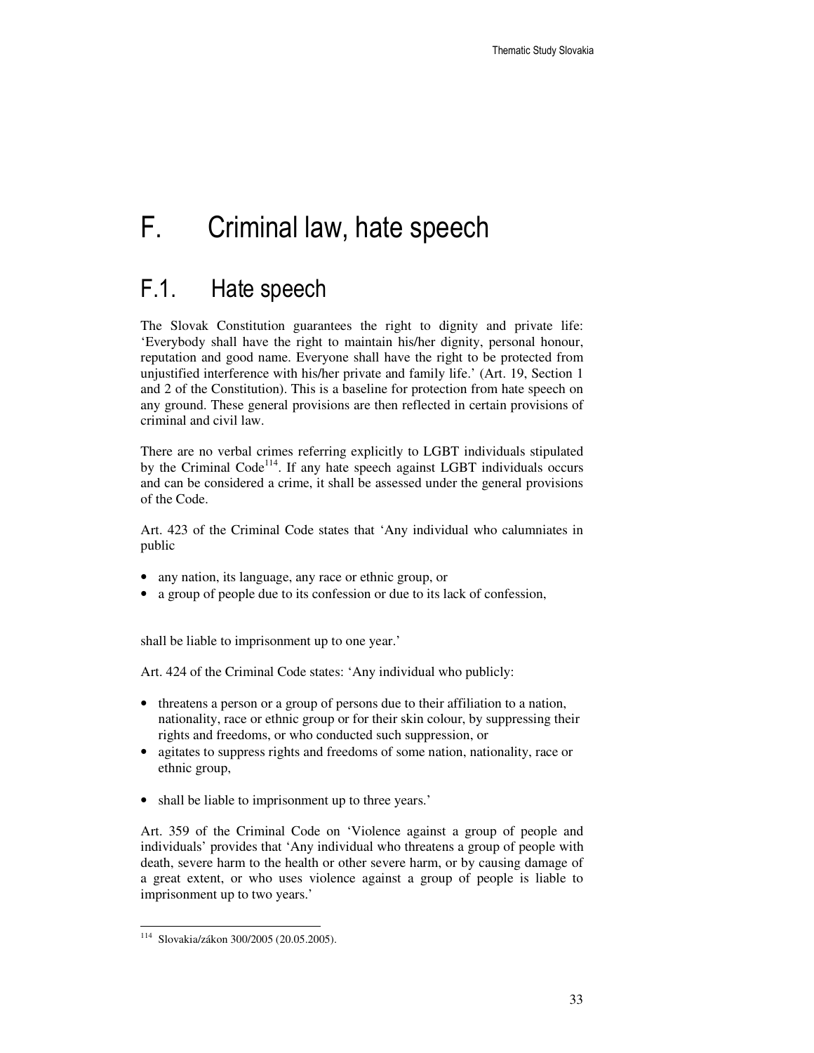# F. Criminal law, hate speech

## F.1. Hate speech

The Slovak Constitution guarantees the right to dignity and private life: 'Everybody shall have the right to maintain his/her dignity, personal honour, reputation and good name. Everyone shall have the right to be protected from unjustified interference with his/her private and family life.' (Art. 19, Section 1 and 2 of the Constitution). This is a baseline for protection from hate speech on any ground. These general provisions are then reflected in certain provisions of criminal and civil law.

There are no verbal crimes referring explicitly to LGBT individuals stipulated by the Criminal Code[114]. If any hate speech against LGBT individuals occurs and can be considered a crime, it shall be assessed under the general provisions of the Code.

Art. 423 of the Criminal Code states that 'Any individual who calumniates in public

- any nation, its language, any race or ethnic group, or
- a group of people due to its confession or due to its lack of confession,

shall be liable to imprisonment up to one year.'

Art. 424 of the Criminal Code states: 'Any individual who publicly:

- threatens a person or a group of persons due to their affiliation to a nation, nationality, race or ethnic group or for their skin colour, by suppressing their rights and freedoms, or who conducted such suppression, or
- agitates to suppress rights and freedoms of some nation, nationality, race or ethnic group,

- shall be liable to imprisonment up to three years.'

Art. 359 of the Criminal Code on 'Violence against a group of people and individuals' provides that 'Any individual who threatens a group of people with death, severe harm to the health or other severe harm, or by causing damage of a great extent, or who uses violence against a group of people is liable to imprisonment up to two years.'

[114] Slovakia/zákon 300/2005 (20.05.2005).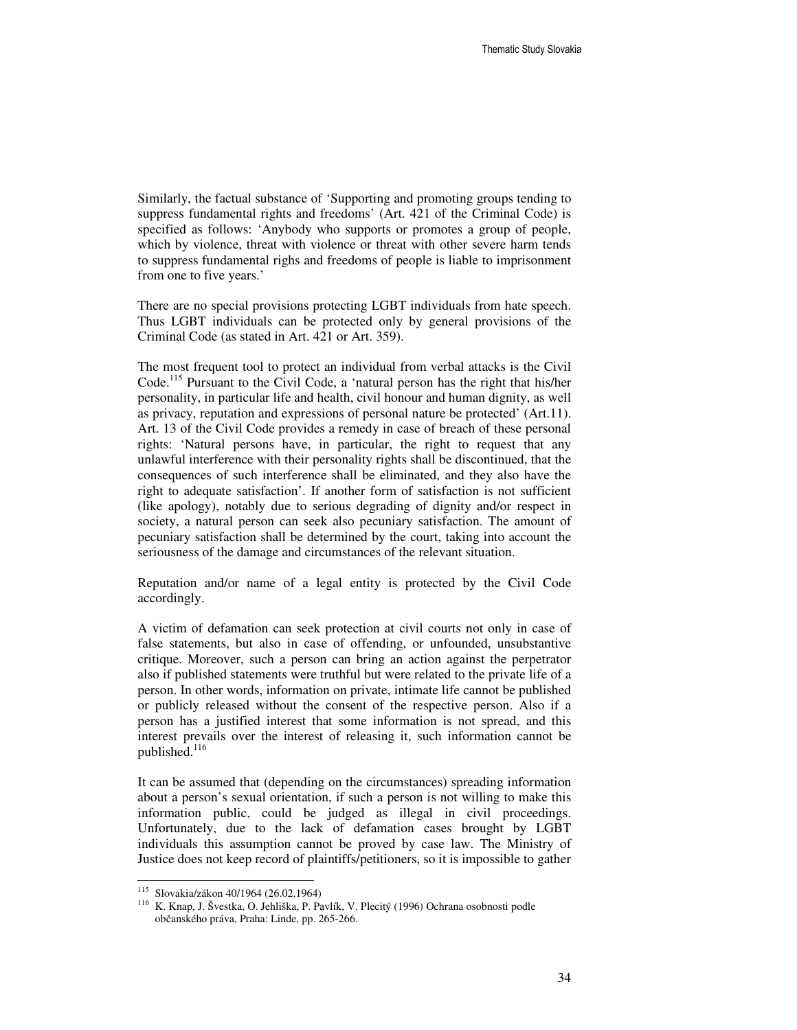Similarly, the factual substance of 'Supporting and promoting groups tending to suppress fundamental rights and freedoms' (Art. 421 of the Criminal Code) is specified as follows: 'Anybody who supports or promotes a group of people, which by violence, threat with violence or threat with other severe harm tends to suppress fundamental righs and freedoms of people is liable to imprisonment from one to five years.'

There are no special provisions protecting LGBT individuals from hate speech. Thus LGBT individuals can be protected only by general provisions of the Criminal Code (as stated in Art. 421 or Art. 359).

The most frequent tool to protect an individual from verbal attacks is the Civil Code.[115] Pursuant to the Civil Code, a 'natural person has the right that his/her personality, in particular life and health, civil honour and human dignity, as well as privacy, reputation and expressions of personal nature be protected' (Art.11). Art. 13 of the Civil Code provides a remedy in case of breach of these personal rights: 'Natural persons have, in particular, the right to request that any unlawful interference with their personality rights shall be discontinued, that the consequences of such interference shall be eliminated, and they also have the right to adequate satisfaction'. If another form of satisfaction is not sufficient (like apology), notably due to serious degrading of dignity and/or respect in society, a natural person can seek also pecuniary satisfaction. The amount of pecuniary satisfaction shall be determined by the court, taking into account the seriousness of the damage and circumstances of the relevant situation.

Reputation and/or name of a legal entity is protected by the Civil Code accordingly.

A victim of defamation can seek protection at civil courts not only in case of false statements, but also in case of offending, or unfounded, unsubstantive critique. Moreover, such a person can bring an action against the perpetrator also if published statements were truthful but were related to the private life of a person. In other words, information on private, intimate life cannot be published or publicly released without the consent of the respective person. Also if a person has a justified interest that some information is not spread, and this interest prevails over the interest of releasing it, such information cannot be published.[116]

It can be assumed that (depending on the circumstances) spreading information about a person's sexual orientation, if such a person is not willing to make this information public, could be judged as illegal in civil proceedings. Unfortunately, due to the lack of defamation cases brought by LGBT individuals this assumption cannot be proved by case law. The Ministry of Justice does not keep record of plaintiffs/petitioners, so it is impossible to gather

---

[115] Slovakia/zákon 40/1964 (26.02.1964)

[116] K. Knap, J. Švestka, O. Jehliška, P. Pavlík, V. Plecitý (1996) Ochrana osobnosti podle občanského práva, Praha: Linde, pp. 265-266.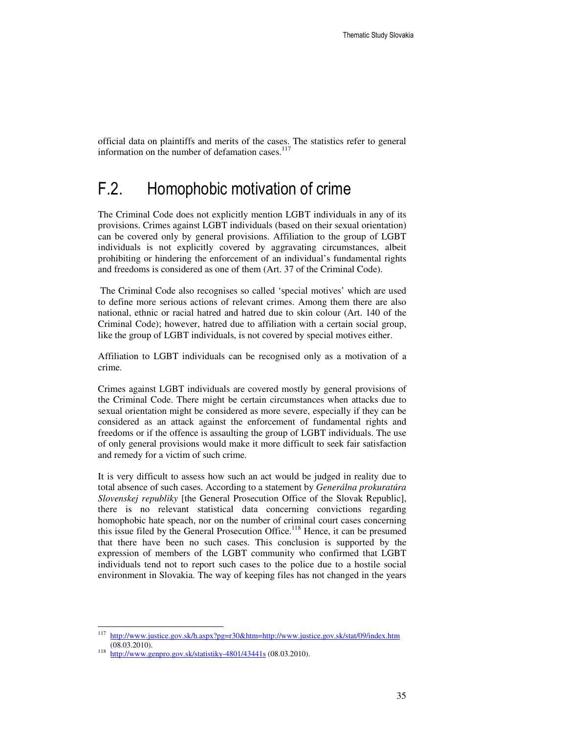official data on plaintiffs and merits of the cases. The statistics refer to general information on the number of defamation cases.[117]

## F.2. Homophobic motivation of crime

The Criminal Code does not explicitly mention LGBT individuals in any of its provisions. Crimes against LGBT individuals (based on their sexual orientation) can be covered only by general provisions. Affiliation to the group of LGBT individuals is not explicitly covered by aggravating circumstances, albeit prohibiting or hindering the enforcement of an individual's fundamental rights and freedoms is considered as one of them (Art. 37 of the Criminal Code).

The Criminal Code also recognises so called 'special motives' which are used to define more serious actions of relevant crimes. Among them there are also national, ethnic or racial hatred and hatred due to skin colour (Art. 140 of the Criminal Code); however, hatred due to affiliation with a certain social group, like the group of LGBT individuals, is not covered by special motives either.

Affiliation to LGBT individuals can be recognised only as a motivation of a crime.

Crimes against LGBT individuals are covered mostly by general provisions of the Criminal Code. There might be certain circumstances when attacks due to sexual orientation might be considered as more severe, especially if they can be considered as an attack against the enforcement of fundamental rights and freedoms or if the offence is assaulting the group of LGBT individuals. The use of only general provisions would make it more difficult to seek fair satisfaction and remedy for a victim of such crime.

It is very difficult to assess how such an act would be judged in reality due to total absence of such cases. According to a statement by *Generálna prokuratúra Slovenskej republiky* [the General Prosecution Office of the Slovak Republic], there is no relevant statistical data concerning convictions regarding homophobic hate speach, nor on the number of criminal court cases concerning this issue filed by the General Prosecution Office.[118] Hence, it can be presumed that there have been no such cases. This conclusion is supported by the expression of members of the LGBT community who confirmed that LGBT individuals tend not to report such cases to the police due to a hostile social environment in Slovakia. The way of keeping files has not changed in the years

---

[117] http://www.justice.gov.sk/h.aspx?pg=r30&htm=http://www.justice.gov.sk/stat/09/index.htm (08.03.2010).

[118] http://www.genpro.gov.sk/statistiky-4801/43441s (08.03.2010).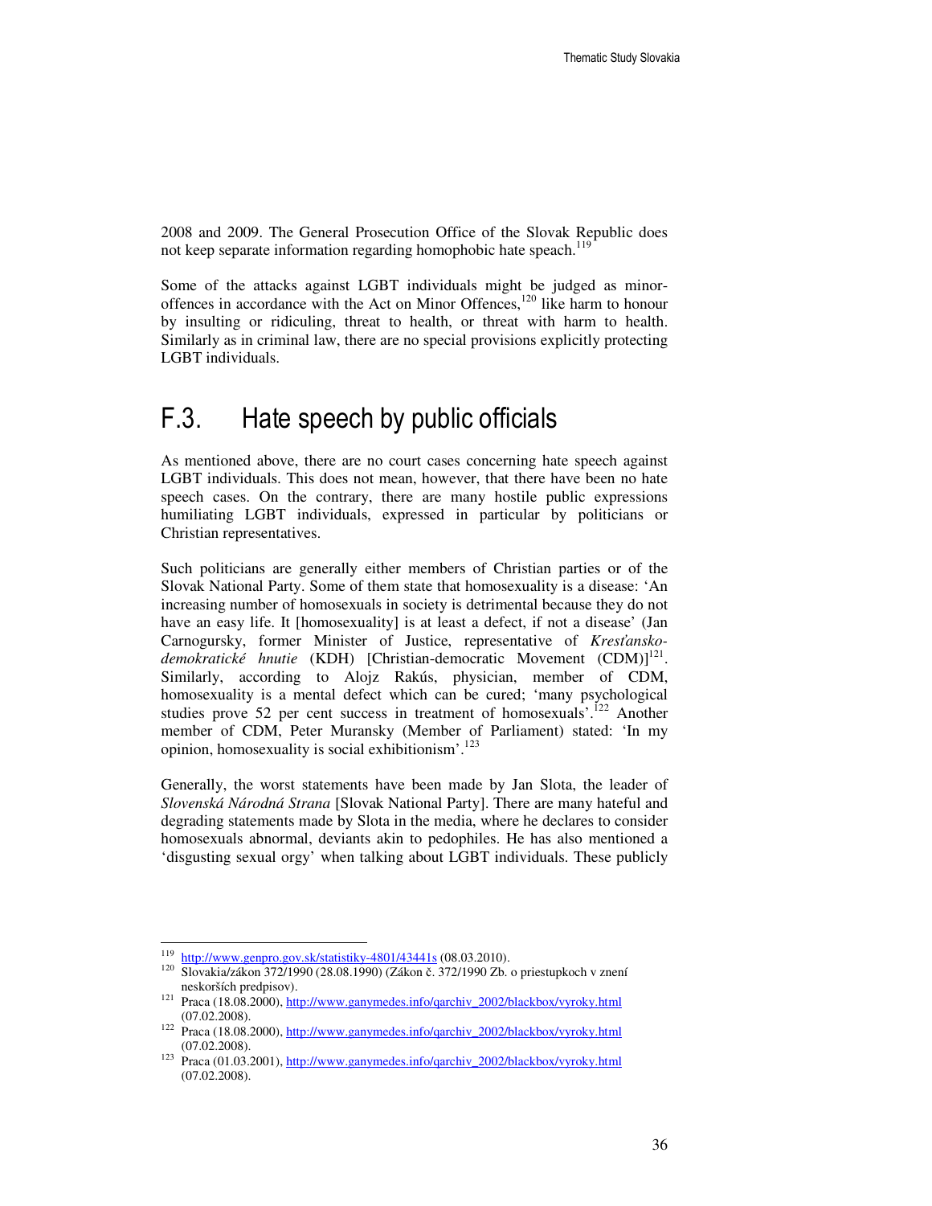2008 and 2009. The General Prosecution Office of the Slovak Republic does not keep separate information regarding homophobic hate speach.[119]

Some of the attacks against LGBT individuals might be judged as minor-offences in accordance with the Act on Minor Offences,[120] like harm to honour by insulting or ridiculing, threat to health, or threat with harm to health. Similarly as in criminal law, there are no special provisions explicitly protecting LGBT individuals.

## F.3. Hate speech by public officials

As mentioned above, there are no court cases concerning hate speech against LGBT individuals. This does not mean, however, that there have been no hate speech cases. On the contrary, there are many hostile public expressions humiliating LGBT individuals, expressed in particular by politicians or Christian representatives.

Such politicians are generally either members of Christian parties or of the Slovak National Party. Some of them state that homosexuality is a disease: 'An increasing number of homosexuals in society is detrimental because they do not have an easy life. It [homosexuality] is at least a defect, if not a disease' (Jan Carnogursky, former Minister of Justice, representative of *Kresťansko-demokratické hnutie* (KDH) [Christian-democratic Movement (CDM)][121]. Similarly, according to Alojz Rakús, physician, member of CDM, homosexuality is a mental defect which can be cured; 'many psychological studies prove 52 per cent success in treatment of homosexuals'.[122] Another member of CDM, Peter Muransky (Member of Parliament) stated: 'In my opinion, homosexuality is social exhibitionism'.[123]

Generally, the worst statements have been made by Jan Slota, the leader of *Slovenská Národná Strana* [Slovak National Party]. There are many hateful and degrading statements made by Slota in the media, where he declares to consider homosexuals abnormal, deviants akin to pedophiles. He has also mentioned a 'disgusting sexual orgy' when talking about LGBT individuals. These publicly

---

[119] http://www.genpro.gov.sk/statistiky-4801/43441s (08.03.2010).

[120] Slovakia/zákon 372/1990 (28.08.1990) (Zákon č. 372/1990 Zb. o priestupkoch v znení neskorších predpisov).

[121] Praca (18.08.2000), http://www.ganymedes.info/qarchiv_2002/blackbox/vyroky.html (07.02.2008).

[122] Praca (18.08.2000), http://www.ganymedes.info/qarchiv_2002/blackbox/vyroky.html (07.02.2008).

[123] Praca (01.03.2001), http://www.ganymedes.info/qarchiv_2002/blackbox/vyroky.html (07.02.2008).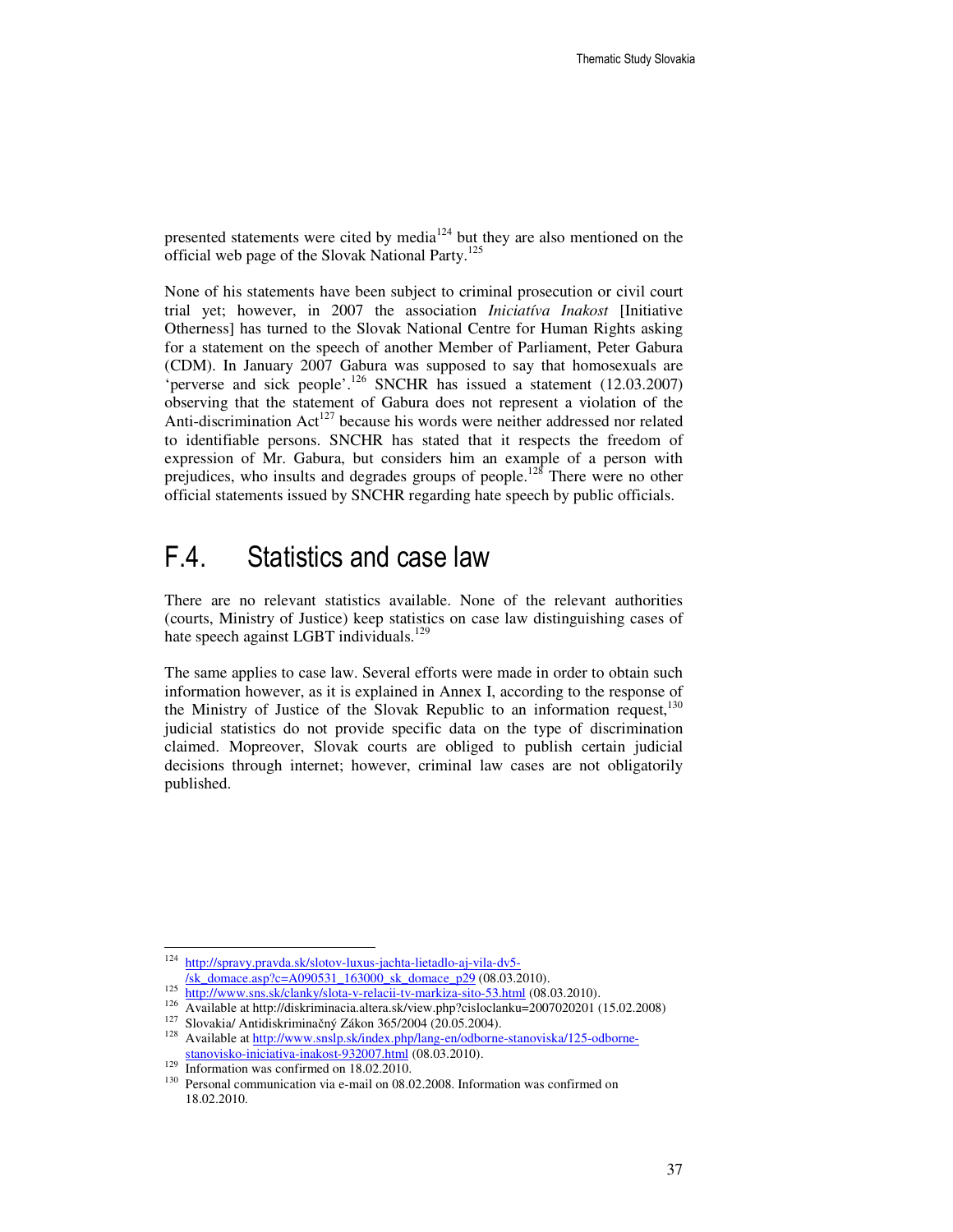presented statements were cited by media[124] but they are also mentioned on the official web page of the Slovak National Party.[125]

None of his statements have been subject to criminal prosecution or civil court trial yet; however, in 2007 the association *Iniciatíva Inakost* [Initiative Otherness] has turned to the Slovak National Centre for Human Rights asking for a statement on the speech of another Member of Parliament, Peter Gabura (CDM). In January 2007 Gabura was supposed to say that homosexuals are 'perverse and sick people'.[126] SNCHR has issued a statement (12.03.2007) observing that the statement of Gabura does not represent a violation of the Anti-discrimination Act[127] because his words were neither addressed nor related to identifiable persons. SNCHR has stated that it respects the freedom of expression of Mr. Gabura, but considers him an example of a person with prejudices, who insults and degrades groups of people.[128] There were no other official statements issued by SNCHR regarding hate speech by public officials.

## F.4. Statistics and case law

There are no relevant statistics available. None of the relevant authorities (courts, Ministry of Justice) keep statistics on case law distinguishing cases of hate speech against LGBT individuals.[129]

The same applies to case law. Several efforts were made in order to obtain such information however, as it is explained in Annex I, according to the response of the Ministry of Justice of the Slovak Republic to an information request,[130] judicial statistics do not provide specific data on the type of discrimination claimed. Mopreover, Slovak courts are obliged to publish certain judicial decisions through internet; however, criminal law cases are not obligatorily published.

---

[124] http://spravy.pravda.sk/slotov-luxus-jachta-lietadlo-aj-vila-dv5-/sk_domace.asp?c=A090531_163000_sk_domace_p29 (08.03.2010).

[125] http://www.sns.sk/clanky/slota-v-relacii-tv-markiza-sito-53.html (08.03.2010).

[126] Available at http://diskriminacia.altera.sk/view.php?cisloclanku=2007020201 (15.02.2008)

[127] Slovakia/ Antidiskriminačný Zákon 365/2004 (20.05.2004).

[128] Available at http://www.snslp.sk/index.php/lang-en/odborne-stanoviska/125-odborne-stanovisko-iniciativa-inakost-932007.html (08.03.2010).

[129] Information was confirmed on 18.02.2010.

[130] Personal communication via e-mail on 08.02.2008. Information was confirmed on 18.02.2010.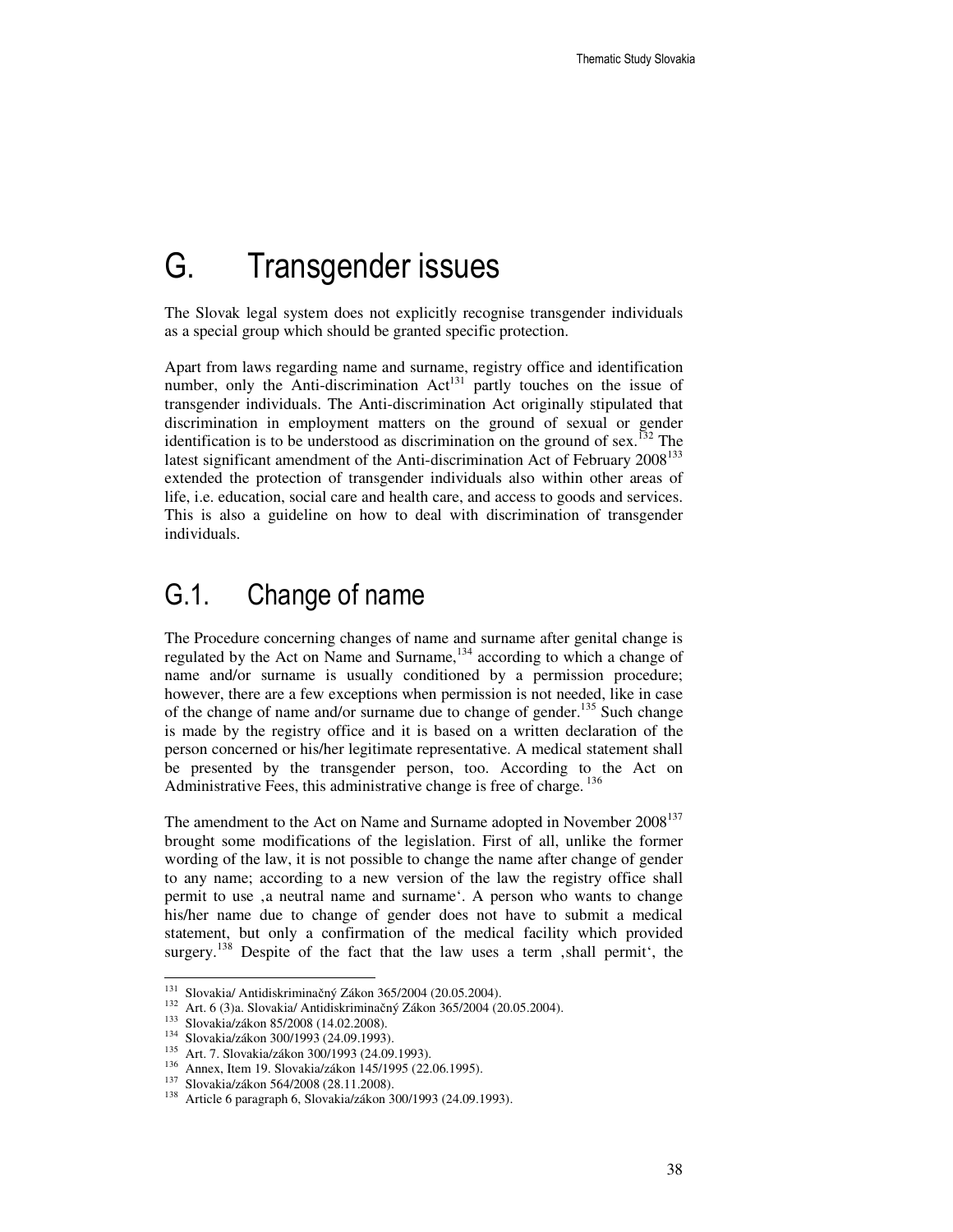# G. Transgender issues

The Slovak legal system does not explicitly recognise transgender individuals as a special group which should be granted specific protection.

Apart from laws regarding name and surname, registry office and identification number, only the Anti-discrimination Act[131] partly touches on the issue of transgender individuals. The Anti-discrimination Act originally stipulated that discrimination in employment matters on the ground of sexual or gender identification is to be understood as discrimination on the ground of sex.[132] The latest significant amendment of the Anti-discrimination Act of February 2008[133] extended the protection of transgender individuals also within other areas of life, i.e. education, social care and health care, and access to goods and services. This is also a guideline on how to deal with discrimination of transgender individuals.

## G.1. Change of name

The Procedure concerning changes of name and surname after genital change is regulated by the Act on Name and Surname,[134] according to which a change of name and/or surname is usually conditioned by a permission procedure; however, there are a few exceptions when permission is not needed, like in case of the change of name and/or surname due to change of gender.[135] Such change is made by the registry office and it is based on a written declaration of the person concerned or his/her legitimate representative. A medical statement shall be presented by the transgender person, too. According to the Act on Administrative Fees, this administrative change is free of charge.[136]

The amendment to the Act on Name and Surname adopted in November 2008[137] brought some modifications of the legislation. First of all, unlike the former wording of the law, it is not possible to change the name after change of gender to any name; according to a new version of the law the registry office shall permit to use ‚a neutral name and surname‘. A person who wants to change his/her name due to change of gender does not have to submit a medical statement, but only a confirmation of the medical facility which provided surgery.[138] Despite of the fact that the law uses a term ‚shall permit‘, the

---

[131] Slovakia/ Antidiskriminačný Zákon 365/2004 (20.05.2004).

[132] Art. 6 (3)a. Slovakia/ Antidiskriminačný Zákon 365/2004 (20.05.2004).

[133] Slovakia/zákon 85/2008 (14.02.2008).

[134] Slovakia/zákon 300/1993 (24.09.1993).

[135] Art. 7. Slovakia/zákon 300/1993 (24.09.1993).

[136] Annex, Item 19. Slovakia/zákon 145/1995 (22.06.1995).

[137] Slovakia/zákon 564/2008 (28.11.2008).

[138] Article 6 paragraph 6, Slovakia/zákon 300/1993 (24.09.1993).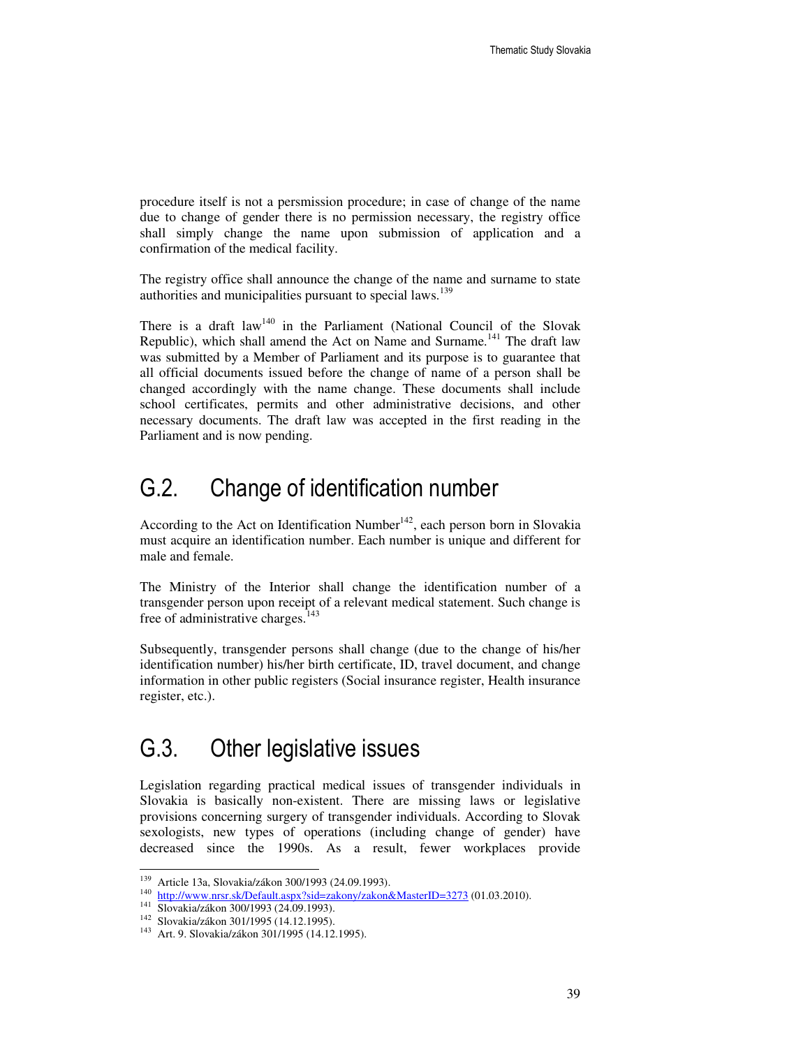procedure itself is not a persmission procedure; in case of change of the name due to change of gender there is no permission necessary, the registry office shall simply change the name upon submission of application and a confirmation of the medical facility.

The registry office shall announce the change of the name and surname to state authorities and municipalities pursuant to special laws.[139]

There is a draft law[140] in the Parliament (National Council of the Slovak Republic), which shall amend the Act on Name and Surname.[141] The draft law was submitted by a Member of Parliament and its purpose is to guarantee that all official documents issued before the change of name of a person shall be changed accordingly with the name change. These documents shall include school certificates, permits and other administrative decisions, and other necessary documents. The draft law was accepted in the first reading in the Parliament and is now pending.

## G.2. Change of identification number

According to the Act on Identification Number[142], each person born in Slovakia must acquire an identification number. Each number is unique and different for male and female.

The Ministry of the Interior shall change the identification number of a transgender person upon receipt of a relevant medical statement. Such change is free of administrative charges.[143]

Subsequently, transgender persons shall change (due to the change of his/her identification number) his/her birth certificate, ID, travel document, and change information in other public registers (Social insurance register, Health insurance register, etc.).

## G.3. Other legislative issues

Legislation regarding practical medical issues of transgender individuals in Slovakia is basically non-existent. There are missing laws or legislative provisions concerning surgery of transgender individuals. According to Slovak sexologists, new types of operations (including change of gender) have decreased since the 1990s. As a result, fewer workplaces provide

---

[139] Article 13a, Slovakia/zákon 300/1993 (24.09.1993).

[140] http://www.nrsr.sk/Default.aspx?sid=zakony/zakon&MasterID=3273 (01.03.2010).

[141] Slovakia/zákon 300/1993 (24.09.1993).

[142] Slovakia/zákon 301/1995 (14.12.1995).

[143] Art. 9. Slovakia/zákon 301/1995 (14.12.1995).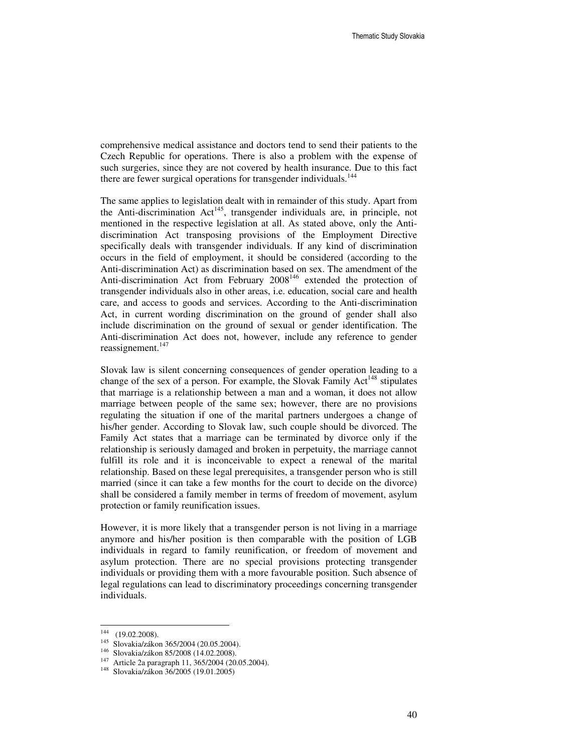comprehensive medical assistance and doctors tend to send their patients to the Czech Republic for operations. There is also a problem with the expense of such surgeries, since they are not covered by health insurance. Due to this fact there are fewer surgical operations for transgender individuals.[144]

The same applies to legislation dealt with in remainder of this study. Apart from the Anti-discrimination Act[145], transgender individuals are, in principle, not mentioned in the respective legislation at all. As stated above, only the Anti-discrimination Act transposing provisions of the Employment Directive specifically deals with transgender individuals. If any kind of discrimination occurs in the field of employment, it should be considered (according to the Anti-discrimination Act) as discrimination based on sex. The amendment of the Anti-discrimination Act from February 2008[146] extended the protection of transgender individuals also in other areas, i.e. education, social care and health care, and access to goods and services. According to the Anti-discrimination Act, in current wording discrimination on the ground of gender shall also include discrimination on the ground of sexual or gender identification. The Anti-discrimination Act does not, however, include any reference to gender reassignement.[147]

Slovak law is silent concerning consequences of gender operation leading to a change of the sex of a person. For example, the Slovak Family Act[148] stipulates that marriage is a relationship between a man and a woman, it does not allow marriage between people of the same sex; however, there are no provisions regulating the situation if one of the marital partners undergoes a change of his/her gender. According to Slovak law, such couple should be divorced. The Family Act states that a marriage can be terminated by divorce only if the relationship is seriously damaged and broken in perpetuity, the marriage cannot fulfill its role and it is inconceivable to expect a renewal of the marital relationship. Based on these legal prerequisites, a transgender person who is still married (since it can take a few months for the court to decide on the divorce) shall be considered a family member in terms of freedom of movement, asylum protection or family reunification issues.

However, it is more likely that a transgender person is not living in a marriage anymore and his/her position is then comparable with the position of LGB individuals in regard to family reunification, or freedom of movement and asylum protection. There are no special provisions protecting transgender individuals or providing them with a more favourable position. Such absence of legal regulations can lead to discriminatory proceedings concerning transgender individuals.

---

[144] (19.02.2008).

[145] Slovakia/zákon 365/2004 (20.05.2004).

[146] Slovakia/zákon 85/2008 (14.02.2008).

[147] Article 2a paragraph 11, 365/2004 (20.05.2004).

[148] Slovakia/zákon 36/2005 (19.01.2005)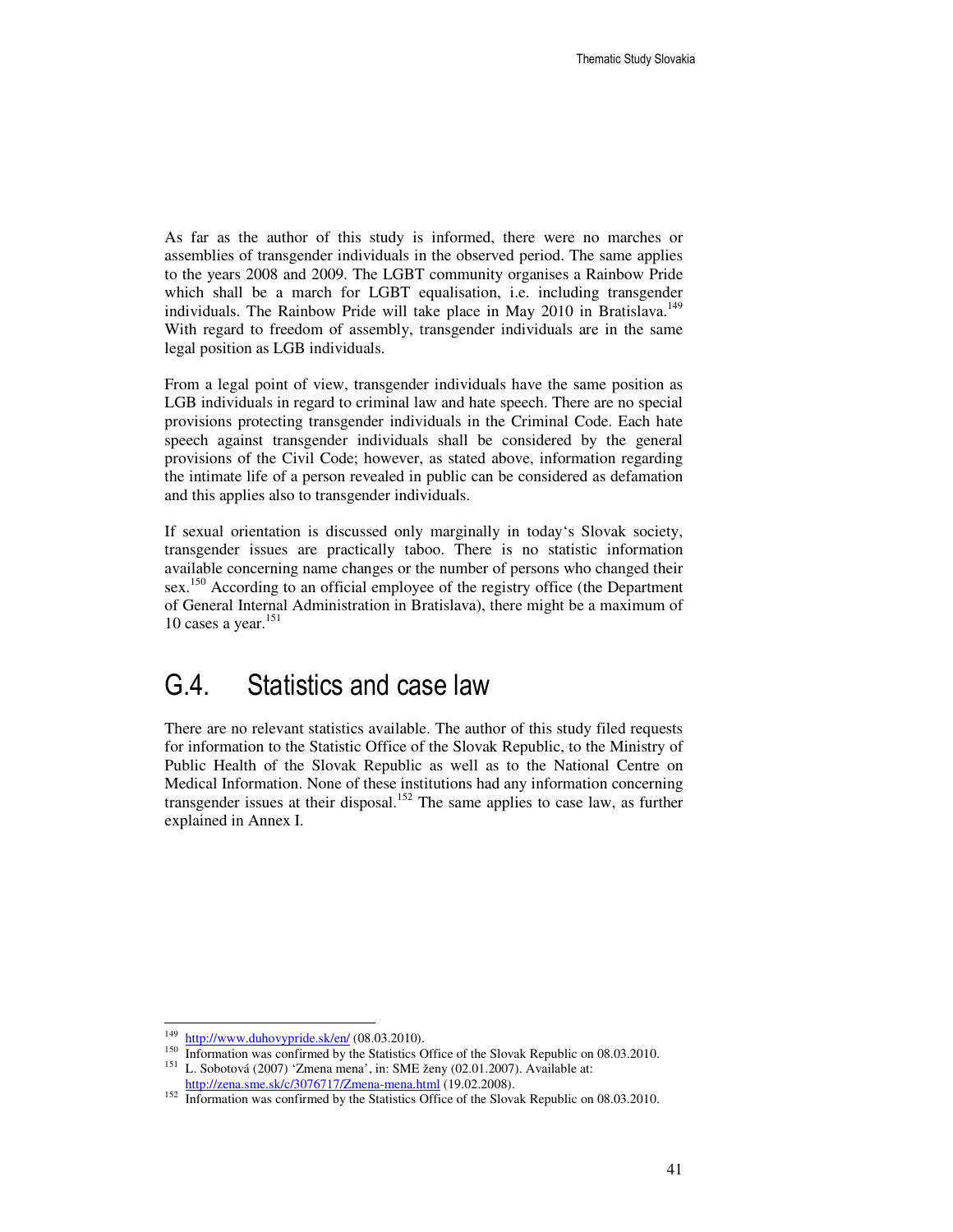As far as the author of this study is informed, there were no marches or assemblies of transgender individuals in the observed period. The same applies to the years 2008 and 2009. The LGBT community organises a Rainbow Pride which shall be a march for LGBT equalisation, i.e. including transgender individuals. The Rainbow Pride will take place in May 2010 in Bratislava.[149] With regard to freedom of assembly, transgender individuals are in the same legal position as LGB individuals.

From a legal point of view, transgender individuals have the same position as LGB individuals in regard to criminal law and hate speech. There are no special provisions protecting transgender individuals in the Criminal Code. Each hate speech against transgender individuals shall be considered by the general provisions of the Civil Code; however, as stated above, information regarding the intimate life of a person revealed in public can be considered as defamation and this applies also to transgender individuals.

If sexual orientation is discussed only marginally in today's Slovak society, transgender issues are practically taboo. There is no statistic information available concerning name changes or the number of persons who changed their sex.[150] According to an official employee of the registry office (the Department of General Internal Administration in Bratislava), there might be a maximum of 10 cases a year.[151]

## G.4. Statistics and case law

There are no relevant statistics available. The author of this study filed requests for information to the Statistic Office of the Slovak Republic, to the Ministry of Public Health of the Slovak Republic as well as to the National Centre on Medical Information. None of these institutions had any information concerning transgender issues at their disposal.[152] The same applies to case law, as further explained in Annex I.

---

[149] http://www.duhovypride.sk/en/ (08.03.2010).

[150] Information was confirmed by the Statistics Office of the Slovak Republic on 08.03.2010.

[151] L. Sobotová (2007) 'Zmena mena', in: SME ženy (02.01.2007). Available at: http://zena.sme.sk/c/3076717/Zmena-mena.html (19.02.2008).

[152] Information was confirmed by the Statistics Office of the Slovak Republic on 08.03.2010.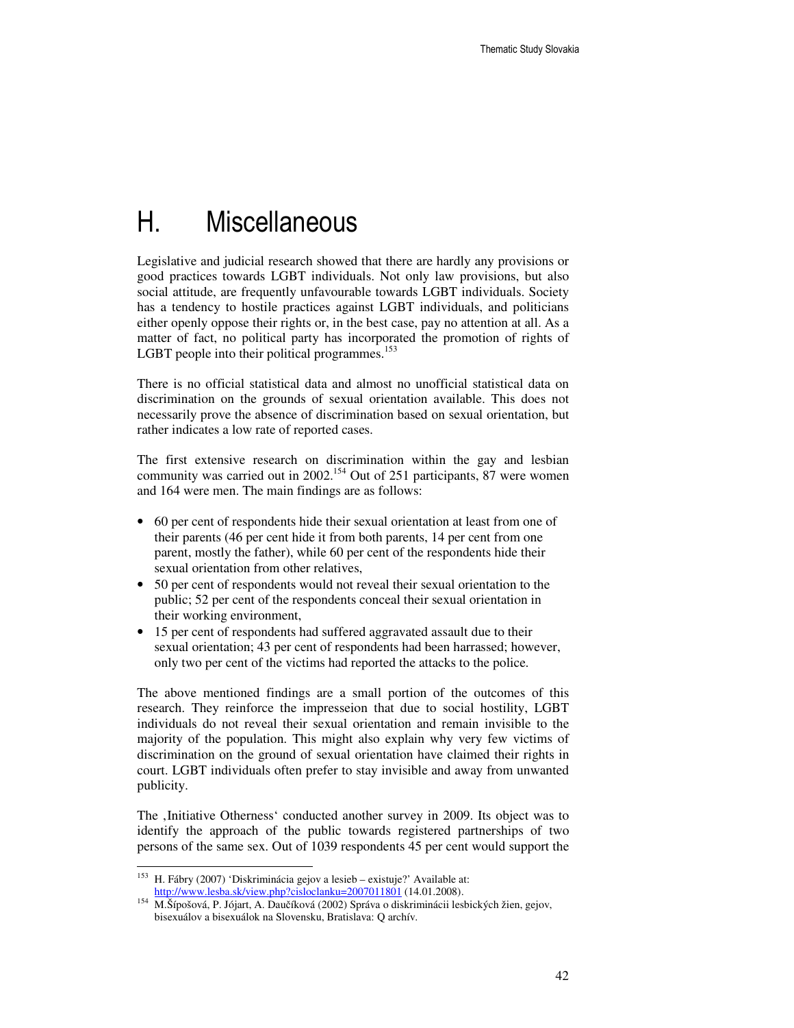# H. Miscellaneous

Legislative and judicial research showed that there are hardly any provisions or good practices towards LGBT individuals. Not only law provisions, but also social attitude, are frequently unfavourable towards LGBT individuals. Society has a tendency to hostile practices against LGBT individuals, and politicians either openly oppose their rights or, in the best case, pay no attention at all. As a matter of fact, no political party has incorporated the promotion of rights of LGBT people into their political programmes.[153]

There is no official statistical data and almost no unofficial statistical data on discrimination on the grounds of sexual orientation available. This does not necessarily prove the absence of discrimination based on sexual orientation, but rather indicates a low rate of reported cases.

The first extensive research on discrimination within the gay and lesbian community was carried out in 2002.[154] Out of 251 participants, 87 were women and 164 were men. The main findings are as follows:

- 60 per cent of respondents hide their sexual orientation at least from one of their parents (46 per cent hide it from both parents, 14 per cent from one parent, mostly the father), while 60 per cent of the respondents hide their sexual orientation from other relatives,
- 50 per cent of respondents would not reveal their sexual orientation to the public; 52 per cent of the respondents conceal their sexual orientation in their working environment,
- 15 per cent of respondents had suffered aggravated assault due to their sexual orientation; 43 per cent of respondents had been harrassed; however, only two per cent of the victims had reported the attacks to the police.

The above mentioned findings are a small portion of the outcomes of this research. They reinforce the impresseion that due to social hostility, LGBT individuals do not reveal their sexual orientation and remain invisible to the majority of the population. This might also explain why very few victims of discrimination on the ground of sexual orientation have claimed their rights in court. LGBT individuals often prefer to stay invisible and away from unwanted publicity.

The ‚Initiative Otherness' conducted another survey in 2009. Its object was to identify the approach of the public towards registered partnerships of two persons of the same sex. Out of 1039 respondents 45 per cent would support the

---

[153] H. Fábry (2007) 'Diskriminácia gejov a lesieb – existuje?' Available at: http://www.lesba.sk/view.php?cisloclanku=2007011801 (14.01.2008).

[154] M.Šípošová, P. Jójart, A. Daučíková (2002) Správa o diskriminácii lesbických žien, gejov, bisexuálov a bisexuálok na Slovensku, Bratislava: Q archív.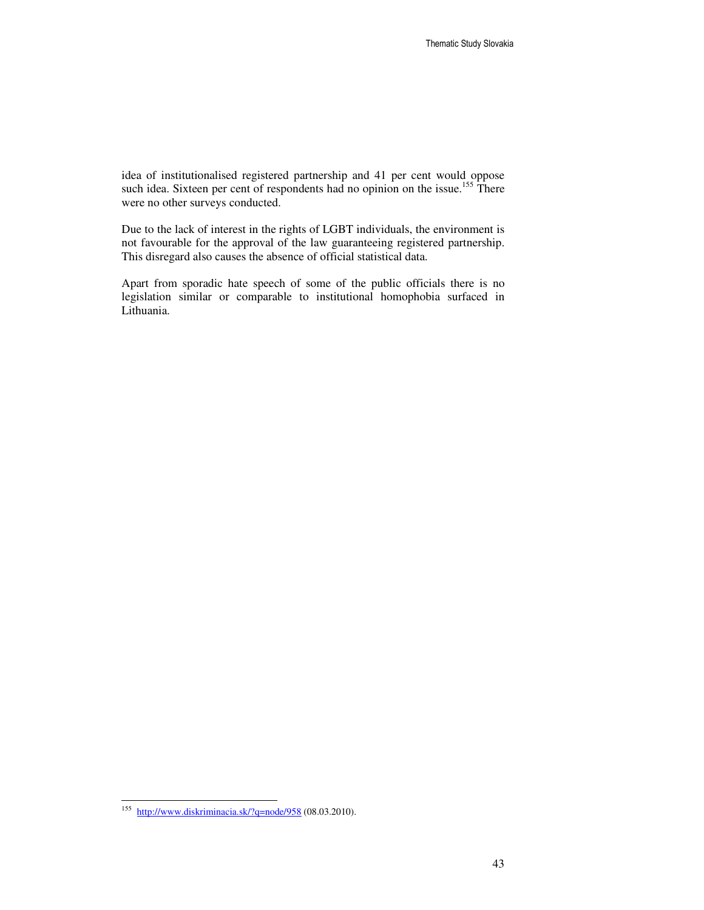idea of institutionalised registered partnership and 41 per cent would oppose such idea. Sixteen per cent of respondents had no opinion on the issue.[155] There were no other surveys conducted.

Due to the lack of interest in the rights of LGBT individuals, the environment is not favourable for the approval of the law guaranteeing registered partnership. This disregard also causes the absence of official statistical data.

Apart from sporadic hate speech of some of the public officials there is no legislation similar or comparable to institutional homophobia surfaced in Lithuania.

[155] http://www.diskriminacia.sk/?q=node/958 (08.03.2010).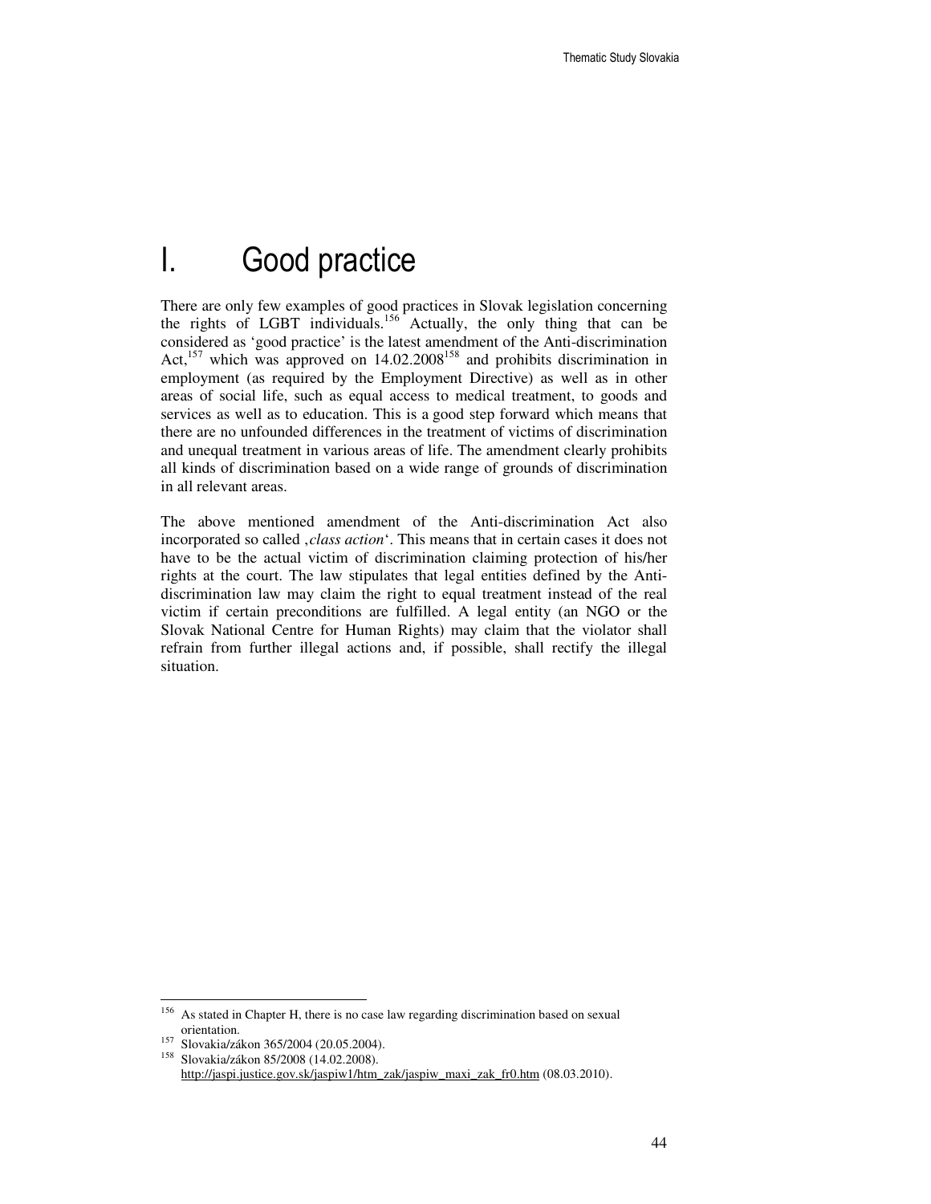# I. Good practice

There are only few examples of good practices in Slovak legislation concerning the rights of LGBT individuals.[156] Actually, the only thing that can be considered as 'good practice' is the latest amendment of the Anti-discrimination Act,[157] which was approved on 14.02.2008[158] and prohibits discrimination in employment (as required by the Employment Directive) as well as in other areas of social life, such as equal access to medical treatment, to goods and services as well as to education. This is a good step forward which means that there are no unfounded differences in the treatment of victims of discrimination and unequal treatment in various areas of life. The amendment clearly prohibits all kinds of discrimination based on a wide range of grounds of discrimination in all relevant areas.

The above mentioned amendment of the Anti-discrimination Act also incorporated so called ‚*class action*'. This means that in certain cases it does not have to be the actual victim of discrimination claiming protection of his/her rights at the court. The law stipulates that legal entities defined by the Anti-discrimination law may claim the right to equal treatment instead of the real victim if certain preconditions are fulfilled. A legal entity (an NGO or the Slovak National Centre for Human Rights) may claim that the violator shall refrain from further illegal actions and, if possible, shall rectify the illegal situation.

---

[156] As stated in Chapter H, there is no case law regarding discrimination based on sexual orientation.

[157] Slovakia/zákon 365/2004 (20.05.2004).

[158] Slovakia/zákon 85/2008 (14.02.2008). http://jaspi.justice.gov.sk/jaspiw1/htm_zak/jaspiw_maxi_zak_fr0.htm (08.03.2010).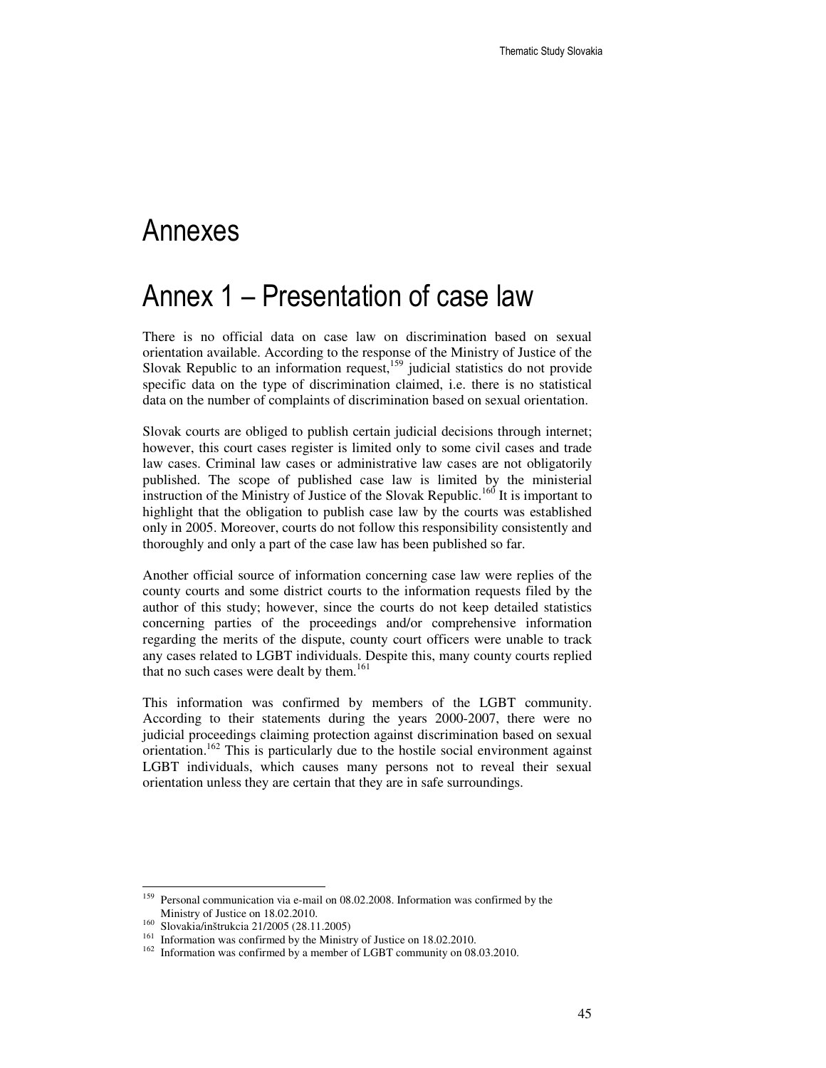# Annexes

# Annex 1 – Presentation of case law

There is no official data on case law on discrimination based on sexual orientation available. According to the response of the Ministry of Justice of the Slovak Republic to an information request,[159] judicial statistics do not provide specific data on the type of discrimination claimed, i.e. there is no statistical data on the number of complaints of discrimination based on sexual orientation.

Slovak courts are obliged to publish certain judicial decisions through internet; however, this court cases register is limited only to some civil cases and trade law cases. Criminal law cases or administrative law cases are not obligatorily published. The scope of published case law is limited by the ministerial instruction of the Ministry of Justice of the Slovak Republic.[160] It is important to highlight that the obligation to publish case law by the courts was established only in 2005. Moreover, courts do not follow this responsibility consistently and thoroughly and only a part of the case law has been published so far.

Another official source of information concerning case law were replies of the county courts and some district courts to the information requests filed by the author of this study; however, since the courts do not keep detailed statistics concerning parties of the proceedings and/or comprehensive information regarding the merits of the dispute, county court officers were unable to track any cases related to LGBT individuals. Despite this, many county courts replied that no such cases were dealt by them.[161]

This information was confirmed by members of the LGBT community. According to their statements during the years 2000-2007, there were no judicial proceedings claiming protection against discrimination based on sexual orientation.[162] This is particularly due to the hostile social environment against LGBT individuals, which causes many persons not to reveal their sexual orientation unless they are certain that they are in safe surroundings.

---

[159] Personal communication via e-mail on 08.02.2008. Information was confirmed by the Ministry of Justice on 18.02.2010.

[160] Slovakia/inštrukcia 21/2005 (28.11.2005)

[161] Information was confirmed by the Ministry of Justice on 18.02.2010.

[162] Information was confirmed by a member of LGBT community on 08.03.2010.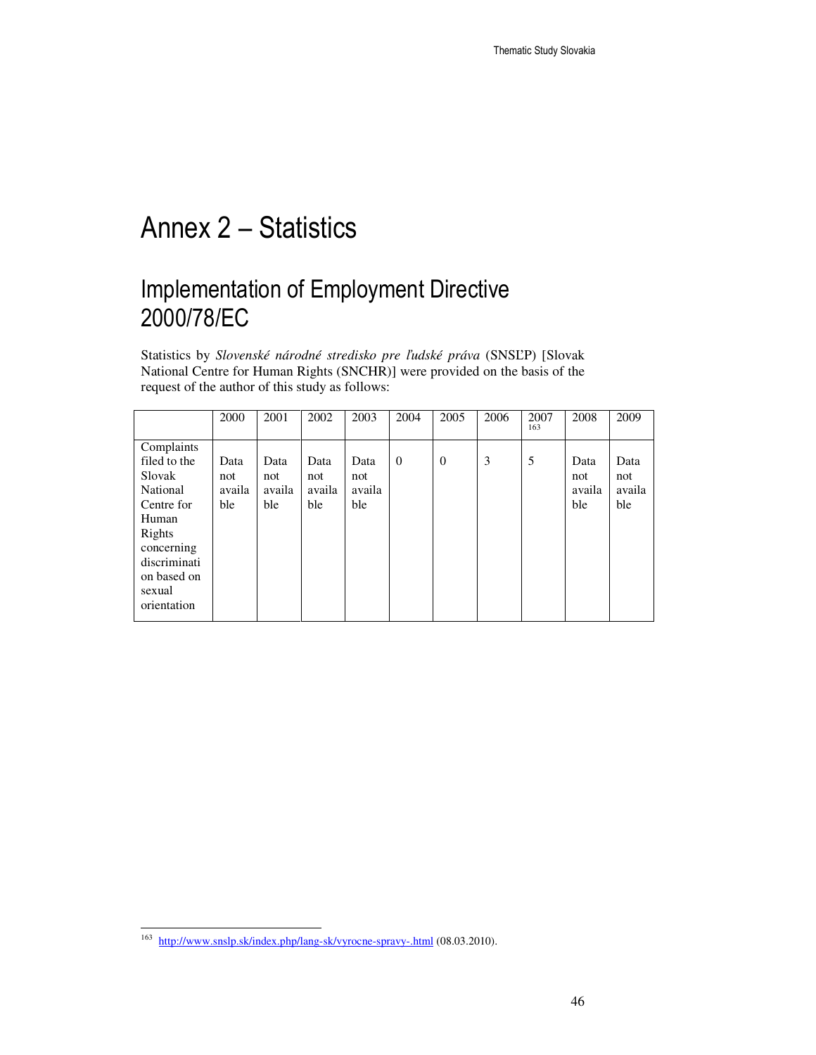# Annex 2 – Statistics

## Implementation of Employment Directive 2000/78/EC

Statistics by *Slovenské národné stredisko pre ľudské práva* (SNSĽP) [Slovak National Centre for Human Rights (SNCHR)] were provided on the basis of the request of the author of this study as follows:

| | 2000 | 2001 | 2002 | 2003 | 2004 | 2005 | 2006 | 2007[163] | 2008 | 2009 |
|---|---|---|---|---|---|---|---|---|---|---|
| Complaints filed to the Slovak National Centre for Human Rights concerning discrimination based on sexual orientation | Data not available | Data not available | Data not available | Data not available | 0 | 0 | 3 | 5 | Data not available | Data not available |

[163] http://www.snslp.sk/index.php/lang-sk/vyrocne-spravy-.html (08.03.2010).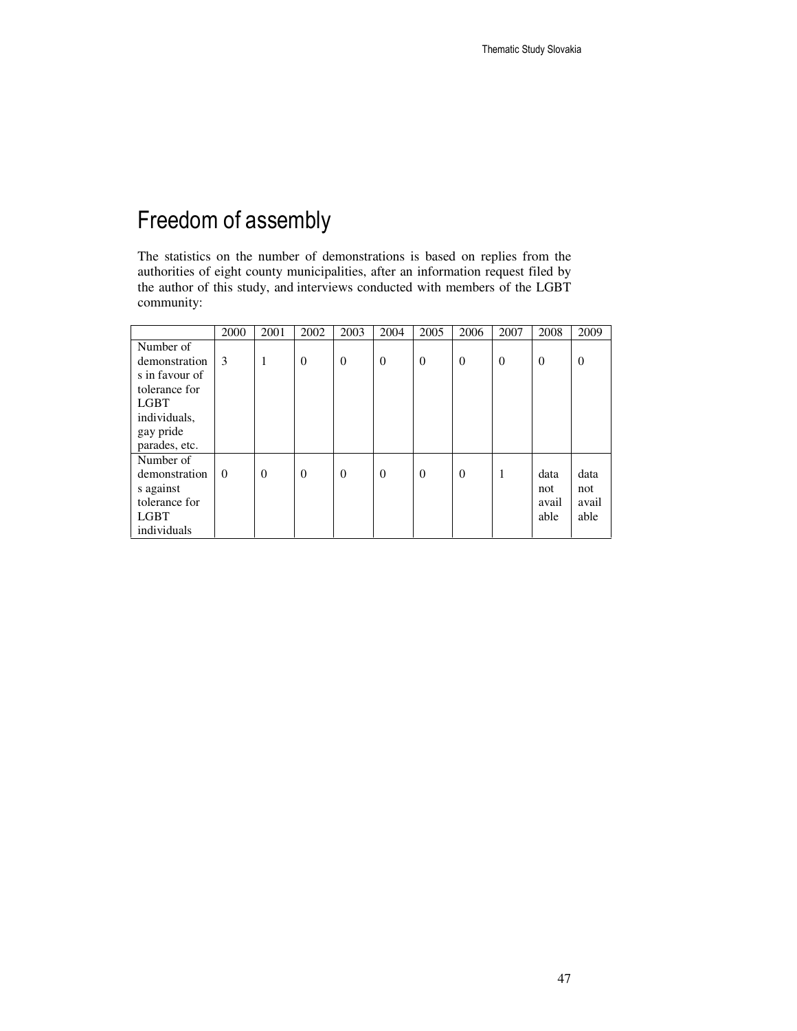# Freedom of assembly

The statistics on the number of demonstrations is based on replies from the authorities of eight county municipalities, after an information request filed by the author of this study, and interviews conducted with members of the LGBT community:

| | 2000 | 2001 | 2002 | 2003 | 2004 | 2005 | 2006 | 2007 | 2008 | 2009 |
|---|---|---|---|---|---|---|---|---|---|---|
| Number of demonstrations in favour of tolerance for LGBT individuals, gay pride parades, etc. | 3 | 1 | 0 | 0 | 0 | 0 | 0 | 0 | 0 | 0 |
| Number of demonstrations against tolerance for LGBT individuals | 0 | 0 | 0 | 0 | 0 | 0 | 0 | 1 | data not available | data not available |